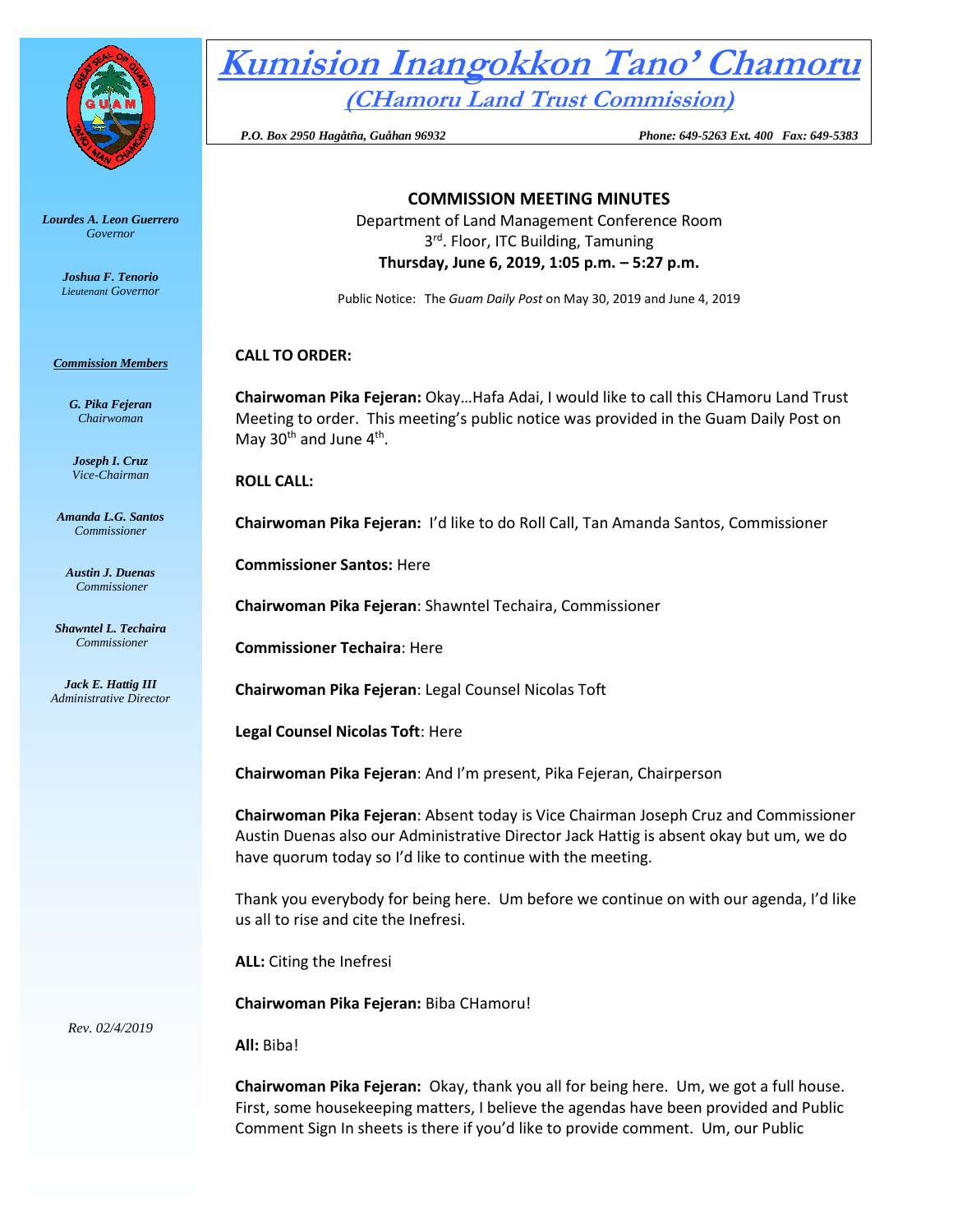# Kumision Inangokkon Tano' Chamoru

## (CHamoru Land Trust Commission)

*P.O. Box 2950 Hagåtña, Guåhan 96932* *Phone: 649-5263 Ext. 400 Fax: 649-5383*

*Lourdes A. Leon Guerrero*
*Governor*

*Joshua F. Tenorio*
*Lieutenant Governor*

***Commission Members***

*G. Pika Fejeran*
*Chairwoman*

*Joseph I. Cruz*
*Vice-Chairman*

*Amanda L.G. Santos*
*Commissioner*

*Austin J. Duenas*
*Commissioner*

*Shawntel L. Techaira*
*Commissioner*

*Jack E. Hattig III*
*Administrative Director*

*Rev. 02/4/2019*

**COMMISSION MEETING MINUTES**

Department of Land Management Conference Room
3rd. Floor, ITC Building, Tamuning
**Thursday, June 6, 2019, 1:05 p.m. – 5:27 p.m.**

Public Notice: The *Guam Daily Post* on May 30, 2019 and June 4, 2019

**CALL TO ORDER:**

**Chairwoman Pika Fejeran:** Okay…Hafa Adai, I would like to call this CHamoru Land Trust Meeting to order. This meeting's public notice was provided in the Guam Daily Post on May 30th and June 4th.

**ROLL CALL:**

**Chairwoman Pika Fejeran:** I'd like to do Roll Call, Tan Amanda Santos, Commissioner

**Commissioner Santos:** Here

**Chairwoman Pika Fejeran**: Shawntel Techaira, Commissioner

**Commissioner Techaira**: Here

**Chairwoman Pika Fejeran**: Legal Counsel Nicolas Toft

**Legal Counsel Nicolas Toft**: Here

**Chairwoman Pika Fejeran**: And I'm present, Pika Fejeran, Chairperson

**Chairwoman Pika Fejeran**: Absent today is Vice Chairman Joseph Cruz and Commissioner Austin Duenas also our Administrative Director Jack Hattig is absent okay but um, we do have quorum today so I'd like to continue with the meeting.

Thank you everybody for being here. Um before we continue on with our agenda, I'd like us all to rise and cite the Inefresi.

**ALL:** Citing the Inefresi

**Chairwoman Pika Fejeran:** Biba CHamoru!

**All:** Biba!

**Chairwoman Pika Fejeran:** Okay, thank you all for being here. Um, we got a full house. First, some housekeeping matters, I believe the agendas have been provided and Public Comment Sign In sheets is there if you'd like to provide comment. Um, our Public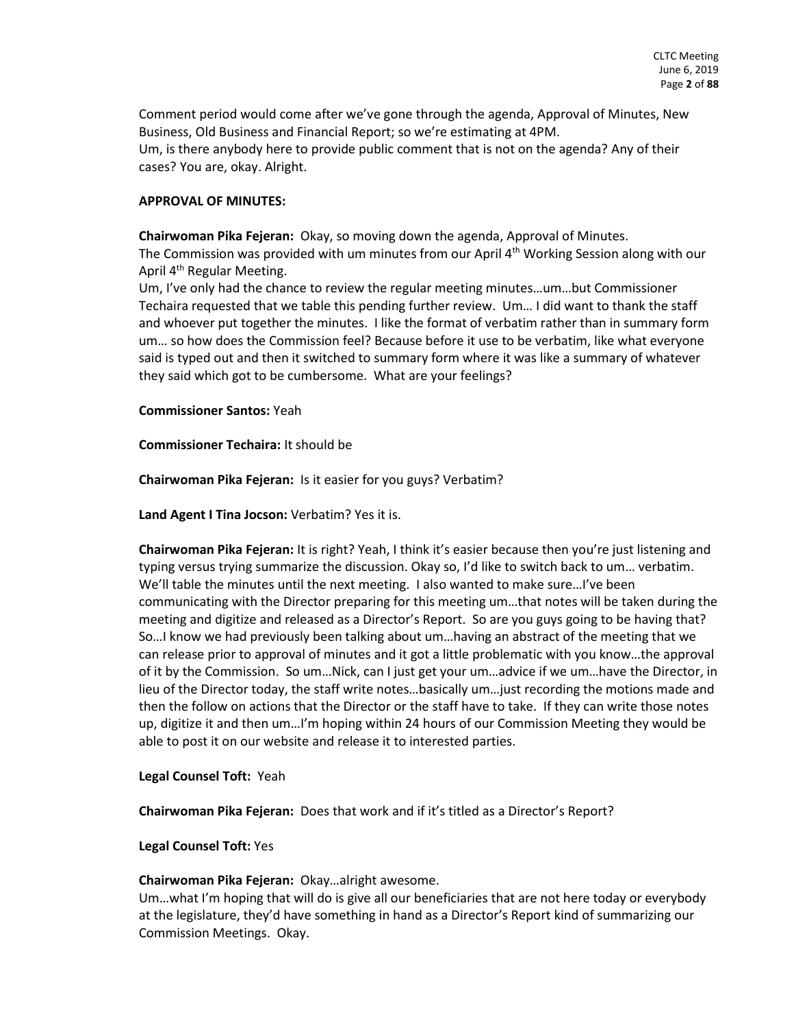Comment period would come after we've gone through the agenda, Approval of Minutes, New Business, Old Business and Financial Report; so we're estimating at 4PM.
Um, is there anybody here to provide public comment that is not on the agenda? Any of their cases? You are, okay. Alright.

**APPROVAL OF MINUTES:**

**Chairwoman Pika Fejeran:** Okay, so moving down the agenda, Approval of Minutes.
The Commission was provided with um minutes from our April 4th Working Session along with our April 4th Regular Meeting.
Um, I've only had the chance to review the regular meeting minutes…um…but Commissioner Techaira requested that we table this pending further review. Um… I did want to thank the staff and whoever put together the minutes. I like the format of verbatim rather than in summary form um… so how does the Commission feel? Because before it use to be verbatim, like what everyone said is typed out and then it switched to summary form where it was like a summary of whatever they said which got to be cumbersome. What are your feelings?

**Commissioner Santos:** Yeah

**Commissioner Techaira:** It should be

**Chairwoman Pika Fejeran:** Is it easier for you guys? Verbatim?

**Land Agent I Tina Jocson:** Verbatim? Yes it is.

**Chairwoman Pika Fejeran:** It is right? Yeah, I think it's easier because then you're just listening and typing versus trying summarize the discussion. Okay so, I'd like to switch back to um… verbatim. We'll table the minutes until the next meeting. I also wanted to make sure…I've been communicating with the Director preparing for this meeting um…that notes will be taken during the meeting and digitize and released as a Director's Report. So are you guys going to be having that? So…I know we had previously been talking about um…having an abstract of the meeting that we can release prior to approval of minutes and it got a little problematic with you know…the approval of it by the Commission. So um…Nick, can I just get your um…advice if we um…have the Director, in lieu of the Director today, the staff write notes…basically um…just recording the motions made and then the follow on actions that the Director or the staff have to take. If they can write those notes up, digitize it and then um…I'm hoping within 24 hours of our Commission Meeting they would be able to post it on our website and release it to interested parties.

**Legal Counsel Toft:** Yeah

**Chairwoman Pika Fejeran:** Does that work and if it's titled as a Director's Report?

**Legal Counsel Toft:** Yes

**Chairwoman Pika Fejeran:** Okay…alright awesome.
Um…what I'm hoping that will do is give all our beneficiaries that are not here today or everybody at the legislature, they'd have something in hand as a Director's Report kind of summarizing our Commission Meetings. Okay.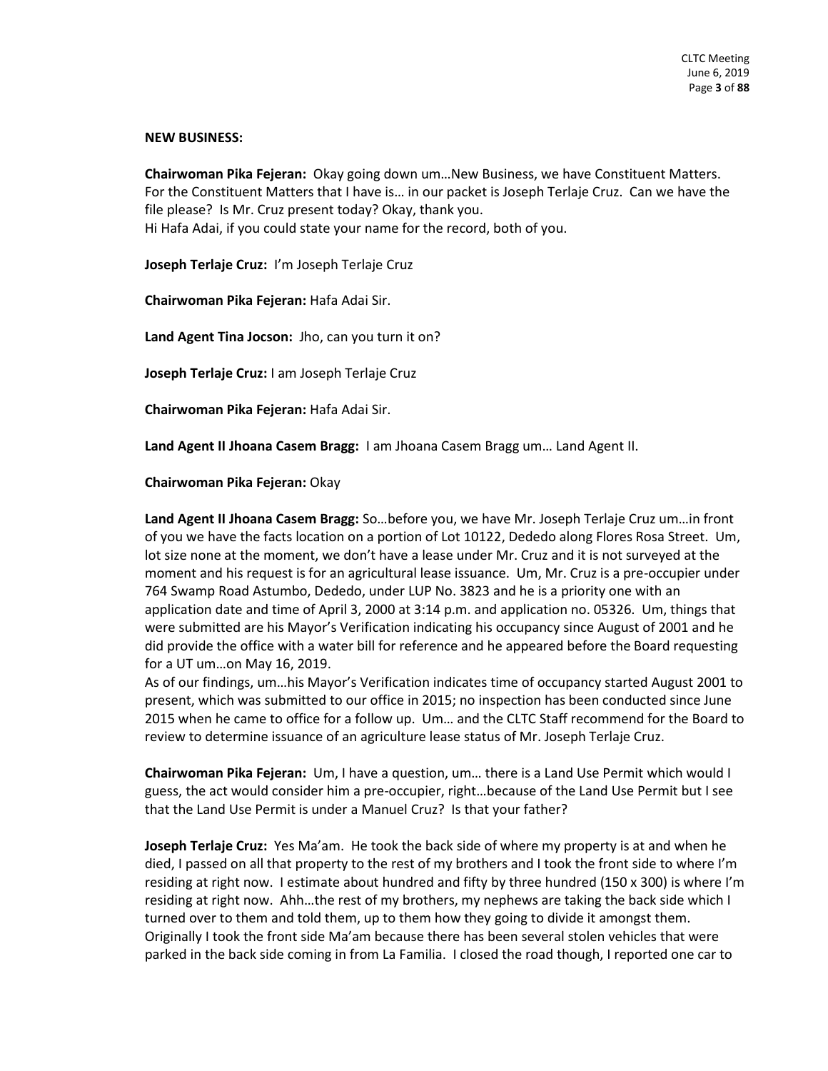**NEW BUSINESS:**

**Chairwoman Pika Fejeran:** Okay going down um…New Business, we have Constituent Matters. For the Constituent Matters that I have is… in our packet is Joseph Terlaje Cruz. Can we have the file please? Is Mr. Cruz present today? Okay, thank you.
Hi Hafa Adai, if you could state your name for the record, both of you.

**Joseph Terlaje Cruz:** I'm Joseph Terlaje Cruz

**Chairwoman Pika Fejeran:** Hafa Adai Sir.

**Land Agent Tina Jocson:** Jho, can you turn it on?

**Joseph Terlaje Cruz:** I am Joseph Terlaje Cruz

**Chairwoman Pika Fejeran:** Hafa Adai Sir.

**Land Agent II Jhoana Casem Bragg:** I am Jhoana Casem Bragg um… Land Agent II.

**Chairwoman Pika Fejeran:** Okay

**Land Agent II Jhoana Casem Bragg:** So…before you, we have Mr. Joseph Terlaje Cruz um…in front of you we have the facts location on a portion of Lot 10122, Dededo along Flores Rosa Street. Um, lot size none at the moment, we don't have a lease under Mr. Cruz and it is not surveyed at the moment and his request is for an agricultural lease issuance. Um, Mr. Cruz is a pre-occupier under 764 Swamp Road Astumbo, Dededo, under LUP No. 3823 and he is a priority one with an application date and time of April 3, 2000 at 3:14 p.m. and application no. 05326. Um, things that were submitted are his Mayor's Verification indicating his occupancy since August of 2001 and he did provide the office with a water bill for reference and he appeared before the Board requesting for a UT um…on May 16, 2019.
As of our findings, um…his Mayor's Verification indicates time of occupancy started August 2001 to present, which was submitted to our office in 2015; no inspection has been conducted since June 2015 when he came to office for a follow up. Um… and the CLTC Staff recommend for the Board to review to determine issuance of an agriculture lease status of Mr. Joseph Terlaje Cruz.

**Chairwoman Pika Fejeran:** Um, I have a question, um… there is a Land Use Permit which would I guess, the act would consider him a pre-occupier, right…because of the Land Use Permit but I see that the Land Use Permit is under a Manuel Cruz? Is that your father?

**Joseph Terlaje Cruz:** Yes Ma'am. He took the back side of where my property is at and when he died, I passed on all that property to the rest of my brothers and I took the front side to where I'm residing at right now. I estimate about hundred and fifty by three hundred (150 x 300) is where I'm residing at right now. Ahh…the rest of my brothers, my nephews are taking the back side which I turned over to them and told them, up to them how they going to divide it amongst them. Originally I took the front side Ma'am because there has been several stolen vehicles that were parked in the back side coming in from La Familia. I closed the road though, I reported one car to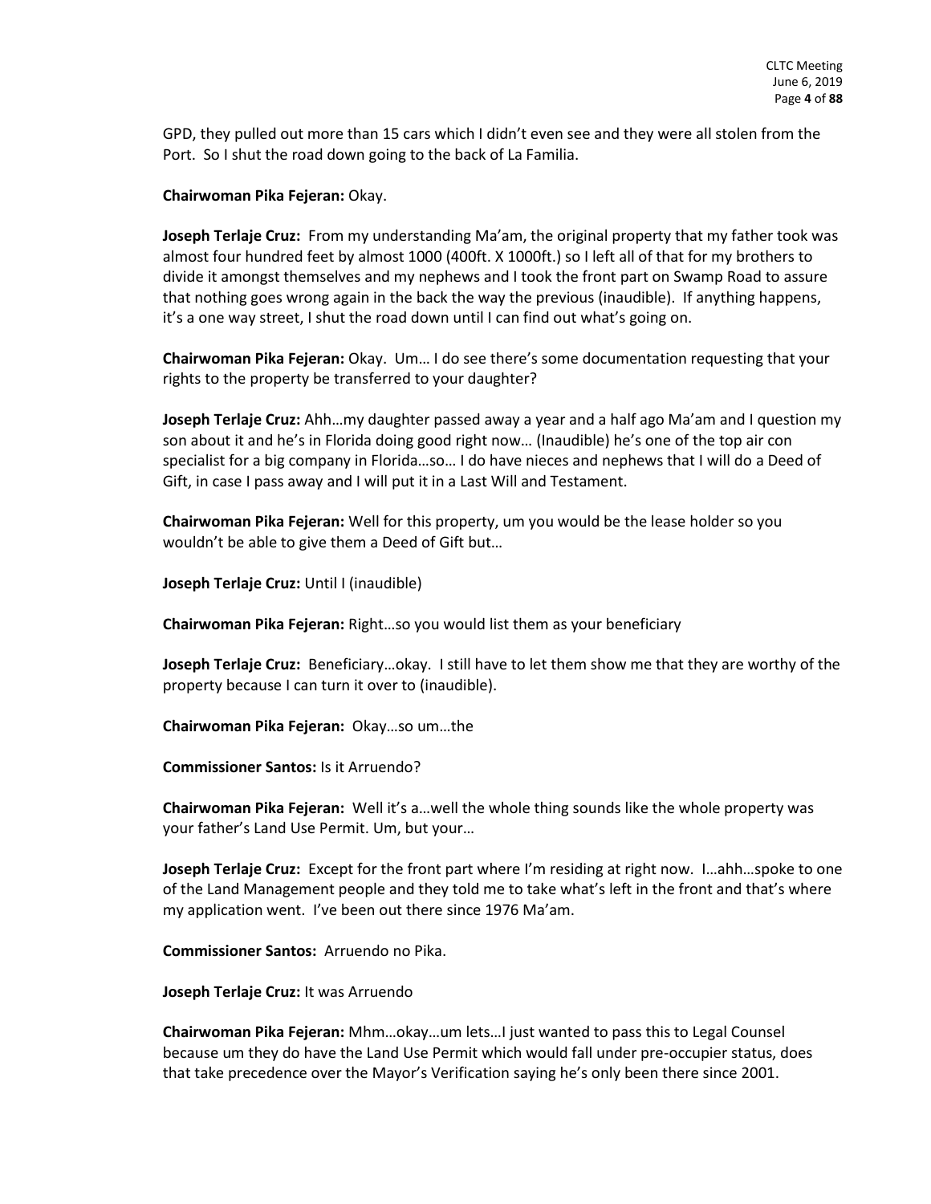GPD, they pulled out more than 15 cars which I didn't even see and they were all stolen from the Port. So I shut the road down going to the back of La Familia.

**Chairwoman Pika Fejeran:** Okay.

**Joseph Terlaje Cruz:** From my understanding Ma'am, the original property that my father took was almost four hundred feet by almost 1000 (400ft. X 1000ft.) so I left all of that for my brothers to divide it amongst themselves and my nephews and I took the front part on Swamp Road to assure that nothing goes wrong again in the back the way the previous (inaudible). If anything happens, it's a one way street, I shut the road down until I can find out what's going on.

**Chairwoman Pika Fejeran:** Okay. Um… I do see there's some documentation requesting that your rights to the property be transferred to your daughter?

**Joseph Terlaje Cruz:** Ahh…my daughter passed away a year and a half ago Ma'am and I question my son about it and he's in Florida doing good right now… (Inaudible) he's one of the top air con specialist for a big company in Florida…so… I do have nieces and nephews that I will do a Deed of Gift, in case I pass away and I will put it in a Last Will and Testament.

**Chairwoman Pika Fejeran:** Well for this property, um you would be the lease holder so you wouldn't be able to give them a Deed of Gift but…

**Joseph Terlaje Cruz:** Until I (inaudible)

**Chairwoman Pika Fejeran:** Right…so you would list them as your beneficiary

**Joseph Terlaje Cruz:** Beneficiary…okay. I still have to let them show me that they are worthy of the property because I can turn it over to (inaudible).

**Chairwoman Pika Fejeran:** Okay…so um…the

**Commissioner Santos:** Is it Arruendo?

**Chairwoman Pika Fejeran:** Well it's a…well the whole thing sounds like the whole property was your father's Land Use Permit. Um, but your…

**Joseph Terlaje Cruz:** Except for the front part where I'm residing at right now. I…ahh…spoke to one of the Land Management people and they told me to take what's left in the front and that's where my application went. I've been out there since 1976 Ma'am.

**Commissioner Santos:** Arruendo no Pika.

**Joseph Terlaje Cruz:** It was Arruendo

**Chairwoman Pika Fejeran:** Mhm…okay…um lets…I just wanted to pass this to Legal Counsel because um they do have the Land Use Permit which would fall under pre-occupier status, does that take precedence over the Mayor's Verification saying he's only been there since 2001.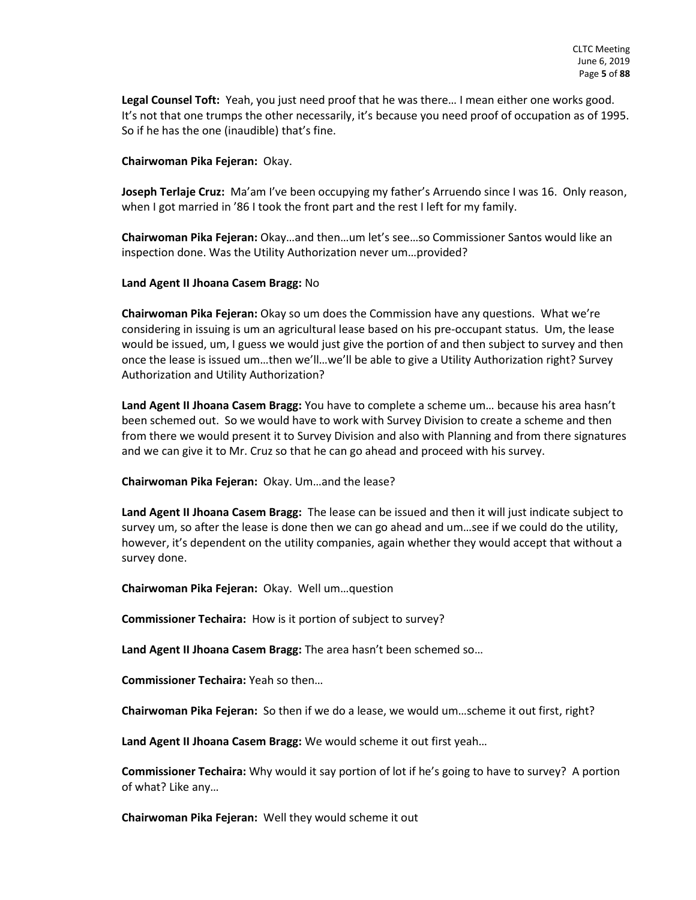**Legal Counsel Toft:** Yeah, you just need proof that he was there… I mean either one works good. It's not that one trumps the other necessarily, it's because you need proof of occupation as of 1995. So if he has the one (inaudible) that's fine.

**Chairwoman Pika Fejeran:** Okay.

**Joseph Terlaje Cruz:** Ma'am I've been occupying my father's Arruendo since I was 16. Only reason, when I got married in '86 I took the front part and the rest I left for my family.

**Chairwoman Pika Fejeran:** Okay…and then…um let's see…so Commissioner Santos would like an inspection done. Was the Utility Authorization never um…provided?

**Land Agent II Jhoana Casem Bragg:** No

**Chairwoman Pika Fejeran:** Okay so um does the Commission have any questions. What we're considering in issuing is um an agricultural lease based on his pre-occupant status. Um, the lease would be issued, um, I guess we would just give the portion of and then subject to survey and then once the lease is issued um…then we'll…we'll be able to give a Utility Authorization right? Survey Authorization and Utility Authorization?

**Land Agent II Jhoana Casem Bragg:** You have to complete a scheme um… because his area hasn't been schemed out. So we would have to work with Survey Division to create a scheme and then from there we would present it to Survey Division and also with Planning and from there signatures and we can give it to Mr. Cruz so that he can go ahead and proceed with his survey.

**Chairwoman Pika Fejeran:** Okay. Um…and the lease?

**Land Agent II Jhoana Casem Bragg:** The lease can be issued and then it will just indicate subject to survey um, so after the lease is done then we can go ahead and um…see if we could do the utility, however, it's dependent on the utility companies, again whether they would accept that without a survey done.

**Chairwoman Pika Fejeran:** Okay. Well um…question

**Commissioner Techaira:** How is it portion of subject to survey?

**Land Agent II Jhoana Casem Bragg:** The area hasn't been schemed so…

**Commissioner Techaira:** Yeah so then…

**Chairwoman Pika Fejeran:** So then if we do a lease, we would um…scheme it out first, right?

**Land Agent II Jhoana Casem Bragg:** We would scheme it out first yeah…

**Commissioner Techaira:** Why would it say portion of lot if he's going to have to survey? A portion of what? Like any…

**Chairwoman Pika Fejeran:** Well they would scheme it out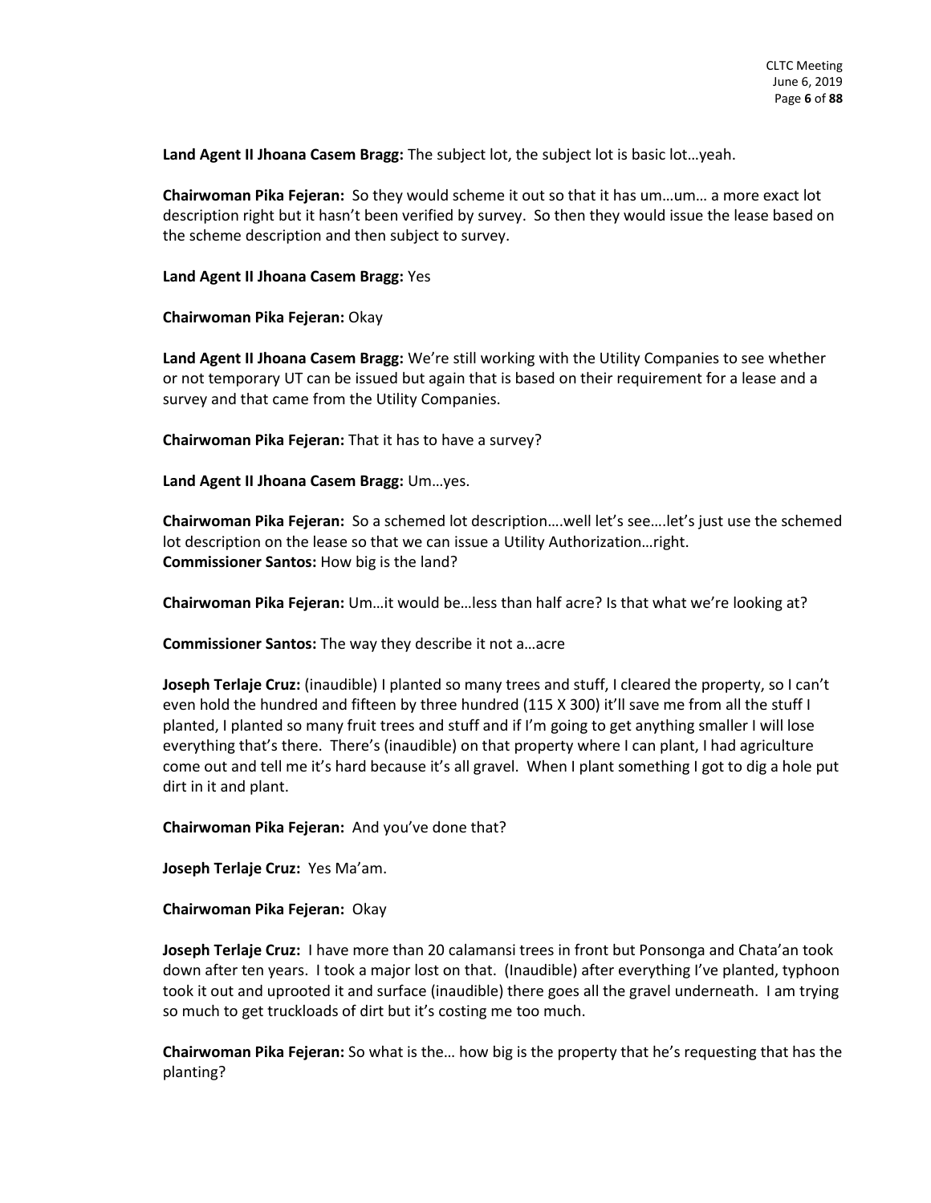**Land Agent II Jhoana Casem Bragg:** The subject lot, the subject lot is basic lot…yeah.

**Chairwoman Pika Fejeran:** So they would scheme it out so that it has um…um… a more exact lot description right but it hasn't been verified by survey. So then they would issue the lease based on the scheme description and then subject to survey.

**Land Agent II Jhoana Casem Bragg:** Yes

**Chairwoman Pika Fejeran:** Okay

**Land Agent II Jhoana Casem Bragg:** We're still working with the Utility Companies to see whether or not temporary UT can be issued but again that is based on their requirement for a lease and a survey and that came from the Utility Companies.

**Chairwoman Pika Fejeran:** That it has to have a survey?

**Land Agent II Jhoana Casem Bragg:** Um…yes.

**Chairwoman Pika Fejeran:** So a schemed lot description….well let's see….let's just use the schemed lot description on the lease so that we can issue a Utility Authorization…right.
**Commissioner Santos:** How big is the land?

**Chairwoman Pika Fejeran:** Um…it would be…less than half acre? Is that what we're looking at?

**Commissioner Santos:** The way they describe it not a…acre

**Joseph Terlaje Cruz:** (inaudible) I planted so many trees and stuff, I cleared the property, so I can't even hold the hundred and fifteen by three hundred (115 X 300) it'll save me from all the stuff I planted, I planted so many fruit trees and stuff and if I'm going to get anything smaller I will lose everything that's there. There's (inaudible) on that property where I can plant, I had agriculture come out and tell me it's hard because it's all gravel. When I plant something I got to dig a hole put dirt in it and plant.

**Chairwoman Pika Fejeran:** And you've done that?

**Joseph Terlaje Cruz:** Yes Ma'am.

**Chairwoman Pika Fejeran:** Okay

**Joseph Terlaje Cruz:** I have more than 20 calamansi trees in front but Ponsonga and Chata'an took down after ten years. I took a major lost on that. (Inaudible) after everything I've planted, typhoon took it out and uprooted it and surface (inaudible) there goes all the gravel underneath. I am trying so much to get truckloads of dirt but it's costing me too much.

**Chairwoman Pika Fejeran:** So what is the… how big is the property that he's requesting that has the planting?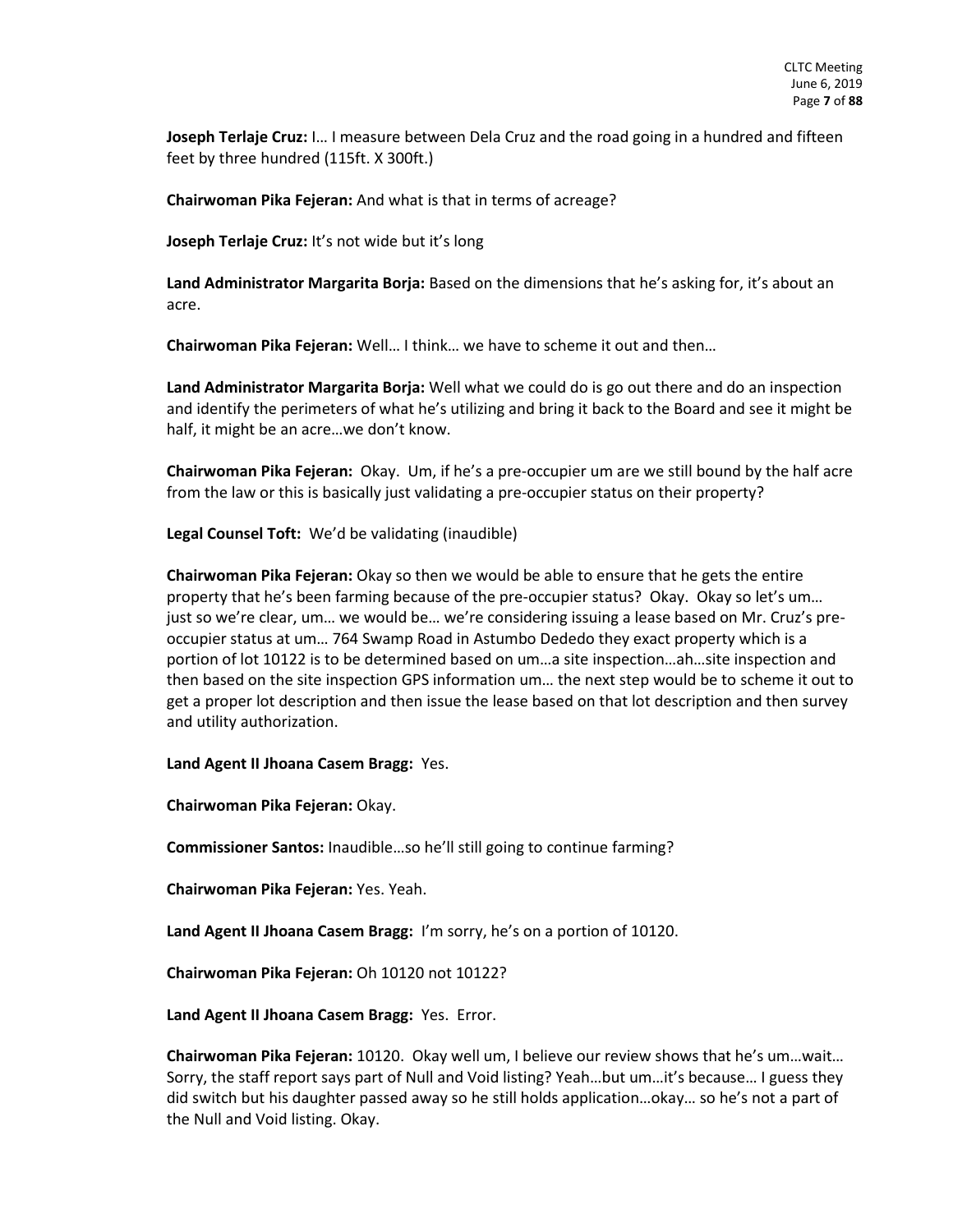**Joseph Terlaje Cruz:** I… I measure between Dela Cruz and the road going in a hundred and fifteen feet by three hundred (115ft. X 300ft.)

**Chairwoman Pika Fejeran:** And what is that in terms of acreage?

**Joseph Terlaje Cruz:** It's not wide but it's long

**Land Administrator Margarita Borja:** Based on the dimensions that he's asking for, it's about an acre.

**Chairwoman Pika Fejeran:** Well… I think… we have to scheme it out and then…

**Land Administrator Margarita Borja:** Well what we could do is go out there and do an inspection and identify the perimeters of what he's utilizing and bring it back to the Board and see it might be half, it might be an acre…we don't know.

**Chairwoman Pika Fejeran:** Okay. Um, if he's a pre-occupier um are we still bound by the half acre from the law or this is basically just validating a pre-occupier status on their property?

**Legal Counsel Toft:** We'd be validating (inaudible)

**Chairwoman Pika Fejeran:** Okay so then we would be able to ensure that he gets the entire property that he's been farming because of the pre-occupier status? Okay. Okay so let's um… just so we're clear, um… we would be… we're considering issuing a lease based on Mr. Cruz's pre-occupier status at um… 764 Swamp Road in Astumbo Dededo they exact property which is a portion of lot 10122 is to be determined based on um…a site inspection…ah…site inspection and then based on the site inspection GPS information um… the next step would be to scheme it out to get a proper lot description and then issue the lease based on that lot description and then survey and utility authorization.

**Land Agent II Jhoana Casem Bragg:** Yes.

**Chairwoman Pika Fejeran:** Okay.

**Commissioner Santos:** Inaudible…so he'll still going to continue farming?

**Chairwoman Pika Fejeran:** Yes. Yeah.

**Land Agent II Jhoana Casem Bragg:** I'm sorry, he's on a portion of 10120.

**Chairwoman Pika Fejeran:** Oh 10120 not 10122?

**Land Agent II Jhoana Casem Bragg:** Yes. Error.

**Chairwoman Pika Fejeran:** 10120. Okay well um, I believe our review shows that he's um…wait… Sorry, the staff report says part of Null and Void listing? Yeah…but um…it's because… I guess they did switch but his daughter passed away so he still holds application…okay… so he's not a part of the Null and Void listing. Okay.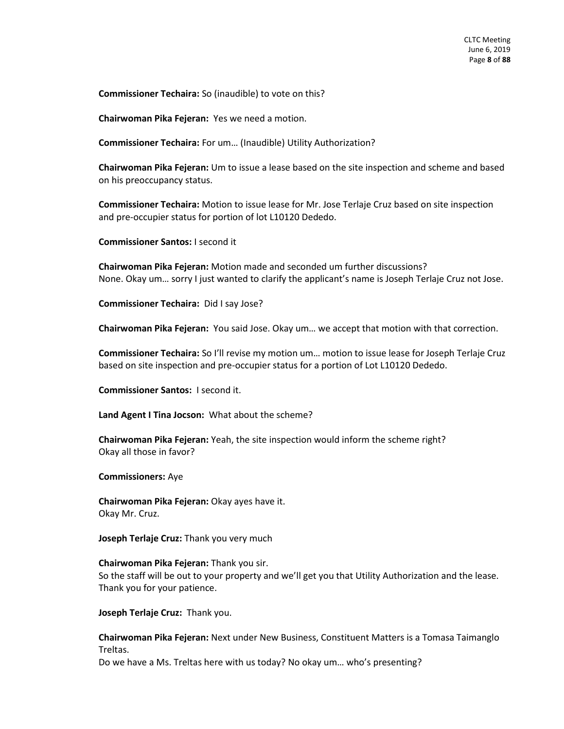**Commissioner Techaira:** So (inaudible) to vote on this?

**Chairwoman Pika Fejeran:** Yes we need a motion.

**Commissioner Techaira:** For um… (Inaudible) Utility Authorization?

**Chairwoman Pika Fejeran:** Um to issue a lease based on the site inspection and scheme and based on his preoccupancy status.

**Commissioner Techaira:** Motion to issue lease for Mr. Jose Terlaje Cruz based on site inspection and pre-occupier status for portion of lot L10120 Dededo.

**Commissioner Santos:** I second it

**Chairwoman Pika Fejeran:** Motion made and seconded um further discussions?
None. Okay um… sorry I just wanted to clarify the applicant's name is Joseph Terlaje Cruz not Jose.

**Commissioner Techaira:** Did I say Jose?

**Chairwoman Pika Fejeran:** You said Jose. Okay um… we accept that motion with that correction.

**Commissioner Techaira:** So I'll revise my motion um… motion to issue lease for Joseph Terlaje Cruz based on site inspection and pre-occupier status for a portion of Lot L10120 Dededo.

**Commissioner Santos:** I second it.

**Land Agent I Tina Jocson:** What about the scheme?

**Chairwoman Pika Fejeran:** Yeah, the site inspection would inform the scheme right?
Okay all those in favor?

**Commissioners:** Aye

**Chairwoman Pika Fejeran:** Okay ayes have it.
Okay Mr. Cruz.

**Joseph Terlaje Cruz:** Thank you very much

**Chairwoman Pika Fejeran:** Thank you sir.
So the staff will be out to your property and we'll get you that Utility Authorization and the lease.
Thank you for your patience.

**Joseph Terlaje Cruz:** Thank you.

**Chairwoman Pika Fejeran:** Next under New Business, Constituent Matters is a Tomasa Taimanglo Treltas.
Do we have a Ms. Treltas here with us today? No okay um… who's presenting?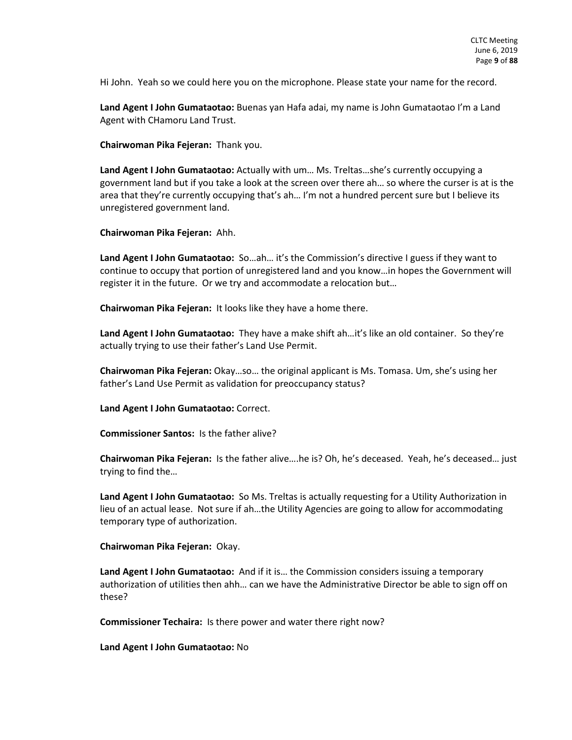Hi John. Yeah so we could here you on the microphone. Please state your name for the record.

**Land Agent I John Gumataotao:** Buenas yan Hafa adai, my name is John Gumataotao I'm a Land Agent with CHamoru Land Trust.

**Chairwoman Pika Fejeran:** Thank you.

**Land Agent I John Gumataotao:** Actually with um… Ms. Treltas…she's currently occupying a government land but if you take a look at the screen over there ah… so where the curser is at is the area that they're currently occupying that's ah… I'm not a hundred percent sure but I believe its unregistered government land.

**Chairwoman Pika Fejeran:** Ahh.

**Land Agent I John Gumataotao:** So…ah… it's the Commission's directive I guess if they want to continue to occupy that portion of unregistered land and you know…in hopes the Government will register it in the future. Or we try and accommodate a relocation but…

**Chairwoman Pika Fejeran:** It looks like they have a home there.

**Land Agent I John Gumataotao:** They have a make shift ah…it's like an old container. So they're actually trying to use their father's Land Use Permit.

**Chairwoman Pika Fejeran:** Okay…so… the original applicant is Ms. Tomasa. Um, she's using her father's Land Use Permit as validation for preoccupancy status?

**Land Agent I John Gumataotao:** Correct.

**Commissioner Santos:** Is the father alive?

**Chairwoman Pika Fejeran:** Is the father alive….he is? Oh, he's deceased. Yeah, he's deceased… just trying to find the…

**Land Agent I John Gumataotao:** So Ms. Treltas is actually requesting for a Utility Authorization in lieu of an actual lease. Not sure if ah…the Utility Agencies are going to allow for accommodating temporary type of authorization.

**Chairwoman Pika Fejeran:** Okay.

**Land Agent I John Gumataotao:** And if it is… the Commission considers issuing a temporary authorization of utilities then ahh… can we have the Administrative Director be able to sign off on these?

**Commissioner Techaira:** Is there power and water there right now?

**Land Agent I John Gumataotao:** No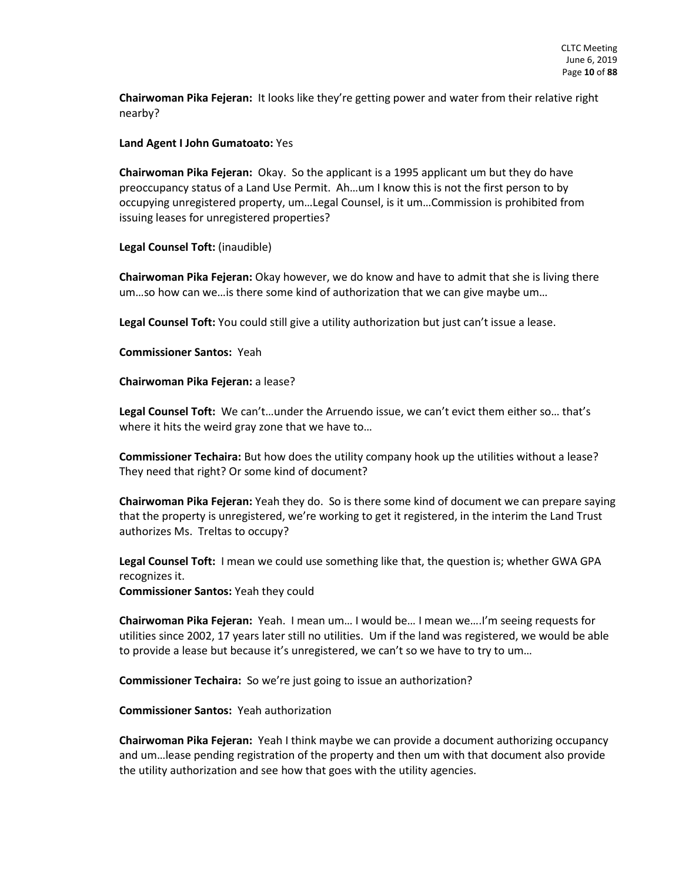**Chairwoman Pika Fejeran:** It looks like they're getting power and water from their relative right nearby?

**Land Agent I John Gumatoato:** Yes

**Chairwoman Pika Fejeran:** Okay. So the applicant is a 1995 applicant um but they do have preoccupancy status of a Land Use Permit. Ah…um I know this is not the first person to by occupying unregistered property, um…Legal Counsel, is it um…Commission is prohibited from issuing leases for unregistered properties?

**Legal Counsel Toft:** (inaudible)

**Chairwoman Pika Fejeran:** Okay however, we do know and have to admit that she is living there um…so how can we…is there some kind of authorization that we can give maybe um…

**Legal Counsel Toft:** You could still give a utility authorization but just can't issue a lease.

**Commissioner Santos:** Yeah

**Chairwoman Pika Fejeran:** a lease?

**Legal Counsel Toft:** We can't…under the Arruendo issue, we can't evict them either so… that's where it hits the weird gray zone that we have to…

**Commissioner Techaira:** But how does the utility company hook up the utilities without a lease? They need that right? Or some kind of document?

**Chairwoman Pika Fejeran:** Yeah they do. So is there some kind of document we can prepare saying that the property is unregistered, we're working to get it registered, in the interim the Land Trust authorizes Ms. Treltas to occupy?

**Legal Counsel Toft:** I mean we could use something like that, the question is; whether GWA GPA recognizes it.

**Commissioner Santos:** Yeah they could

**Chairwoman Pika Fejeran:** Yeah. I mean um… I would be… I mean we….I'm seeing requests for utilities since 2002, 17 years later still no utilities. Um if the land was registered, we would be able to provide a lease but because it's unregistered, we can't so we have to try to um…

**Commissioner Techaira:** So we're just going to issue an authorization?

**Commissioner Santos:** Yeah authorization

**Chairwoman Pika Fejeran:** Yeah I think maybe we can provide a document authorizing occupancy and um…lease pending registration of the property and then um with that document also provide the utility authorization and see how that goes with the utility agencies.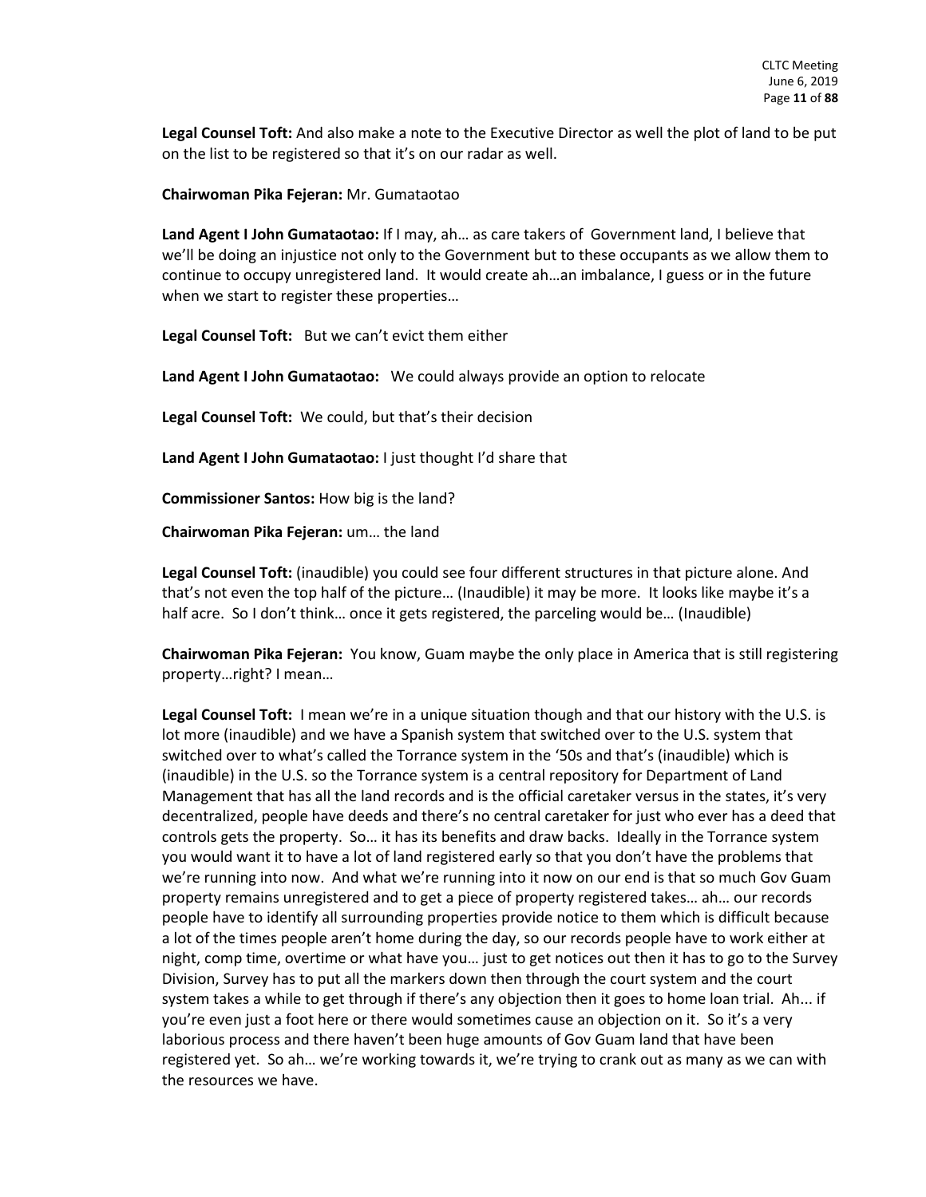**Legal Counsel Toft:** And also make a note to the Executive Director as well the plot of land to be put on the list to be registered so that it's on our radar as well.

**Chairwoman Pika Fejeran:** Mr. Gumataotao

**Land Agent I John Gumataotao:** If I may, ah… as care takers of Government land, I believe that we'll be doing an injustice not only to the Government but to these occupants as we allow them to continue to occupy unregistered land. It would create ah…an imbalance, I guess or in the future when we start to register these properties…

**Legal Counsel Toft:** But we can't evict them either

**Land Agent I John Gumataotao:** We could always provide an option to relocate

**Legal Counsel Toft:** We could, but that's their decision

**Land Agent I John Gumataotao:** I just thought I'd share that

**Commissioner Santos:** How big is the land?

**Chairwoman Pika Fejeran:** um… the land

**Legal Counsel Toft:** (inaudible) you could see four different structures in that picture alone. And that's not even the top half of the picture… (Inaudible) it may be more. It looks like maybe it's a half acre. So I don't think… once it gets registered, the parceling would be… (Inaudible)

**Chairwoman Pika Fejeran:** You know, Guam maybe the only place in America that is still registering property…right? I mean…

**Legal Counsel Toft:** I mean we're in a unique situation though and that our history with the U.S. is lot more (inaudible) and we have a Spanish system that switched over to the U.S. system that switched over to what's called the Torrance system in the '50s and that's (inaudible) which is (inaudible) in the U.S. so the Torrance system is a central repository for Department of Land Management that has all the land records and is the official caretaker versus in the states, it's very decentralized, people have deeds and there's no central caretaker for just who ever has a deed that controls gets the property. So… it has its benefits and draw backs. Ideally in the Torrance system you would want it to have a lot of land registered early so that you don't have the problems that we're running into now. And what we're running into it now on our end is that so much Gov Guam property remains unregistered and to get a piece of property registered takes… ah… our records people have to identify all surrounding properties provide notice to them which is difficult because a lot of the times people aren't home during the day, so our records people have to work either at night, comp time, overtime or what have you… just to get notices out then it has to go to the Survey Division, Survey has to put all the markers down then through the court system and the court system takes a while to get through if there's any objection then it goes to home loan trial. Ah... if you're even just a foot here or there would sometimes cause an objection on it. So it's a very laborious process and there haven't been huge amounts of Gov Guam land that have been registered yet. So ah… we're working towards it, we're trying to crank out as many as we can with the resources we have.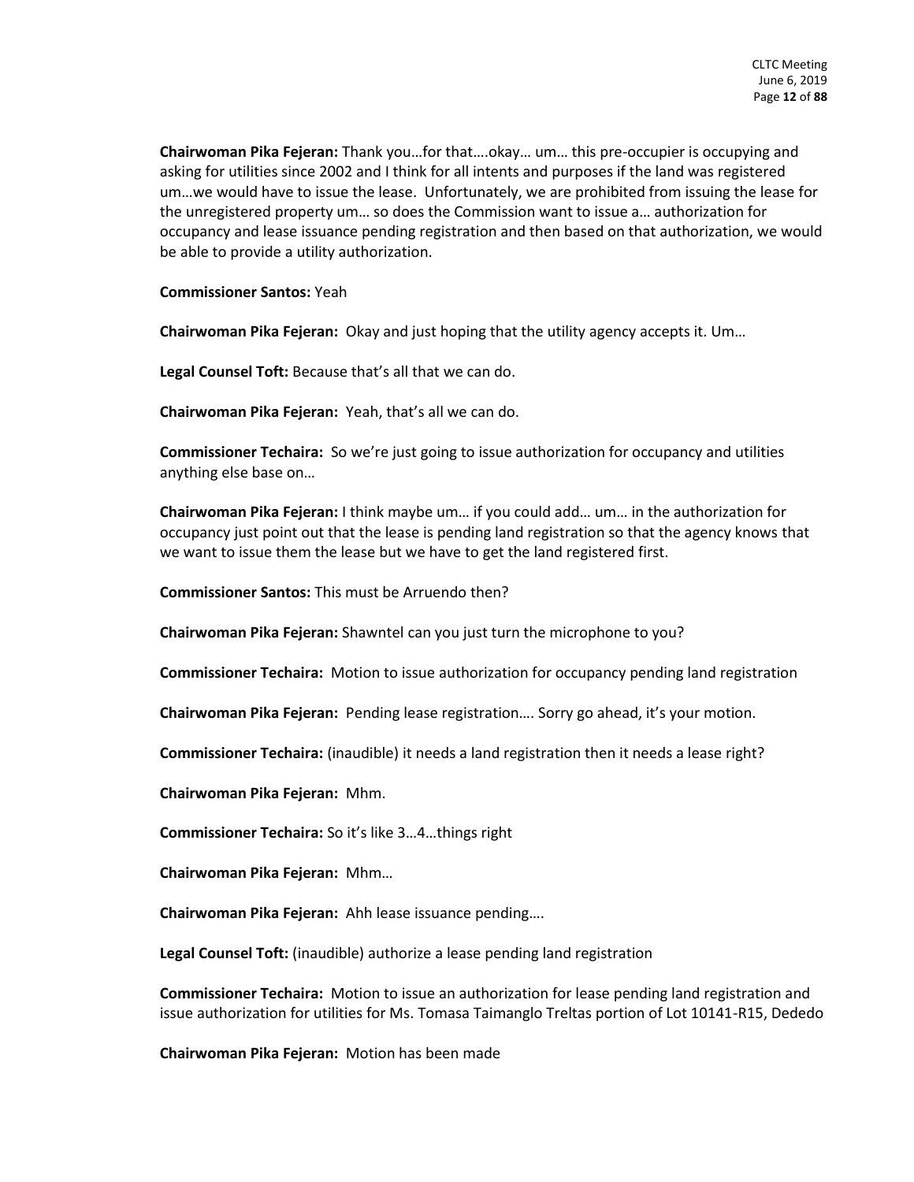**Chairwoman Pika Fejeran:** Thank you…for that….okay… um… this pre-occupier is occupying and asking for utilities since 2002 and I think for all intents and purposes if the land was registered um…we would have to issue the lease. Unfortunately, we are prohibited from issuing the lease for the unregistered property um… so does the Commission want to issue a… authorization for occupancy and lease issuance pending registration and then based on that authorization, we would be able to provide a utility authorization.

**Commissioner Santos:** Yeah

**Chairwoman Pika Fejeran:** Okay and just hoping that the utility agency accepts it. Um…

**Legal Counsel Toft:** Because that's all that we can do.

**Chairwoman Pika Fejeran:** Yeah, that's all we can do.

**Commissioner Techaira:** So we're just going to issue authorization for occupancy and utilities anything else base on…

**Chairwoman Pika Fejeran:** I think maybe um… if you could add… um… in the authorization for occupancy just point out that the lease is pending land registration so that the agency knows that we want to issue them the lease but we have to get the land registered first.

**Commissioner Santos:** This must be Arruendo then?

**Chairwoman Pika Fejeran:** Shawntel can you just turn the microphone to you?

**Commissioner Techaira:** Motion to issue authorization for occupancy pending land registration

**Chairwoman Pika Fejeran:** Pending lease registration…. Sorry go ahead, it's your motion.

**Commissioner Techaira:** (inaudible) it needs a land registration then it needs a lease right?

**Chairwoman Pika Fejeran:** Mhm.

**Commissioner Techaira:** So it's like 3…4…things right

**Chairwoman Pika Fejeran:** Mhm…

**Chairwoman Pika Fejeran:** Ahh lease issuance pending….

**Legal Counsel Toft:** (inaudible) authorize a lease pending land registration

**Commissioner Techaira:** Motion to issue an authorization for lease pending land registration and issue authorization for utilities for Ms. Tomasa Taimanglo Treltas portion of Lot 10141-R15, Dededo

**Chairwoman Pika Fejeran:** Motion has been made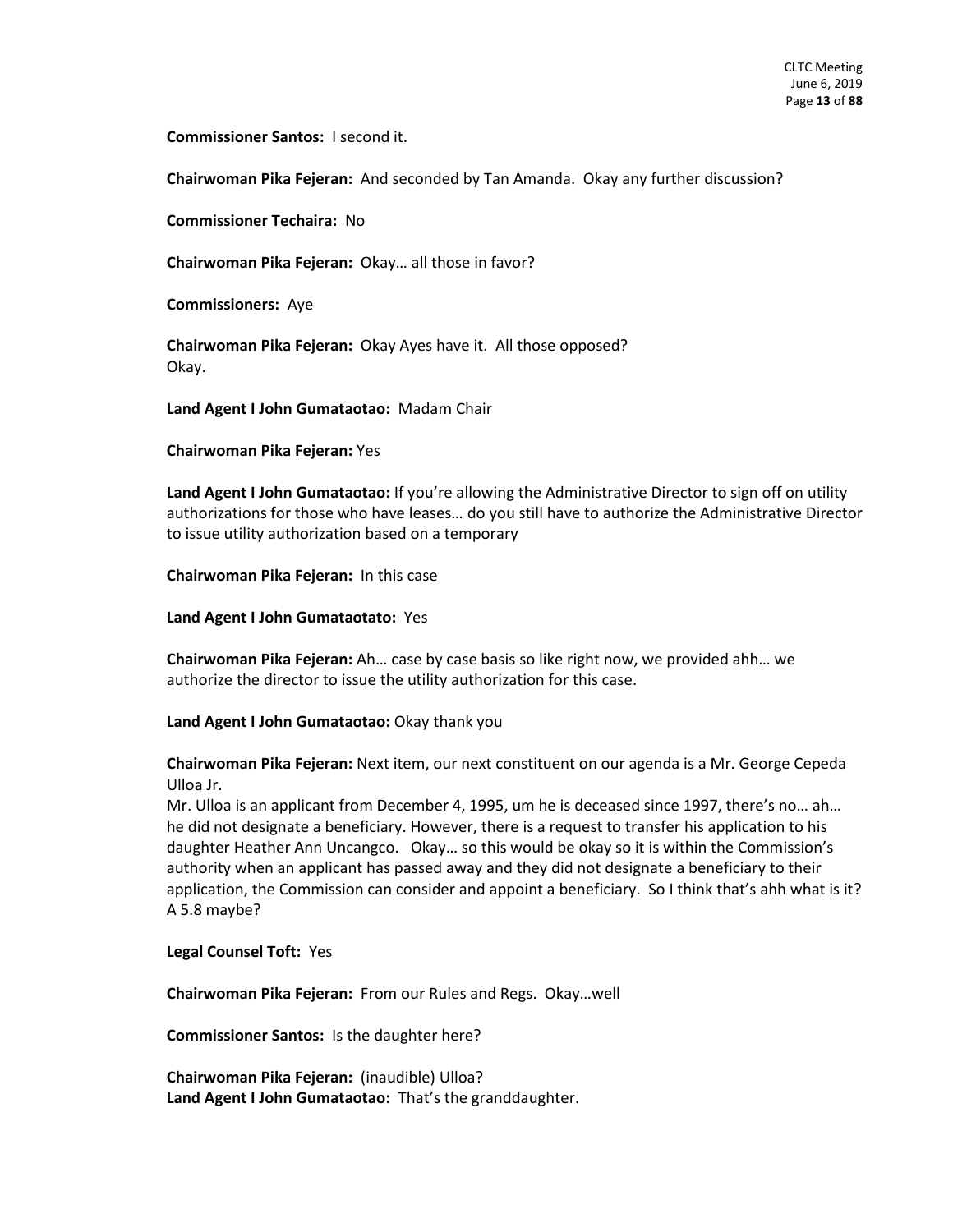**Commissioner Santos:** I second it.

**Chairwoman Pika Fejeran:** And seconded by Tan Amanda. Okay any further discussion?

**Commissioner Techaira:** No

**Chairwoman Pika Fejeran:** Okay… all those in favor?

**Commissioners:** Aye

**Chairwoman Pika Fejeran:** Okay Ayes have it. All those opposed?
Okay.

**Land Agent I John Gumataotao:** Madam Chair

**Chairwoman Pika Fejeran:** Yes

**Land Agent I John Gumataotao:** If you're allowing the Administrative Director to sign off on utility authorizations for those who have leases… do you still have to authorize the Administrative Director to issue utility authorization based on a temporary

**Chairwoman Pika Fejeran:** In this case

**Land Agent I John Gumataotato:** Yes

**Chairwoman Pika Fejeran:** Ah… case by case basis so like right now, we provided ahh… we authorize the director to issue the utility authorization for this case.

**Land Agent I John Gumataotao:** Okay thank you

**Chairwoman Pika Fejeran:** Next item, our next constituent on our agenda is a Mr. George Cepeda Ulloa Jr.
Mr. Ulloa is an applicant from December 4, 1995, um he is deceased since 1997, there's no… ah… he did not designate a beneficiary. However, there is a request to transfer his application to his daughter Heather Ann Uncangco. Okay… so this would be okay so it is within the Commission's authority when an applicant has passed away and they did not designate a beneficiary to their application, the Commission can consider and appoint a beneficiary. So I think that's ahh what is it? A 5.8 maybe?

**Legal Counsel Toft:** Yes

**Chairwoman Pika Fejeran:** From our Rules and Regs. Okay…well

**Commissioner Santos:** Is the daughter here?

**Chairwoman Pika Fejeran:** (inaudible) Ulloa?
**Land Agent I John Gumataotao:** That's the granddaughter.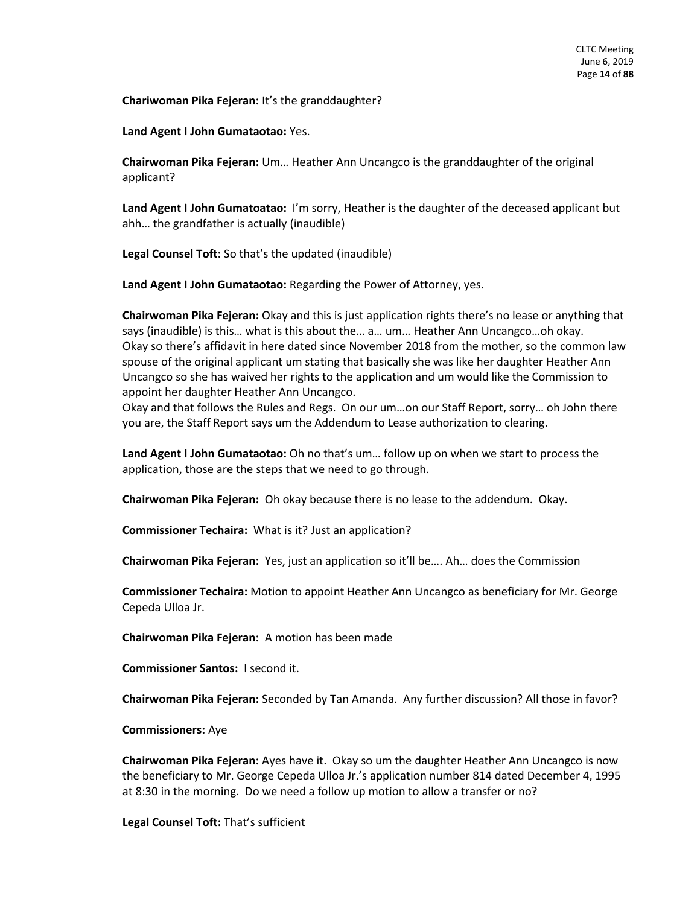**Chariwoman Pika Fejeran:** It's the granddaughter?

**Land Agent I John Gumataotao:** Yes.

**Chairwoman Pika Fejeran:** Um… Heather Ann Uncangco is the granddaughter of the original applicant?

**Land Agent I John Gumatoatao:** I'm sorry, Heather is the daughter of the deceased applicant but ahh… the grandfather is actually (inaudible)

**Legal Counsel Toft:** So that's the updated (inaudible)

**Land Agent I John Gumataotao:** Regarding the Power of Attorney, yes.

**Chairwoman Pika Fejeran:** Okay and this is just application rights there's no lease or anything that says (inaudible) is this… what is this about the… a… um… Heather Ann Uncangco…oh okay. Okay so there's affidavit in here dated since November 2018 from the mother, so the common law spouse of the original applicant um stating that basically she was like her daughter Heather Ann Uncangco so she has waived her rights to the application and um would like the Commission to appoint her daughter Heather Ann Uncangco.
Okay and that follows the Rules and Regs. On our um…on our Staff Report, sorry… oh John there you are, the Staff Report says um the Addendum to Lease authorization to clearing.

**Land Agent I John Gumataotao:** Oh no that's um… follow up on when we start to process the application, those are the steps that we need to go through.

**Chairwoman Pika Fejeran:** Oh okay because there is no lease to the addendum. Okay.

**Commissioner Techaira:** What is it? Just an application?

**Chairwoman Pika Fejeran:** Yes, just an application so it'll be…. Ah… does the Commission

**Commissioner Techaira:** Motion to appoint Heather Ann Uncangco as beneficiary for Mr. George Cepeda Ulloa Jr.

**Chairwoman Pika Fejeran:** A motion has been made

**Commissioner Santos:** I second it.

**Chairwoman Pika Fejeran:** Seconded by Tan Amanda. Any further discussion? All those in favor?

**Commissioners:** Aye

**Chairwoman Pika Fejeran:** Ayes have it. Okay so um the daughter Heather Ann Uncangco is now the beneficiary to Mr. George Cepeda Ulloa Jr.'s application number 814 dated December 4, 1995 at 8:30 in the morning. Do we need a follow up motion to allow a transfer or no?

**Legal Counsel Toft:** That's sufficient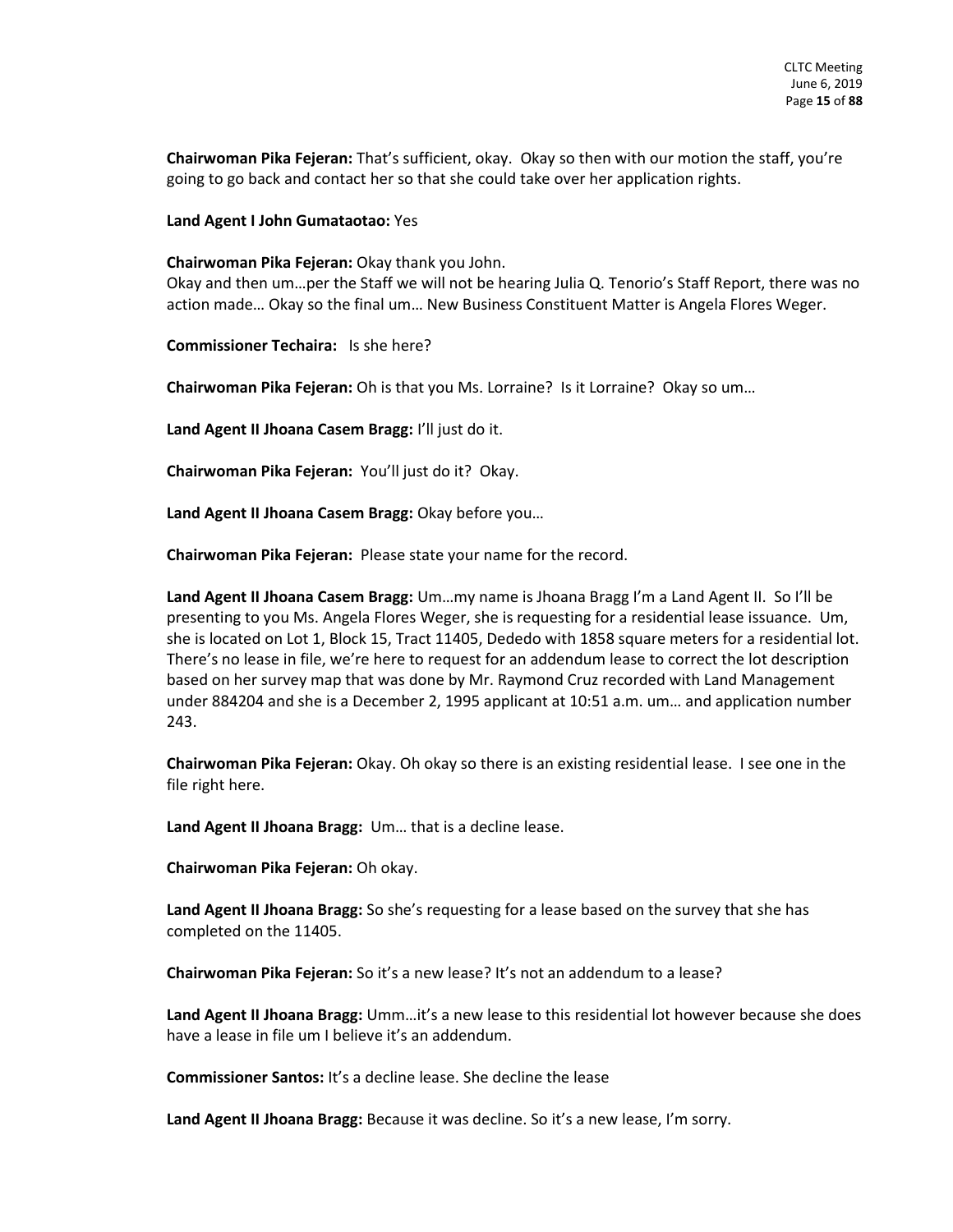**Chairwoman Pika Fejeran:** That's sufficient, okay. Okay so then with our motion the staff, you're going to go back and contact her so that she could take over her application rights.

**Land Agent I John Gumataotao:** Yes

**Chairwoman Pika Fejeran:** Okay thank you John.
Okay and then um…per the Staff we will not be hearing Julia Q. Tenorio's Staff Report, there was no action made… Okay so the final um… New Business Constituent Matter is Angela Flores Weger.

**Commissioner Techaira:** Is she here?

**Chairwoman Pika Fejeran:** Oh is that you Ms. Lorraine? Is it Lorraine? Okay so um…

**Land Agent II Jhoana Casem Bragg:** I'll just do it.

**Chairwoman Pika Fejeran:** You'll just do it? Okay.

**Land Agent II Jhoana Casem Bragg:** Okay before you…

**Chairwoman Pika Fejeran:** Please state your name for the record.

**Land Agent II Jhoana Casem Bragg:** Um…my name is Jhoana Bragg I'm a Land Agent II. So I'll be presenting to you Ms. Angela Flores Weger, she is requesting for a residential lease issuance. Um, she is located on Lot 1, Block 15, Tract 11405, Dededo with 1858 square meters for a residential lot. There's no lease in file, we're here to request for an addendum lease to correct the lot description based on her survey map that was done by Mr. Raymond Cruz recorded with Land Management under 884204 and she is a December 2, 1995 applicant at 10:51 a.m. um… and application number 243.

**Chairwoman Pika Fejeran:** Okay. Oh okay so there is an existing residential lease. I see one in the file right here.

**Land Agent II Jhoana Bragg:** Um… that is a decline lease.

**Chairwoman Pika Fejeran:** Oh okay.

**Land Agent II Jhoana Bragg:** So she's requesting for a lease based on the survey that she has completed on the 11405.

**Chairwoman Pika Fejeran:** So it's a new lease? It's not an addendum to a lease?

**Land Agent II Jhoana Bragg:** Umm…it's a new lease to this residential lot however because she does have a lease in file um I believe it's an addendum.

**Commissioner Santos:** It's a decline lease. She decline the lease

**Land Agent II Jhoana Bragg:** Because it was decline. So it's a new lease, I'm sorry.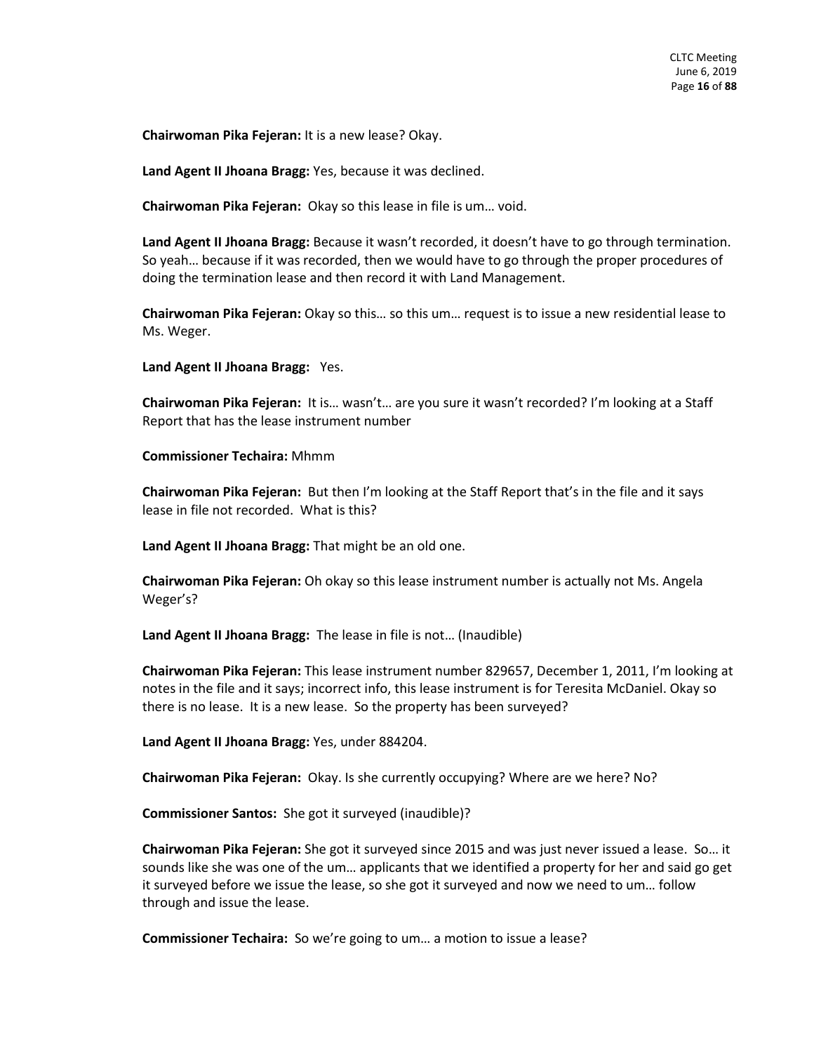**Chairwoman Pika Fejeran:** It is a new lease? Okay.

**Land Agent II Jhoana Bragg:** Yes, because it was declined.

**Chairwoman Pika Fejeran:** Okay so this lease in file is um… void.

**Land Agent II Jhoana Bragg:** Because it wasn't recorded, it doesn't have to go through termination. So yeah… because if it was recorded, then we would have to go through the proper procedures of doing the termination lease and then record it with Land Management.

**Chairwoman Pika Fejeran:** Okay so this… so this um… request is to issue a new residential lease to Ms. Weger.

**Land Agent II Jhoana Bragg:** Yes.

**Chairwoman Pika Fejeran:** It is… wasn't… are you sure it wasn't recorded? I'm looking at a Staff Report that has the lease instrument number

**Commissioner Techaira:** Mhmm

**Chairwoman Pika Fejeran:** But then I'm looking at the Staff Report that's in the file and it says lease in file not recorded. What is this?

**Land Agent II Jhoana Bragg:** That might be an old one.

**Chairwoman Pika Fejeran:** Oh okay so this lease instrument number is actually not Ms. Angela Weger's?

**Land Agent II Jhoana Bragg:** The lease in file is not… (Inaudible)

**Chairwoman Pika Fejeran:** This lease instrument number 829657, December 1, 2011, I'm looking at notes in the file and it says; incorrect info, this lease instrument is for Teresita McDaniel. Okay so there is no lease. It is a new lease. So the property has been surveyed?

**Land Agent II Jhoana Bragg:** Yes, under 884204.

**Chairwoman Pika Fejeran:** Okay. Is she currently occupying? Where are we here? No?

**Commissioner Santos:** She got it surveyed (inaudible)?

**Chairwoman Pika Fejeran:** She got it surveyed since 2015 and was just never issued a lease. So… it sounds like she was one of the um… applicants that we identified a property for her and said go get it surveyed before we issue the lease, so she got it surveyed and now we need to um… follow through and issue the lease.

**Commissioner Techaira:** So we're going to um… a motion to issue a lease?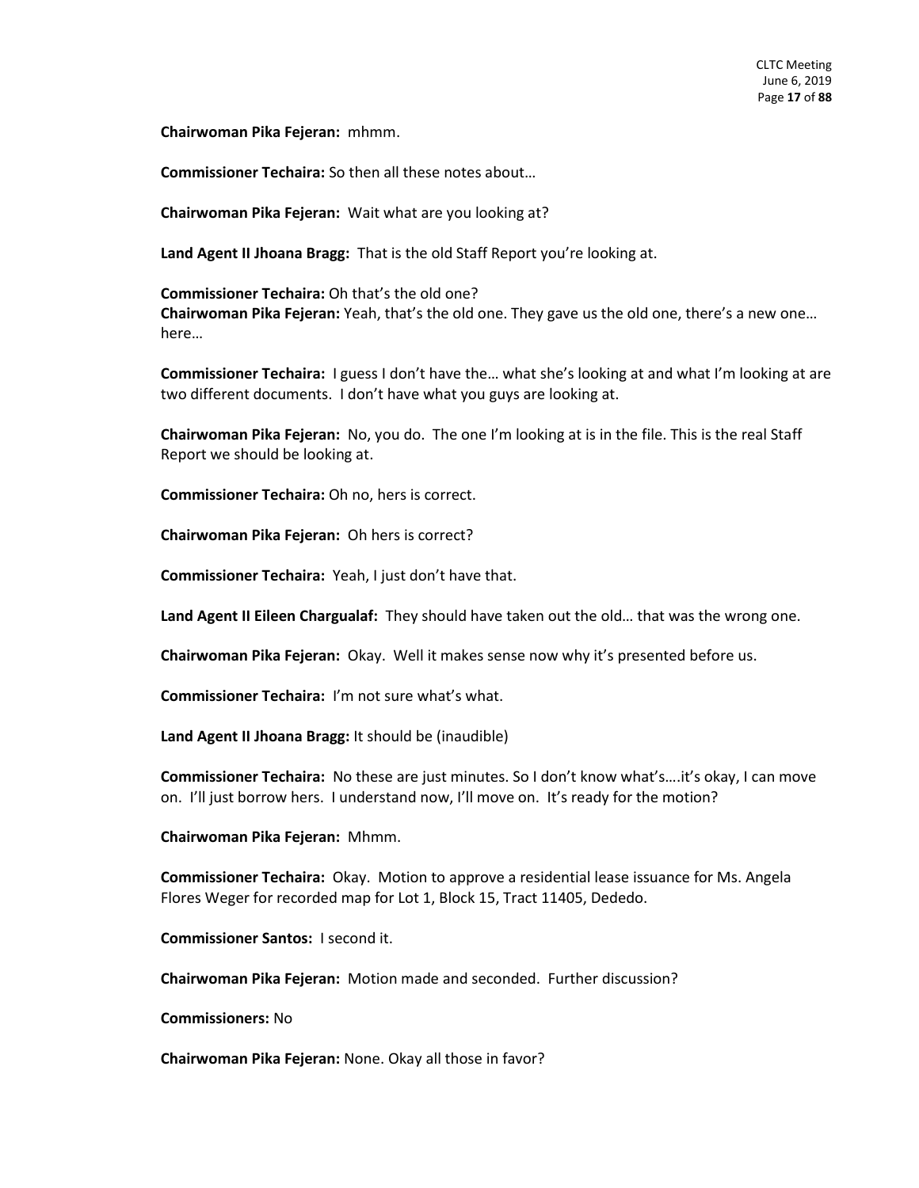**Chairwoman Pika Fejeran:** mhmm.

**Commissioner Techaira:** So then all these notes about…

**Chairwoman Pika Fejeran:** Wait what are you looking at?

**Land Agent II Jhoana Bragg:** That is the old Staff Report you're looking at.

**Commissioner Techaira:** Oh that's the old one?
**Chairwoman Pika Fejeran:** Yeah, that's the old one. They gave us the old one, there's a new one… here…

**Commissioner Techaira:** I guess I don't have the… what she's looking at and what I'm looking at are two different documents. I don't have what you guys are looking at.

**Chairwoman Pika Fejeran:** No, you do. The one I'm looking at is in the file. This is the real Staff Report we should be looking at.

**Commissioner Techaira:** Oh no, hers is correct.

**Chairwoman Pika Fejeran:** Oh hers is correct?

**Commissioner Techaira:** Yeah, I just don't have that.

**Land Agent II Eileen Chargualaf:** They should have taken out the old… that was the wrong one.

**Chairwoman Pika Fejeran:** Okay. Well it makes sense now why it's presented before us.

**Commissioner Techaira:** I'm not sure what's what.

**Land Agent II Jhoana Bragg:** It should be (inaudible)

**Commissioner Techaira:** No these are just minutes. So I don't know what's….it's okay, I can move on. I'll just borrow hers. I understand now, I'll move on. It's ready for the motion?

**Chairwoman Pika Fejeran:** Mhmm.

**Commissioner Techaira:** Okay. Motion to approve a residential lease issuance for Ms. Angela Flores Weger for recorded map for Lot 1, Block 15, Tract 11405, Dededo.

**Commissioner Santos:** I second it.

**Chairwoman Pika Fejeran:** Motion made and seconded. Further discussion?

**Commissioners:** No

**Chairwoman Pika Fejeran:** None. Okay all those in favor?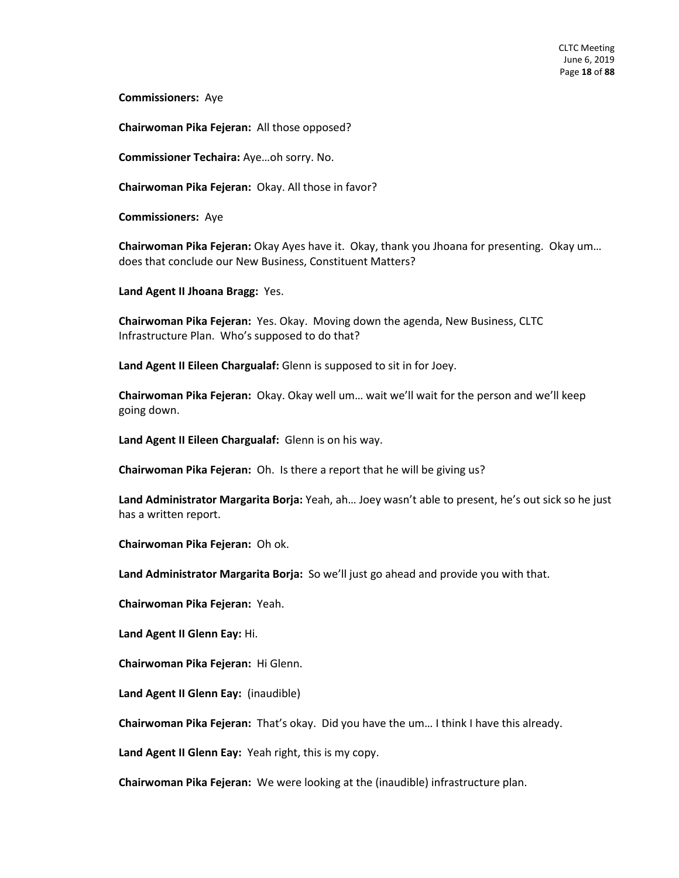**Commissioners:** Aye

**Chairwoman Pika Fejeran:** All those opposed?

**Commissioner Techaira:** Aye…oh sorry. No.

**Chairwoman Pika Fejeran:** Okay. All those in favor?

**Commissioners:** Aye

**Chairwoman Pika Fejeran:** Okay Ayes have it. Okay, thank you Jhoana for presenting. Okay um… does that conclude our New Business, Constituent Matters?

**Land Agent II Jhoana Bragg:** Yes.

**Chairwoman Pika Fejeran:** Yes. Okay. Moving down the agenda, New Business, CLTC Infrastructure Plan. Who's supposed to do that?

**Land Agent II Eileen Chargualaf:** Glenn is supposed to sit in for Joey.

**Chairwoman Pika Fejeran:** Okay. Okay well um… wait we'll wait for the person and we'll keep going down.

**Land Agent II Eileen Chargualaf:** Glenn is on his way.

**Chairwoman Pika Fejeran:** Oh. Is there a report that he will be giving us?

**Land Administrator Margarita Borja:** Yeah, ah… Joey wasn't able to present, he's out sick so he just has a written report.

**Chairwoman Pika Fejeran:** Oh ok.

**Land Administrator Margarita Borja:** So we'll just go ahead and provide you with that.

**Chairwoman Pika Fejeran:** Yeah.

**Land Agent II Glenn Eay:** Hi.

**Chairwoman Pika Fejeran:** Hi Glenn.

**Land Agent II Glenn Eay:** (inaudible)

**Chairwoman Pika Fejeran:** That's okay. Did you have the um… I think I have this already.

**Land Agent II Glenn Eay:** Yeah right, this is my copy.

**Chairwoman Pika Fejeran:** We were looking at the (inaudible) infrastructure plan.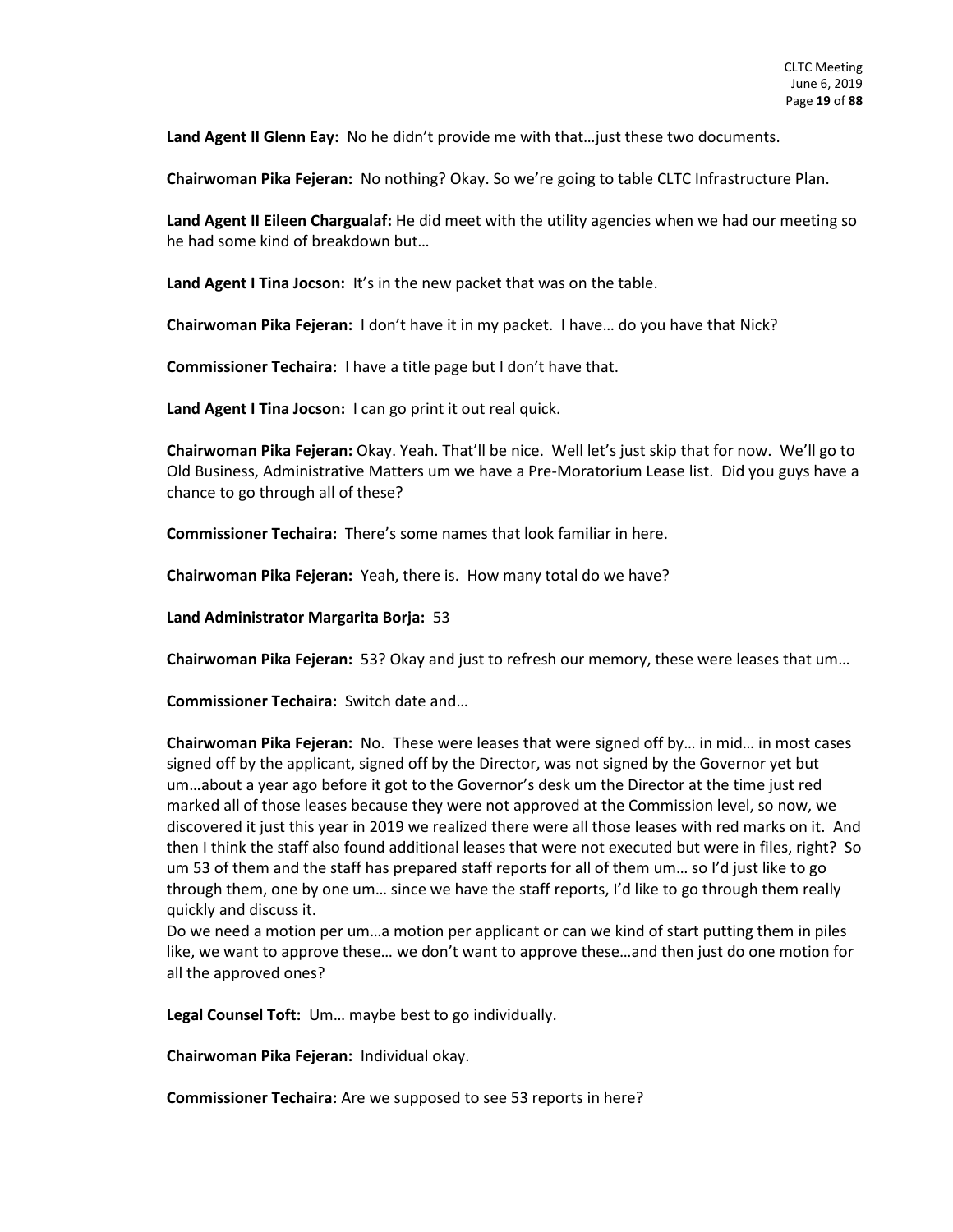**Land Agent II Glenn Eay:** No he didn't provide me with that…just these two documents.

**Chairwoman Pika Fejeran:** No nothing? Okay. So we're going to table CLTC Infrastructure Plan.

**Land Agent II Eileen Chargualaf:** He did meet with the utility agencies when we had our meeting so he had some kind of breakdown but…

**Land Agent I Tina Jocson:** It's in the new packet that was on the table.

**Chairwoman Pika Fejeran:** I don't have it in my packet. I have… do you have that Nick?

**Commissioner Techaira:** I have a title page but I don't have that.

**Land Agent I Tina Jocson:** I can go print it out real quick.

**Chairwoman Pika Fejeran:** Okay. Yeah. That'll be nice. Well let's just skip that for now. We'll go to Old Business, Administrative Matters um we have a Pre-Moratorium Lease list. Did you guys have a chance to go through all of these?

**Commissioner Techaira:** There's some names that look familiar in here.

**Chairwoman Pika Fejeran:** Yeah, there is. How many total do we have?

**Land Administrator Margarita Borja:** 53

**Chairwoman Pika Fejeran:** 53? Okay and just to refresh our memory, these were leases that um…

**Commissioner Techaira:** Switch date and…

**Chairwoman Pika Fejeran:** No. These were leases that were signed off by… in mid… in most cases signed off by the applicant, signed off by the Director, was not signed by the Governor yet but um…about a year ago before it got to the Governor's desk um the Director at the time just red marked all of those leases because they were not approved at the Commission level, so now, we discovered it just this year in 2019 we realized there were all those leases with red marks on it. And then I think the staff also found additional leases that were not executed but were in files, right? So um 53 of them and the staff has prepared staff reports for all of them um… so I'd just like to go through them, one by one um… since we have the staff reports, I'd like to go through them really quickly and discuss it.
Do we need a motion per um…a motion per applicant or can we kind of start putting them in piles like, we want to approve these… we don't want to approve these…and then just do one motion for all the approved ones?

**Legal Counsel Toft:** Um… maybe best to go individually.

**Chairwoman Pika Fejeran:** Individual okay.

**Commissioner Techaira:** Are we supposed to see 53 reports in here?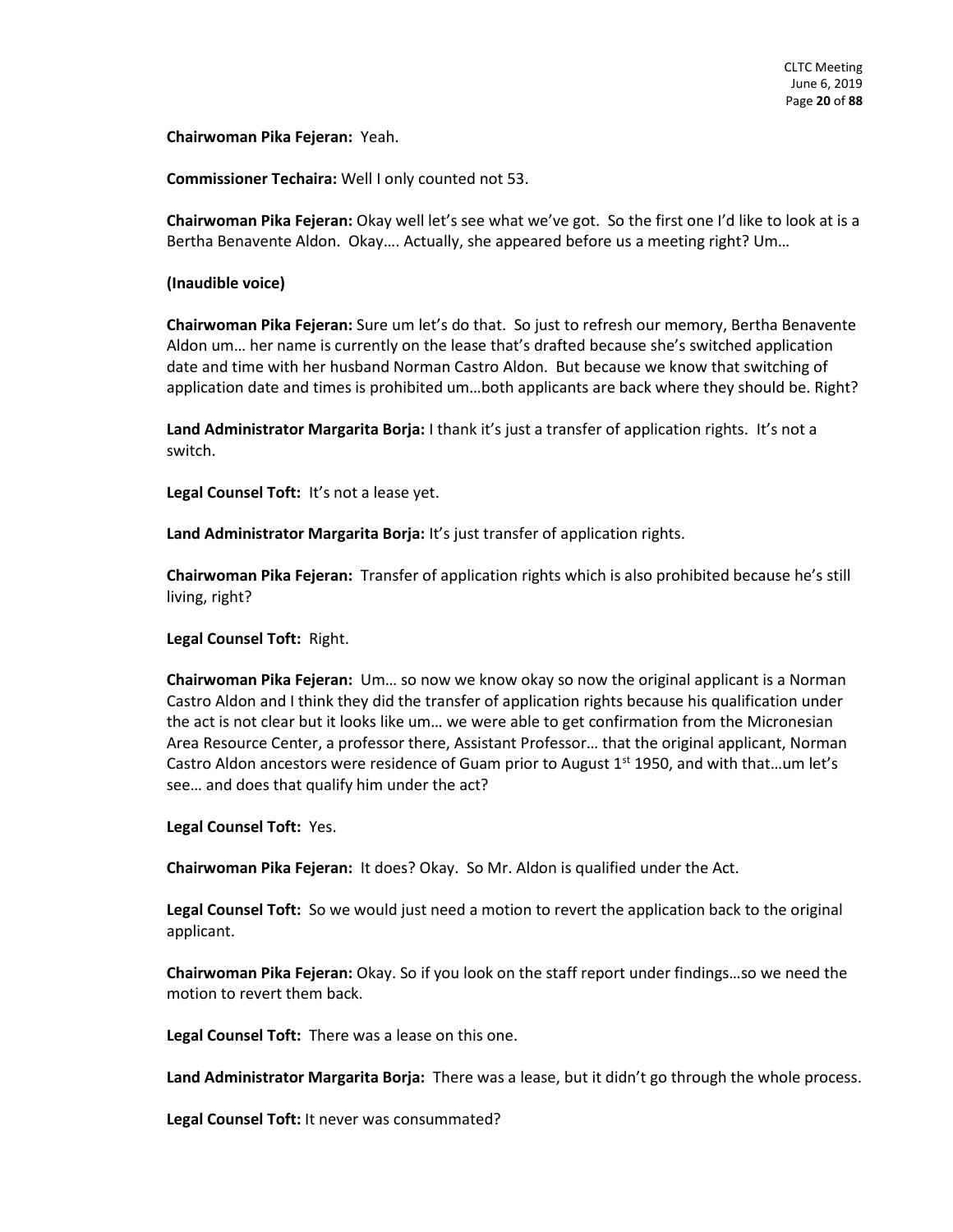**Chairwoman Pika Fejeran:** Yeah.

**Commissioner Techaira:** Well I only counted not 53.

**Chairwoman Pika Fejeran:** Okay well let's see what we've got. So the first one I'd like to look at is a Bertha Benavente Aldon. Okay…. Actually, she appeared before us a meeting right? Um…

**(Inaudible voice)**

**Chairwoman Pika Fejeran:** Sure um let's do that. So just to refresh our memory, Bertha Benavente Aldon um… her name is currently on the lease that's drafted because she's switched application date and time with her husband Norman Castro Aldon. But because we know that switching of application date and times is prohibited um…both applicants are back where they should be. Right?

**Land Administrator Margarita Borja:** I thank it's just a transfer of application rights. It's not a switch.

**Legal Counsel Toft:** It's not a lease yet.

**Land Administrator Margarita Borja:** It's just transfer of application rights.

**Chairwoman Pika Fejeran:** Transfer of application rights which is also prohibited because he's still living, right?

**Legal Counsel Toft:** Right.

**Chairwoman Pika Fejeran:** Um… so now we know okay so now the original applicant is a Norman Castro Aldon and I think they did the transfer of application rights because his qualification under the act is not clear but it looks like um… we were able to get confirmation from the Micronesian Area Resource Center, a professor there, Assistant Professor… that the original applicant, Norman Castro Aldon ancestors were residence of Guam prior to August 1st 1950, and with that…um let's see… and does that qualify him under the act?

**Legal Counsel Toft:** Yes.

**Chairwoman Pika Fejeran:** It does? Okay. So Mr. Aldon is qualified under the Act.

**Legal Counsel Toft:** So we would just need a motion to revert the application back to the original applicant.

**Chairwoman Pika Fejeran:** Okay. So if you look on the staff report under findings…so we need the motion to revert them back.

**Legal Counsel Toft:** There was a lease on this one.

**Land Administrator Margarita Borja:** There was a lease, but it didn't go through the whole process.

**Legal Counsel Toft:** It never was consummated?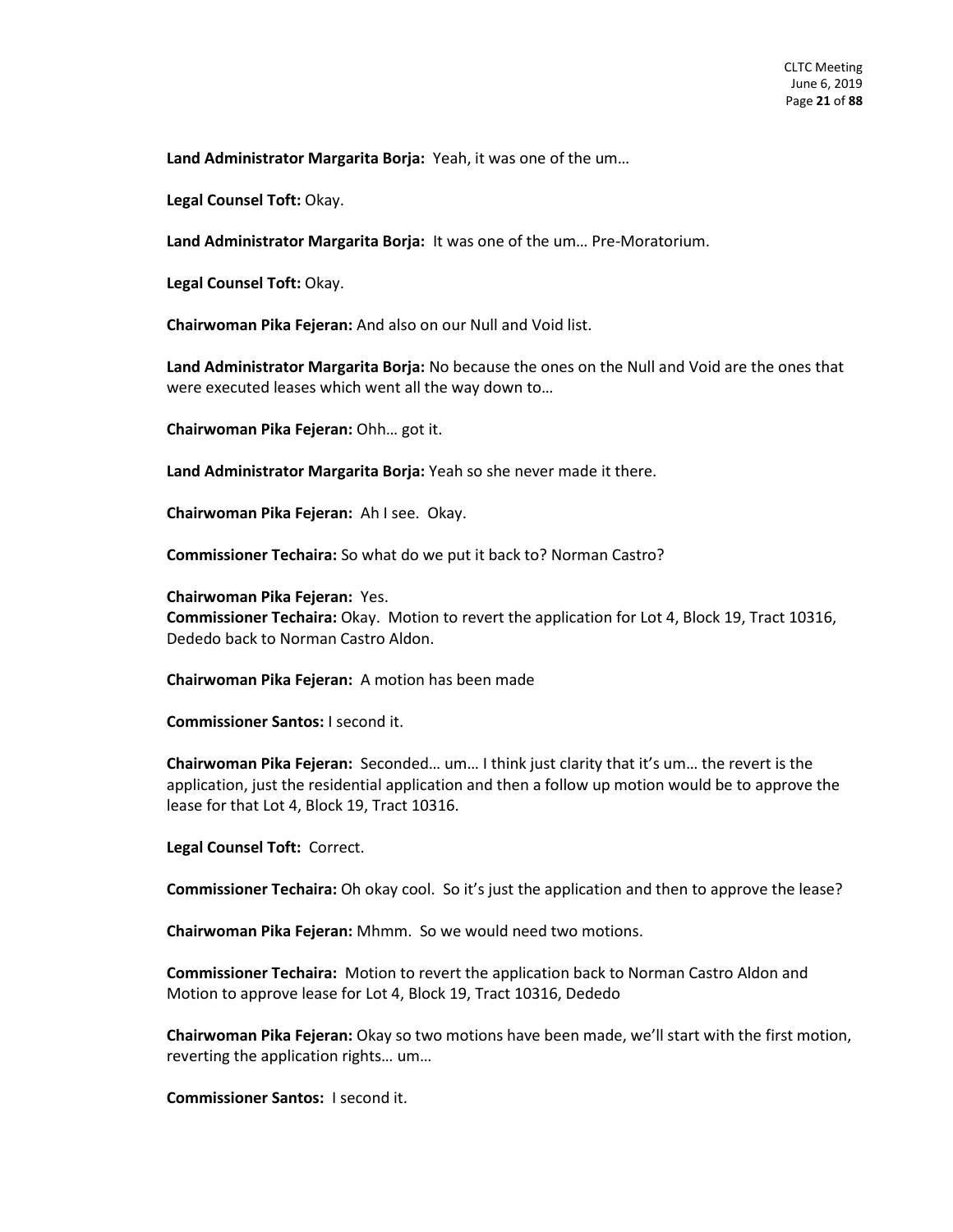**Land Administrator Margarita Borja:** Yeah, it was one of the um…

**Legal Counsel Toft:** Okay.

**Land Administrator Margarita Borja:** It was one of the um… Pre-Moratorium.

**Legal Counsel Toft:** Okay.

**Chairwoman Pika Fejeran:** And also on our Null and Void list.

**Land Administrator Margarita Borja:** No because the ones on the Null and Void are the ones that were executed leases which went all the way down to…

**Chairwoman Pika Fejeran:** Ohh… got it.

**Land Administrator Margarita Borja:** Yeah so she never made it there.

**Chairwoman Pika Fejeran:** Ah I see. Okay.

**Commissioner Techaira:** So what do we put it back to? Norman Castro?

**Chairwoman Pika Fejeran:** Yes.

**Commissioner Techaira:** Okay. Motion to revert the application for Lot 4, Block 19, Tract 10316, Dededo back to Norman Castro Aldon.

**Chairwoman Pika Fejeran:** A motion has been made

**Commissioner Santos:** I second it.

**Chairwoman Pika Fejeran:** Seconded… um… I think just clarity that it's um… the revert is the application, just the residential application and then a follow up motion would be to approve the lease for that Lot 4, Block 19, Tract 10316.

**Legal Counsel Toft:** Correct.

**Commissioner Techaira:** Oh okay cool. So it's just the application and then to approve the lease?

**Chairwoman Pika Fejeran:** Mhmm. So we would need two motions.

**Commissioner Techaira:** Motion to revert the application back to Norman Castro Aldon and Motion to approve lease for Lot 4, Block 19, Tract 10316, Dededo

**Chairwoman Pika Fejeran:** Okay so two motions have been made, we'll start with the first motion, reverting the application rights… um…

**Commissioner Santos:** I second it.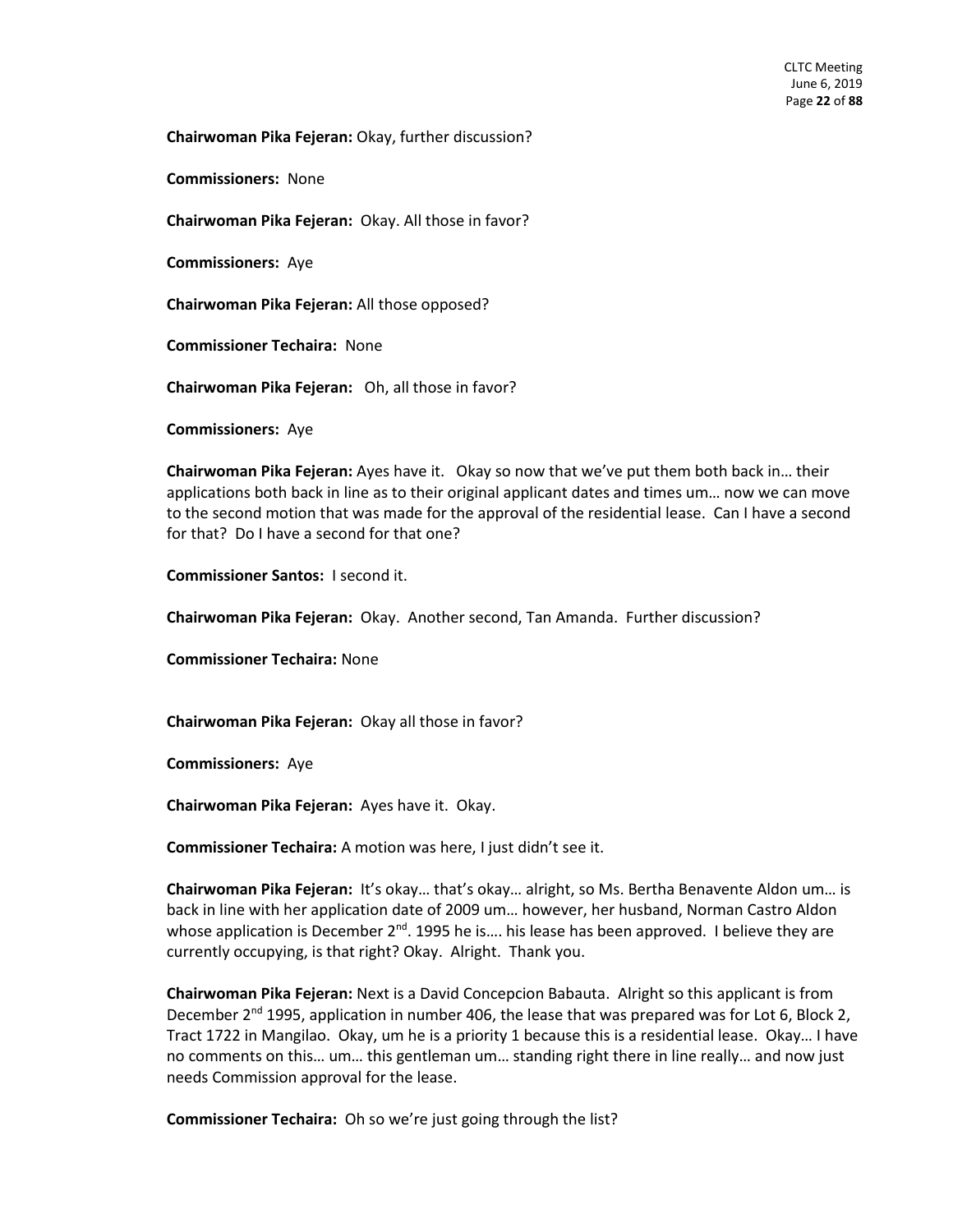**Chairwoman Pika Fejeran:** Okay, further discussion?

**Commissioners:** None

**Chairwoman Pika Fejeran:** Okay. All those in favor?

**Commissioners:** Aye

**Chairwoman Pika Fejeran:** All those opposed?

**Commissioner Techaira:** None

**Chairwoman Pika Fejeran:** Oh, all those in favor?

**Commissioners:** Aye

**Chairwoman Pika Fejeran:** Ayes have it. Okay so now that we've put them both back in… their applications both back in line as to their original applicant dates and times um… now we can move to the second motion that was made for the approval of the residential lease. Can I have a second for that? Do I have a second for that one?

**Commissioner Santos:** I second it.

**Chairwoman Pika Fejeran:** Okay. Another second, Tan Amanda. Further discussion?

**Commissioner Techaira:** None

**Chairwoman Pika Fejeran:** Okay all those in favor?

**Commissioners:** Aye

**Chairwoman Pika Fejeran:** Ayes have it. Okay.

**Commissioner Techaira:** A motion was here, I just didn't see it.

**Chairwoman Pika Fejeran:** It's okay… that's okay… alright, so Ms. Bertha Benavente Aldon um… is back in line with her application date of 2009 um… however, her husband, Norman Castro Aldon whose application is December 2nd. 1995 he is…. his lease has been approved. I believe they are currently occupying, is that right? Okay. Alright. Thank you.

**Chairwoman Pika Fejeran:** Next is a David Concepcion Babauta. Alright so this applicant is from December 2nd 1995, application in number 406, the lease that was prepared was for Lot 6, Block 2, Tract 1722 in Mangilao. Okay, um he is a priority 1 because this is a residential lease. Okay… I have no comments on this… um… this gentleman um… standing right there in line really… and now just needs Commission approval for the lease.

**Commissioner Techaira:** Oh so we're just going through the list?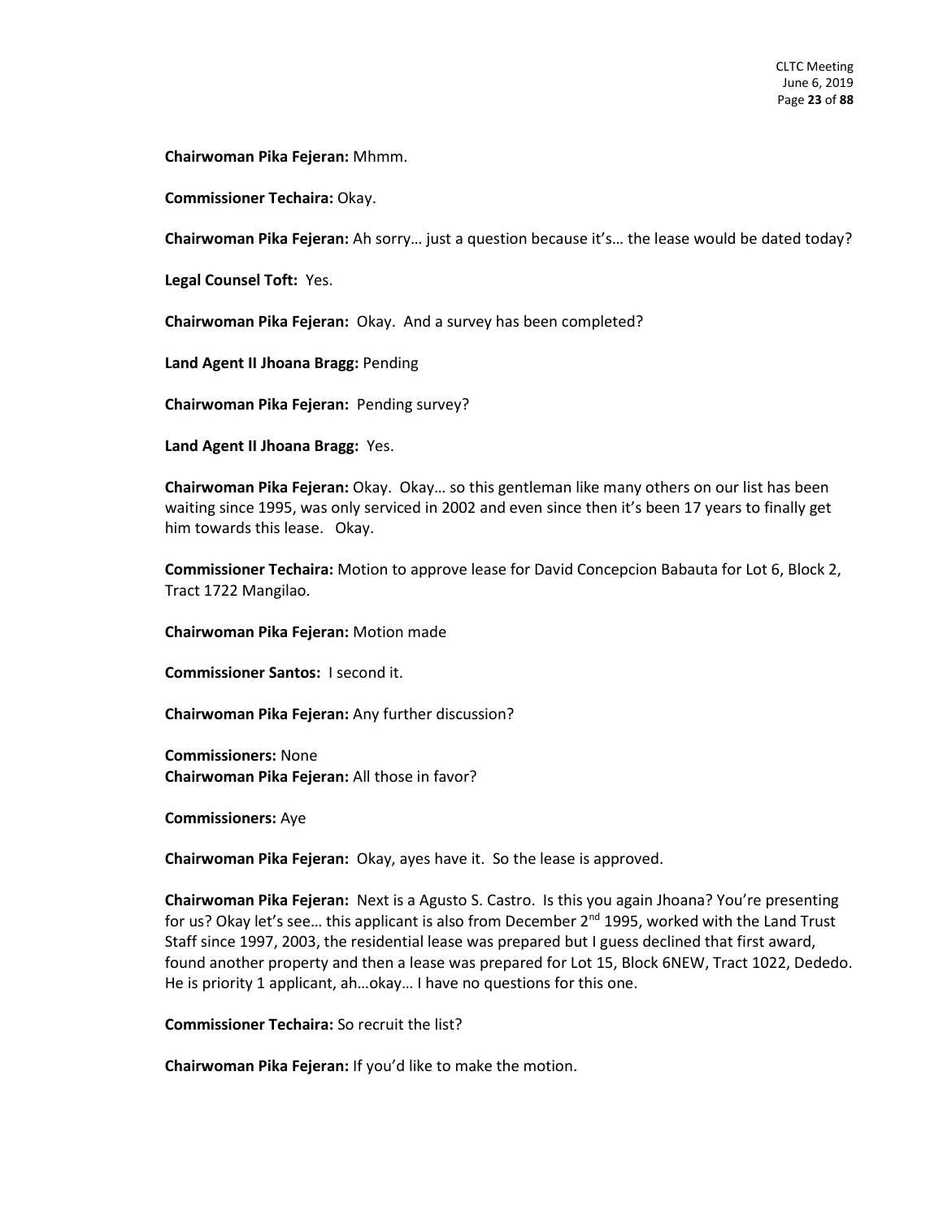**Chairwoman Pika Fejeran:** Mhmm.

**Commissioner Techaira:** Okay.

**Chairwoman Pika Fejeran:** Ah sorry… just a question because it's… the lease would be dated today?

**Legal Counsel Toft:** Yes.

**Chairwoman Pika Fejeran:** Okay. And a survey has been completed?

**Land Agent II Jhoana Bragg:** Pending

**Chairwoman Pika Fejeran:** Pending survey?

**Land Agent II Jhoana Bragg:** Yes.

**Chairwoman Pika Fejeran:** Okay. Okay… so this gentleman like many others on our list has been waiting since 1995, was only serviced in 2002 and even since then it's been 17 years to finally get him towards this lease. Okay.

**Commissioner Techaira:** Motion to approve lease for David Concepcion Babauta for Lot 6, Block 2, Tract 1722 Mangilao.

**Chairwoman Pika Fejeran:** Motion made

**Commissioner Santos:** I second it.

**Chairwoman Pika Fejeran:** Any further discussion?

**Commissioners:** None

**Chairwoman Pika Fejeran:** All those in favor?

**Commissioners:** Aye

**Chairwoman Pika Fejeran:** Okay, ayes have it. So the lease is approved.

**Chairwoman Pika Fejeran:** Next is a Agusto S. Castro. Is this you again Jhoana? You're presenting for us? Okay let's see… this applicant is also from December 2nd 1995, worked with the Land Trust Staff since 1997, 2003, the residential lease was prepared but I guess declined that first award, found another property and then a lease was prepared for Lot 15, Block 6NEW, Tract 1022, Dededo. He is priority 1 applicant, ah…okay… I have no questions for this one.

**Commissioner Techaira:** So recruit the list?

**Chairwoman Pika Fejeran:** If you'd like to make the motion.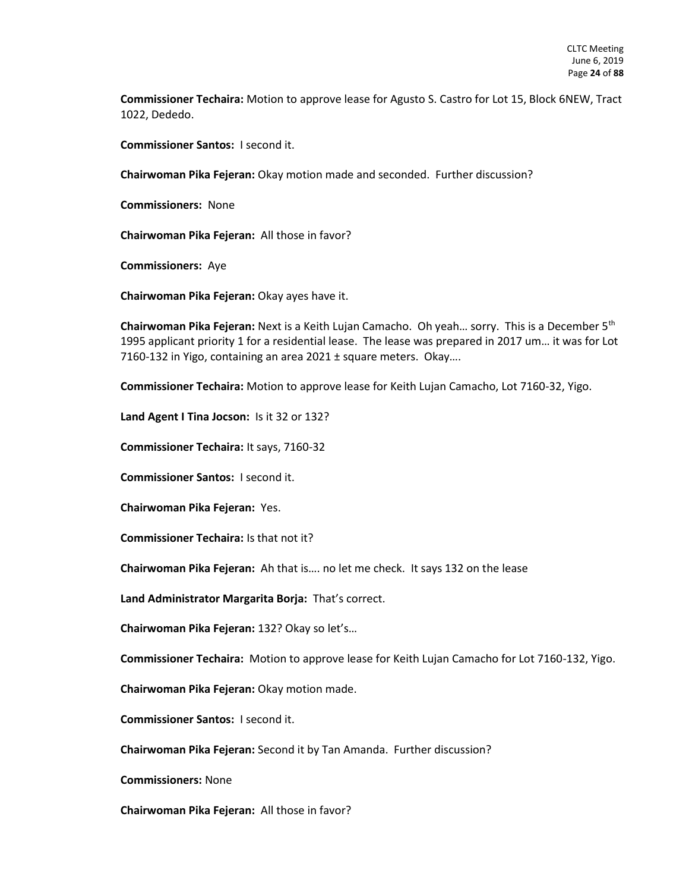**Commissioner Techaira:** Motion to approve lease for Agusto S. Castro for Lot 15, Block 6NEW, Tract 1022, Dededo.

**Commissioner Santos:** I second it.

**Chairwoman Pika Fejeran:** Okay motion made and seconded. Further discussion?

**Commissioners:** None

**Chairwoman Pika Fejeran:** All those in favor?

**Commissioners:** Aye

**Chairwoman Pika Fejeran:** Okay ayes have it.

**Chairwoman Pika Fejeran:** Next is a Keith Lujan Camacho. Oh yeah… sorry. This is a December 5th 1995 applicant priority 1 for a residential lease. The lease was prepared in 2017 um… it was for Lot 7160-132 in Yigo, containing an area 2021 ± square meters. Okay….

**Commissioner Techaira:** Motion to approve lease for Keith Lujan Camacho, Lot 7160-32, Yigo.

**Land Agent I Tina Jocson:** Is it 32 or 132?

**Commissioner Techaira:** It says, 7160-32

**Commissioner Santos:** I second it.

**Chairwoman Pika Fejeran:** Yes.

**Commissioner Techaira:** Is that not it?

**Chairwoman Pika Fejeran:** Ah that is…. no let me check. It says 132 on the lease

**Land Administrator Margarita Borja:** That's correct.

**Chairwoman Pika Fejeran:** 132? Okay so let's…

**Commissioner Techaira:** Motion to approve lease for Keith Lujan Camacho for Lot 7160-132, Yigo.

**Chairwoman Pika Fejeran:** Okay motion made.

**Commissioner Santos:** I second it.

**Chairwoman Pika Fejeran:** Second it by Tan Amanda. Further discussion?

**Commissioners:** None

**Chairwoman Pika Fejeran:** All those in favor?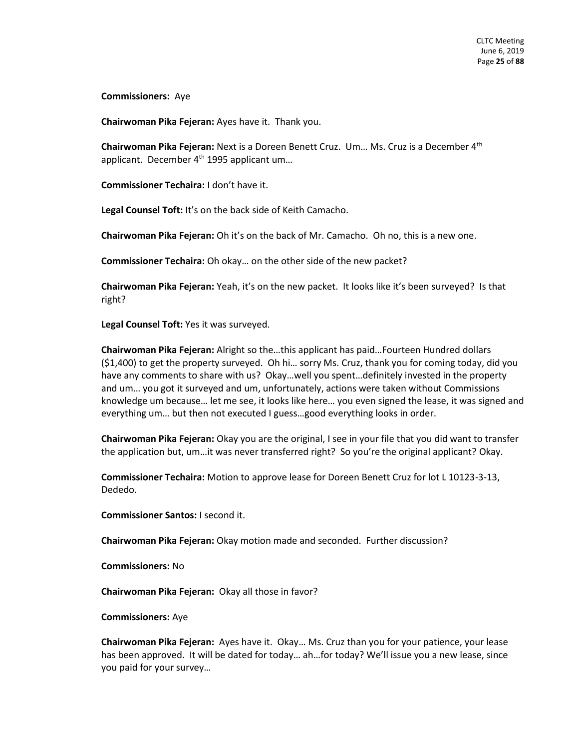**Commissioners:** Aye

**Chairwoman Pika Fejeran:** Ayes have it. Thank you.

**Chairwoman Pika Fejeran:** Next is a Doreen Benett Cruz. Um… Ms. Cruz is a December 4th applicant. December 4th 1995 applicant um…

**Commissioner Techaira:** I don't have it.

**Legal Counsel Toft:** It's on the back side of Keith Camacho.

**Chairwoman Pika Fejeran:** Oh it's on the back of Mr. Camacho. Oh no, this is a new one.

**Commissioner Techaira:** Oh okay… on the other side of the new packet?

**Chairwoman Pika Fejeran:** Yeah, it's on the new packet. It looks like it's been surveyed? Is that right?

**Legal Counsel Toft:** Yes it was surveyed.

**Chairwoman Pika Fejeran:** Alright so the…this applicant has paid…Fourteen Hundred dollars ($1,400) to get the property surveyed. Oh hi… sorry Ms. Cruz, thank you for coming today, did you have any comments to share with us? Okay…well you spent…definitely invested in the property and um… you got it surveyed and um, unfortunately, actions were taken without Commissions knowledge um because… let me see, it looks like here… you even signed the lease, it was signed and everything um… but then not executed I guess…good everything looks in order.

**Chairwoman Pika Fejeran:** Okay you are the original, I see in your file that you did want to transfer the application but, um…it was never transferred right? So you're the original applicant? Okay.

**Commissioner Techaira:** Motion to approve lease for Doreen Benett Cruz for lot L 10123-3-13, Dededo.

**Commissioner Santos:** I second it.

**Chairwoman Pika Fejeran:** Okay motion made and seconded. Further discussion?

**Commissioners:** No

**Chairwoman Pika Fejeran:** Okay all those in favor?

**Commissioners:** Aye

**Chairwoman Pika Fejeran:** Ayes have it. Okay… Ms. Cruz than you for your patience, your lease has been approved. It will be dated for today… ah…for today? We'll issue you a new lease, since you paid for your survey…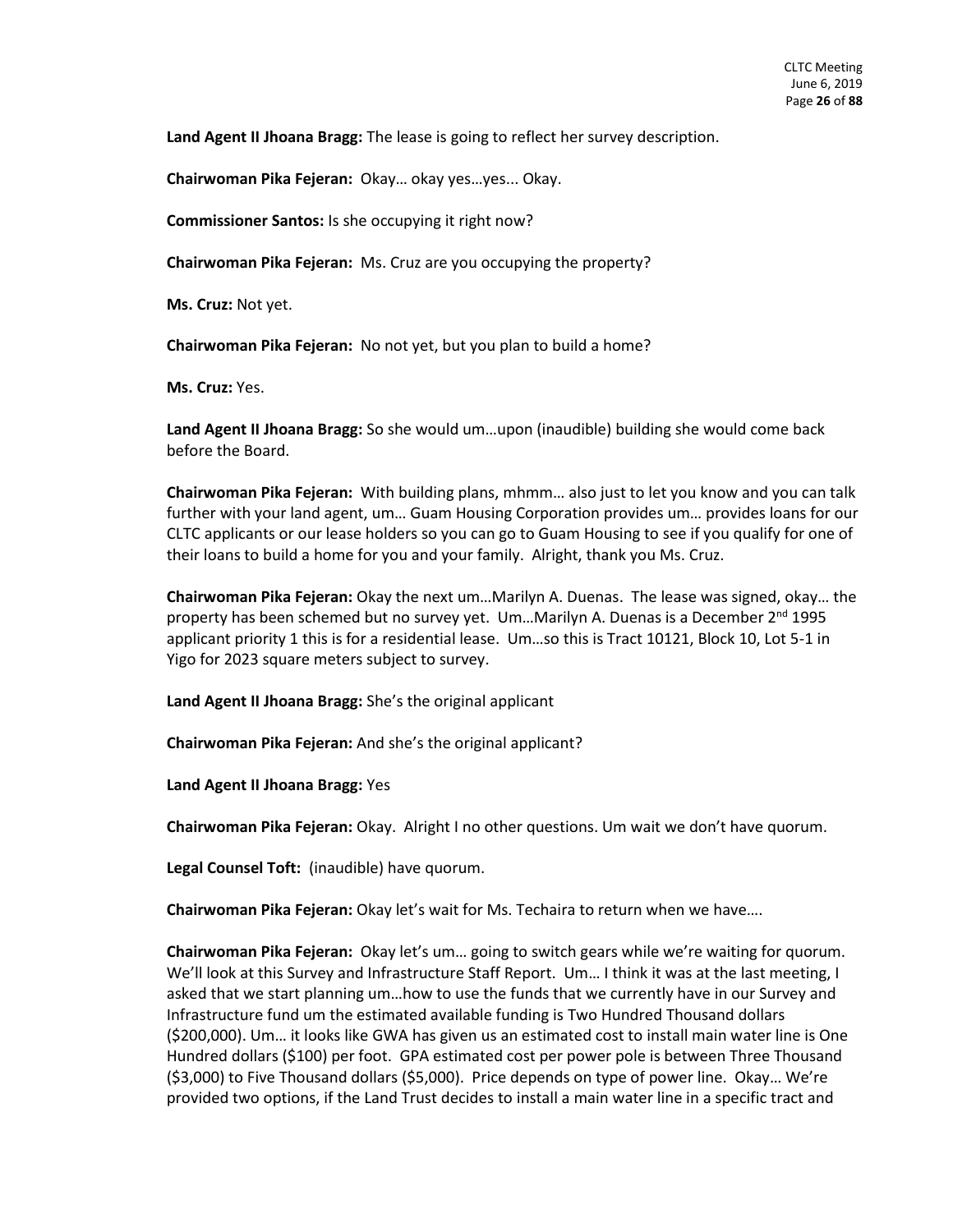**Land Agent II Jhoana Bragg:** The lease is going to reflect her survey description.

**Chairwoman Pika Fejeran:** Okay… okay yes…yes... Okay.

**Commissioner Santos:** Is she occupying it right now?

**Chairwoman Pika Fejeran:** Ms. Cruz are you occupying the property?

**Ms. Cruz:** Not yet.

**Chairwoman Pika Fejeran:** No not yet, but you plan to build a home?

**Ms. Cruz:** Yes.

**Land Agent II Jhoana Bragg:** So she would um…upon (inaudible) building she would come back before the Board.

**Chairwoman Pika Fejeran:** With building plans, mhmm… also just to let you know and you can talk further with your land agent, um… Guam Housing Corporation provides um… provides loans for our CLTC applicants or our lease holders so you can go to Guam Housing to see if you qualify for one of their loans to build a home for you and your family. Alright, thank you Ms. Cruz.

**Chairwoman Pika Fejeran:** Okay the next um…Marilyn A. Duenas. The lease was signed, okay… the property has been schemed but no survey yet. Um…Marilyn A. Duenas is a December 2nd 1995 applicant priority 1 this is for a residential lease. Um…so this is Tract 10121, Block 10, Lot 5-1 in Yigo for 2023 square meters subject to survey.

**Land Agent II Jhoana Bragg:** She's the original applicant

**Chairwoman Pika Fejeran:** And she's the original applicant?

**Land Agent II Jhoana Bragg:** Yes

**Chairwoman Pika Fejeran:** Okay. Alright I no other questions. Um wait we don't have quorum.

**Legal Counsel Toft:** (inaudible) have quorum.

**Chairwoman Pika Fejeran:** Okay let's wait for Ms. Techaira to return when we have….

**Chairwoman Pika Fejeran:** Okay let's um… going to switch gears while we're waiting for quorum. We'll look at this Survey and Infrastructure Staff Report. Um… I think it was at the last meeting, I asked that we start planning um…how to use the funds that we currently have in our Survey and Infrastructure fund um the estimated available funding is Two Hundred Thousand dollars ($200,000). Um… it looks like GWA has given us an estimated cost to install main water line is One Hundred dollars ($100) per foot. GPA estimated cost per power pole is between Three Thousand ($3,000) to Five Thousand dollars ($5,000). Price depends on type of power line. Okay… We're provided two options, if the Land Trust decides to install a main water line in a specific tract and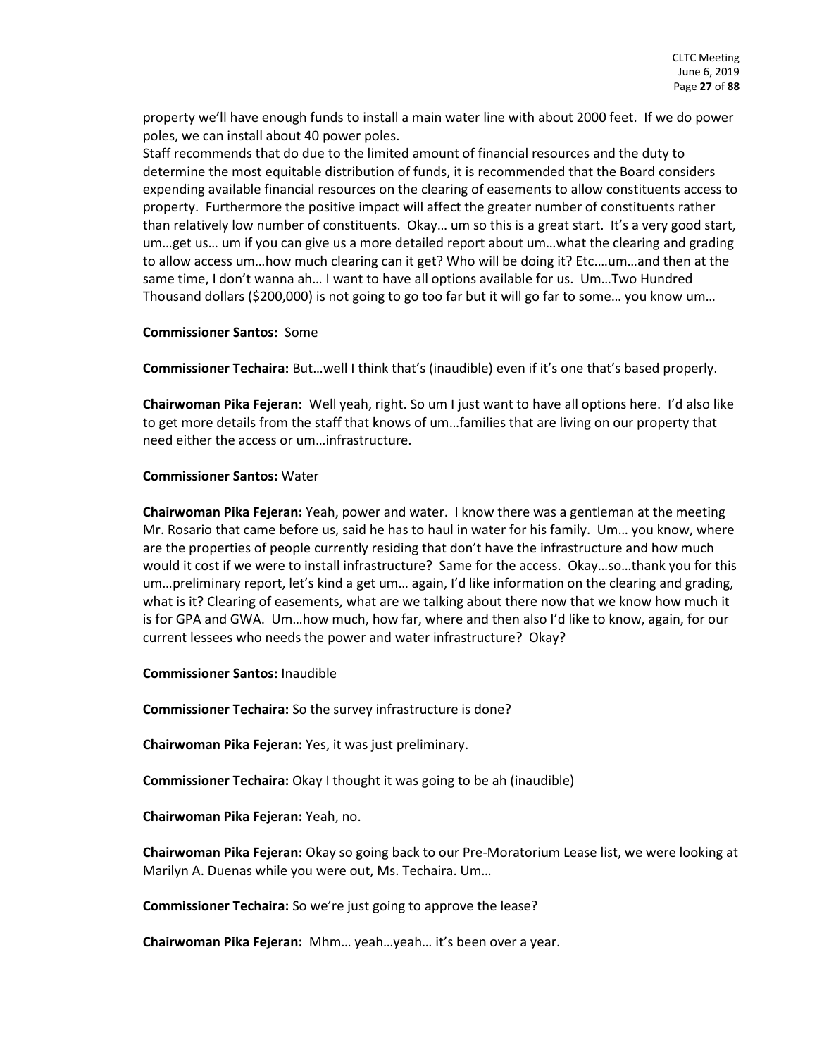property we'll have enough funds to install a main water line with about 2000 feet. If we do power poles, we can install about 40 power poles.
Staff recommends that do due to the limited amount of financial resources and the duty to determine the most equitable distribution of funds, it is recommended that the Board considers expending available financial resources on the clearing of easements to allow constituents access to property. Furthermore the positive impact will affect the greater number of constituents rather than relatively low number of constituents. Okay… um so this is a great start. It's a very good start, um…get us… um if you can give us a more detailed report about um…what the clearing and grading to allow access um…how much clearing can it get? Who will be doing it? Etc.…um…and then at the same time, I don't wanna ah… I want to have all options available for us. Um…Two Hundred Thousand dollars ($200,000) is not going to go too far but it will go far to some… you know um…

**Commissioner Santos:** Some

**Commissioner Techaira:** But…well I think that's (inaudible) even if it's one that's based properly.

**Chairwoman Pika Fejeran:** Well yeah, right. So um I just want to have all options here. I'd also like to get more details from the staff that knows of um…families that are living on our property that need either the access or um…infrastructure.

**Commissioner Santos:** Water

**Chairwoman Pika Fejeran:** Yeah, power and water. I know there was a gentleman at the meeting Mr. Rosario that came before us, said he has to haul in water for his family. Um… you know, where are the properties of people currently residing that don't have the infrastructure and how much would it cost if we were to install infrastructure? Same for the access. Okay…so…thank you for this um…preliminary report, let's kind a get um… again, I'd like information on the clearing and grading, what is it? Clearing of easements, what are we talking about there now that we know how much it is for GPA and GWA. Um…how much, how far, where and then also I'd like to know, again, for our current lessees who needs the power and water infrastructure? Okay?

**Commissioner Santos:** Inaudible

**Commissioner Techaira:** So the survey infrastructure is done?

**Chairwoman Pika Fejeran:** Yes, it was just preliminary.

**Commissioner Techaira:** Okay I thought it was going to be ah (inaudible)

**Chairwoman Pika Fejeran:** Yeah, no.

**Chairwoman Pika Fejeran:** Okay so going back to our Pre-Moratorium Lease list, we were looking at Marilyn A. Duenas while you were out, Ms. Techaira. Um…

**Commissioner Techaira:** So we're just going to approve the lease?

**Chairwoman Pika Fejeran:** Mhm… yeah…yeah… it's been over a year.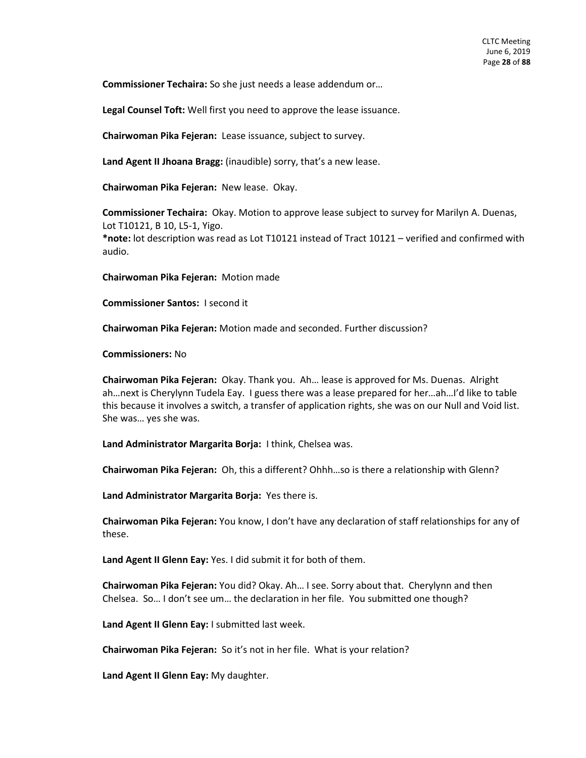**Commissioner Techaira:** So she just needs a lease addendum or…

**Legal Counsel Toft:** Well first you need to approve the lease issuance.

**Chairwoman Pika Fejeran:** Lease issuance, subject to survey.

**Land Agent II Jhoana Bragg:** (inaudible) sorry, that's a new lease.

**Chairwoman Pika Fejeran:** New lease. Okay.

**Commissioner Techaira:** Okay. Motion to approve lease subject to survey for Marilyn A. Duenas, Lot T10121, B 10, L5-1, Yigo.
***note:** lot description was read as Lot T10121 instead of Tract 10121 – verified and confirmed with audio.

**Chairwoman Pika Fejeran:** Motion made

**Commissioner Santos:** I second it

**Chairwoman Pika Fejeran:** Motion made and seconded. Further discussion?

**Commissioners:** No

**Chairwoman Pika Fejeran:** Okay. Thank you. Ah… lease is approved for Ms. Duenas. Alright ah…next is Cherylynn Tudela Eay. I guess there was a lease prepared for her…ah…I'd like to table this because it involves a switch, a transfer of application rights, she was on our Null and Void list. She was… yes she was.

**Land Administrator Margarita Borja:** I think, Chelsea was.

**Chairwoman Pika Fejeran:** Oh, this a different? Ohhh…so is there a relationship with Glenn?

**Land Administrator Margarita Borja:** Yes there is.

**Chairwoman Pika Fejeran:** You know, I don't have any declaration of staff relationships for any of these.

**Land Agent II Glenn Eay:** Yes. I did submit it for both of them.

**Chairwoman Pika Fejeran:** You did? Okay. Ah… I see. Sorry about that. Cherylynn and then Chelsea. So… I don't see um… the declaration in her file. You submitted one though?

**Land Agent II Glenn Eay:** I submitted last week.

**Chairwoman Pika Fejeran:** So it's not in her file. What is your relation?

**Land Agent II Glenn Eay:** My daughter.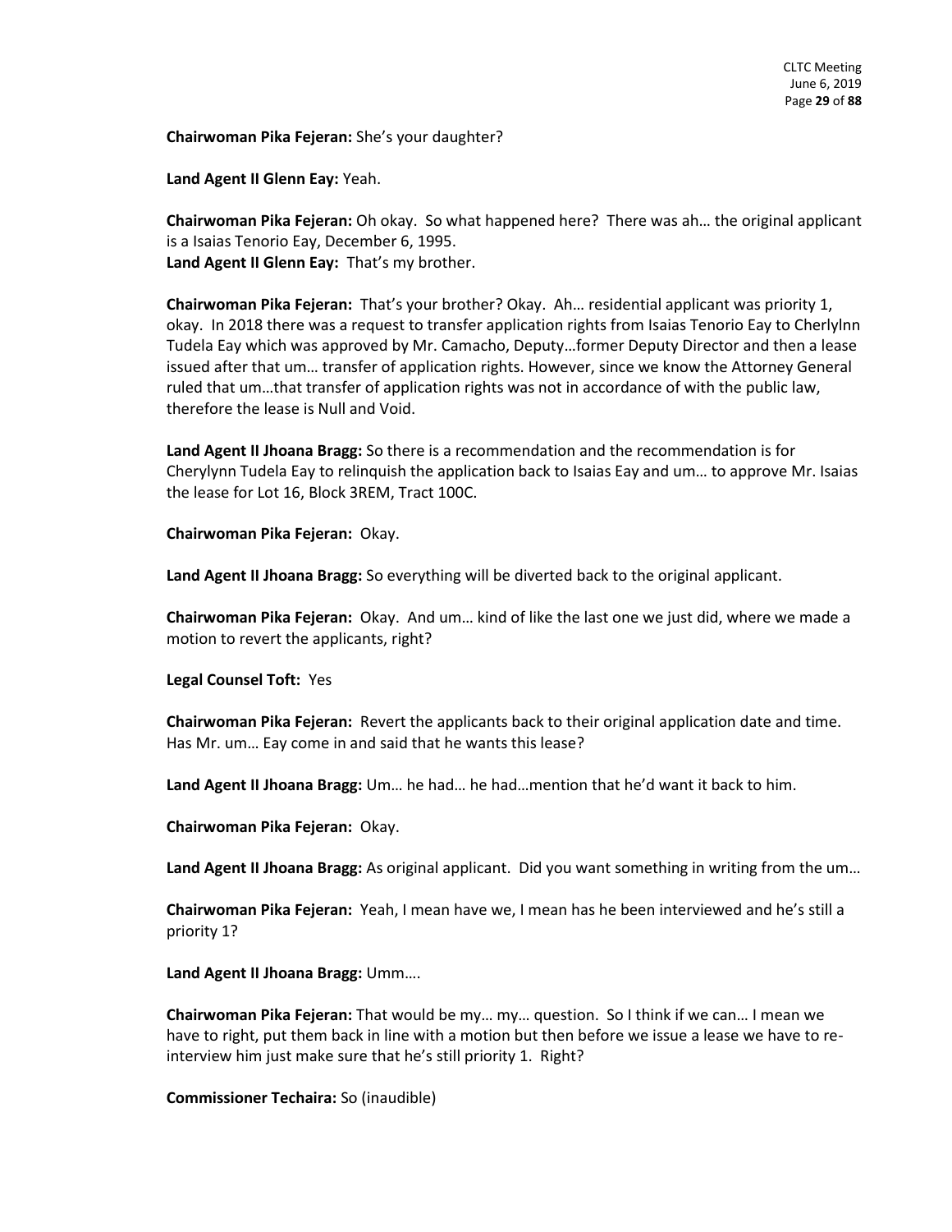**Chairwoman Pika Fejeran:** She's your daughter?

**Land Agent II Glenn Eay:** Yeah.

**Chairwoman Pika Fejeran:** Oh okay. So what happened here? There was ah… the original applicant is a Isaias Tenorio Eay, December 6, 1995.
**Land Agent II Glenn Eay:** That's my brother.

**Chairwoman Pika Fejeran:** That's your brother? Okay. Ah… residential applicant was priority 1, okay. In 2018 there was a request to transfer application rights from Isaias Tenorio Eay to Cherlylnn Tudela Eay which was approved by Mr. Camacho, Deputy…former Deputy Director and then a lease issued after that um… transfer of application rights. However, since we know the Attorney General ruled that um…that transfer of application rights was not in accordance of with the public law, therefore the lease is Null and Void.

**Land Agent II Jhoana Bragg:** So there is a recommendation and the recommendation is for Cherylynn Tudela Eay to relinquish the application back to Isaias Eay and um… to approve Mr. Isaias the lease for Lot 16, Block 3REM, Tract 100C.

**Chairwoman Pika Fejeran:** Okay.

**Land Agent II Jhoana Bragg:** So everything will be diverted back to the original applicant.

**Chairwoman Pika Fejeran:** Okay. And um… kind of like the last one we just did, where we made a motion to revert the applicants, right?

**Legal Counsel Toft:** Yes

**Chairwoman Pika Fejeran:** Revert the applicants back to their original application date and time. Has Mr. um… Eay come in and said that he wants this lease?

**Land Agent II Jhoana Bragg:** Um… he had… he had…mention that he'd want it back to him.

**Chairwoman Pika Fejeran:** Okay.

**Land Agent II Jhoana Bragg:** As original applicant. Did you want something in writing from the um…

**Chairwoman Pika Fejeran:** Yeah, I mean have we, I mean has he been interviewed and he's still a priority 1?

**Land Agent II Jhoana Bragg:** Umm….

**Chairwoman Pika Fejeran:** That would be my… my… question. So I think if we can… I mean we have to right, put them back in line with a motion but then before we issue a lease we have to re-interview him just make sure that he's still priority 1. Right?

**Commissioner Techaira:** So (inaudible)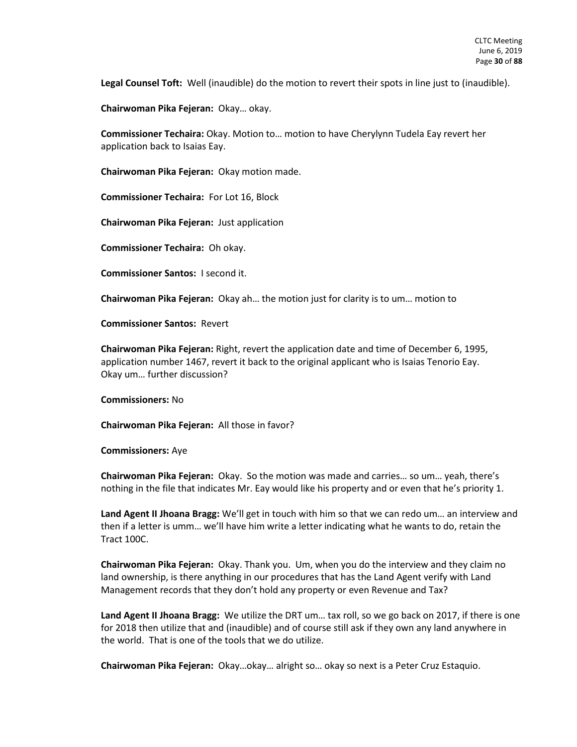**Legal Counsel Toft:** Well (inaudible) do the motion to revert their spots in line just to (inaudible).

**Chairwoman Pika Fejeran:** Okay… okay.

**Commissioner Techaira:** Okay. Motion to… motion to have Cherylynn Tudela Eay revert her application back to Isaias Eay.

**Chairwoman Pika Fejeran:** Okay motion made.

**Commissioner Techaira:** For Lot 16, Block

**Chairwoman Pika Fejeran:** Just application

**Commissioner Techaira:** Oh okay.

**Commissioner Santos:** I second it.

**Chairwoman Pika Fejeran:** Okay ah… the motion just for clarity is to um… motion to

**Commissioner Santos:** Revert

**Chairwoman Pika Fejeran:** Right, revert the application date and time of December 6, 1995, application number 1467, revert it back to the original applicant who is Isaias Tenorio Eay. Okay um… further discussion?

**Commissioners:** No

**Chairwoman Pika Fejeran:** All those in favor?

**Commissioners:** Aye

**Chairwoman Pika Fejeran:** Okay. So the motion was made and carries… so um… yeah, there's nothing in the file that indicates Mr. Eay would like his property and or even that he's priority 1.

**Land Agent II Jhoana Bragg:** We'll get in touch with him so that we can redo um… an interview and then if a letter is umm… we'll have him write a letter indicating what he wants to do, retain the Tract 100C.

**Chairwoman Pika Fejeran:** Okay. Thank you. Um, when you do the interview and they claim no land ownership, is there anything in our procedures that has the Land Agent verify with Land Management records that they don't hold any property or even Revenue and Tax?

**Land Agent II Jhoana Bragg:** We utilize the DRT um… tax roll, so we go back on 2017, if there is one for 2018 then utilize that and (inaudible) and of course still ask if they own any land anywhere in the world. That is one of the tools that we do utilize.

**Chairwoman Pika Fejeran:** Okay…okay… alright so… okay so next is a Peter Cruz Estaquio.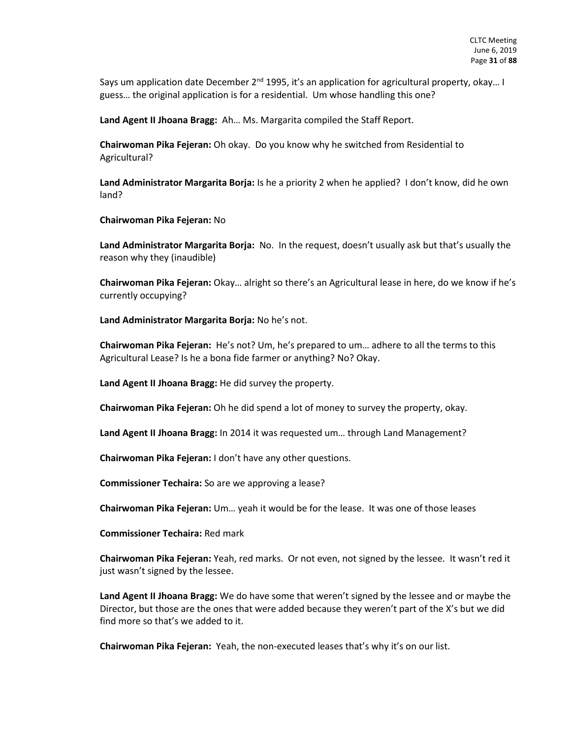Says um application date December 2nd 1995, it's an application for agricultural property, okay… I guess… the original application is for a residential. Um whose handling this one?

**Land Agent II Jhoana Bragg:** Ah… Ms. Margarita compiled the Staff Report.

**Chairwoman Pika Fejeran:** Oh okay. Do you know why he switched from Residential to Agricultural?

**Land Administrator Margarita Borja:** Is he a priority 2 when he applied? I don't know, did he own land?

**Chairwoman Pika Fejeran:** No

**Land Administrator Margarita Borja:** No. In the request, doesn't usually ask but that's usually the reason why they (inaudible)

**Chairwoman Pika Fejeran:** Okay… alright so there's an Agricultural lease in here, do we know if he's currently occupying?

**Land Administrator Margarita Borja:** No he's not.

**Chairwoman Pika Fejeran:** He's not? Um, he's prepared to um… adhere to all the terms to this Agricultural Lease? Is he a bona fide farmer or anything? No? Okay.

**Land Agent II Jhoana Bragg:** He did survey the property.

**Chairwoman Pika Fejeran:** Oh he did spend a lot of money to survey the property, okay.

**Land Agent II Jhoana Bragg:** In 2014 it was requested um… through Land Management?

**Chairwoman Pika Fejeran:** I don't have any other questions.

**Commissioner Techaira:** So are we approving a lease?

**Chairwoman Pika Fejeran:** Um… yeah it would be for the lease. It was one of those leases

**Commissioner Techaira:** Red mark

**Chairwoman Pika Fejeran:** Yeah, red marks. Or not even, not signed by the lessee. It wasn't red it just wasn't signed by the lessee.

**Land Agent II Jhoana Bragg:** We do have some that weren't signed by the lessee and or maybe the Director, but those are the ones that were added because they weren't part of the X's but we did find more so that's we added to it.

**Chairwoman Pika Fejeran:** Yeah, the non-executed leases that's why it's on our list.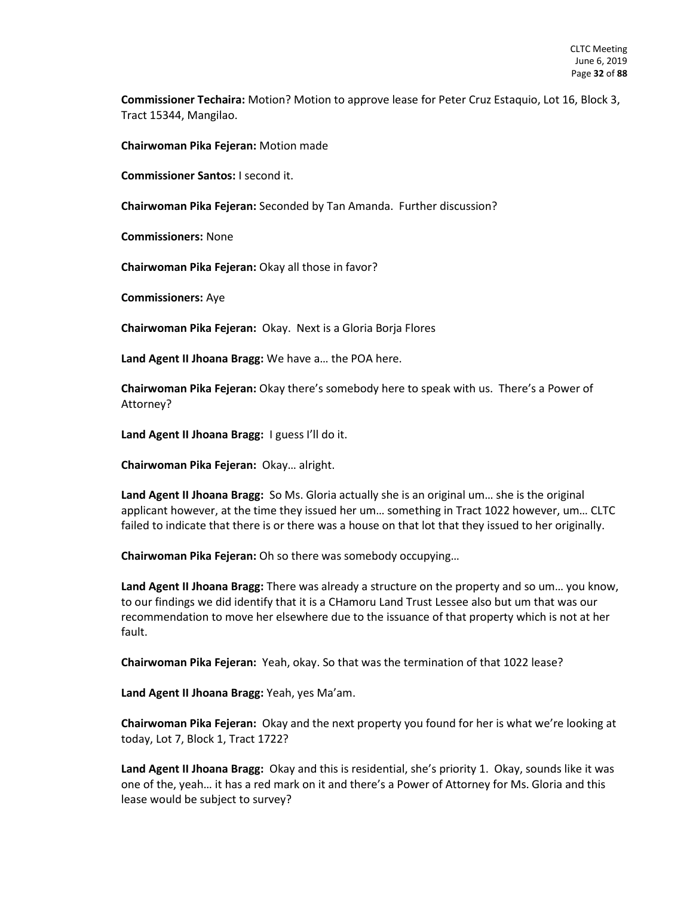**Commissioner Techaira:** Motion? Motion to approve lease for Peter Cruz Estaquio, Lot 16, Block 3, Tract 15344, Mangilao.

**Chairwoman Pika Fejeran:** Motion made

**Commissioner Santos:** I second it.

**Chairwoman Pika Fejeran:** Seconded by Tan Amanda. Further discussion?

**Commissioners:** None

**Chairwoman Pika Fejeran:** Okay all those in favor?

**Commissioners:** Aye

**Chairwoman Pika Fejeran:** Okay. Next is a Gloria Borja Flores

**Land Agent II Jhoana Bragg:** We have a… the POA here.

**Chairwoman Pika Fejeran:** Okay there's somebody here to speak with us. There's a Power of Attorney?

**Land Agent II Jhoana Bragg:** I guess I'll do it.

**Chairwoman Pika Fejeran:** Okay… alright.

**Land Agent II Jhoana Bragg:** So Ms. Gloria actually she is an original um… she is the original applicant however, at the time they issued her um… something in Tract 1022 however, um… CLTC failed to indicate that there is or there was a house on that lot that they issued to her originally.

**Chairwoman Pika Fejeran:** Oh so there was somebody occupying…

**Land Agent II Jhoana Bragg:** There was already a structure on the property and so um… you know, to our findings we did identify that it is a CHamoru Land Trust Lessee also but um that was our recommendation to move her elsewhere due to the issuance of that property which is not at her fault.

**Chairwoman Pika Fejeran:** Yeah, okay. So that was the termination of that 1022 lease?

**Land Agent II Jhoana Bragg:** Yeah, yes Ma'am.

**Chairwoman Pika Fejeran:** Okay and the next property you found for her is what we're looking at today, Lot 7, Block 1, Tract 1722?

**Land Agent II Jhoana Bragg:** Okay and this is residential, she's priority 1. Okay, sounds like it was one of the, yeah… it has a red mark on it and there's a Power of Attorney for Ms. Gloria and this lease would be subject to survey?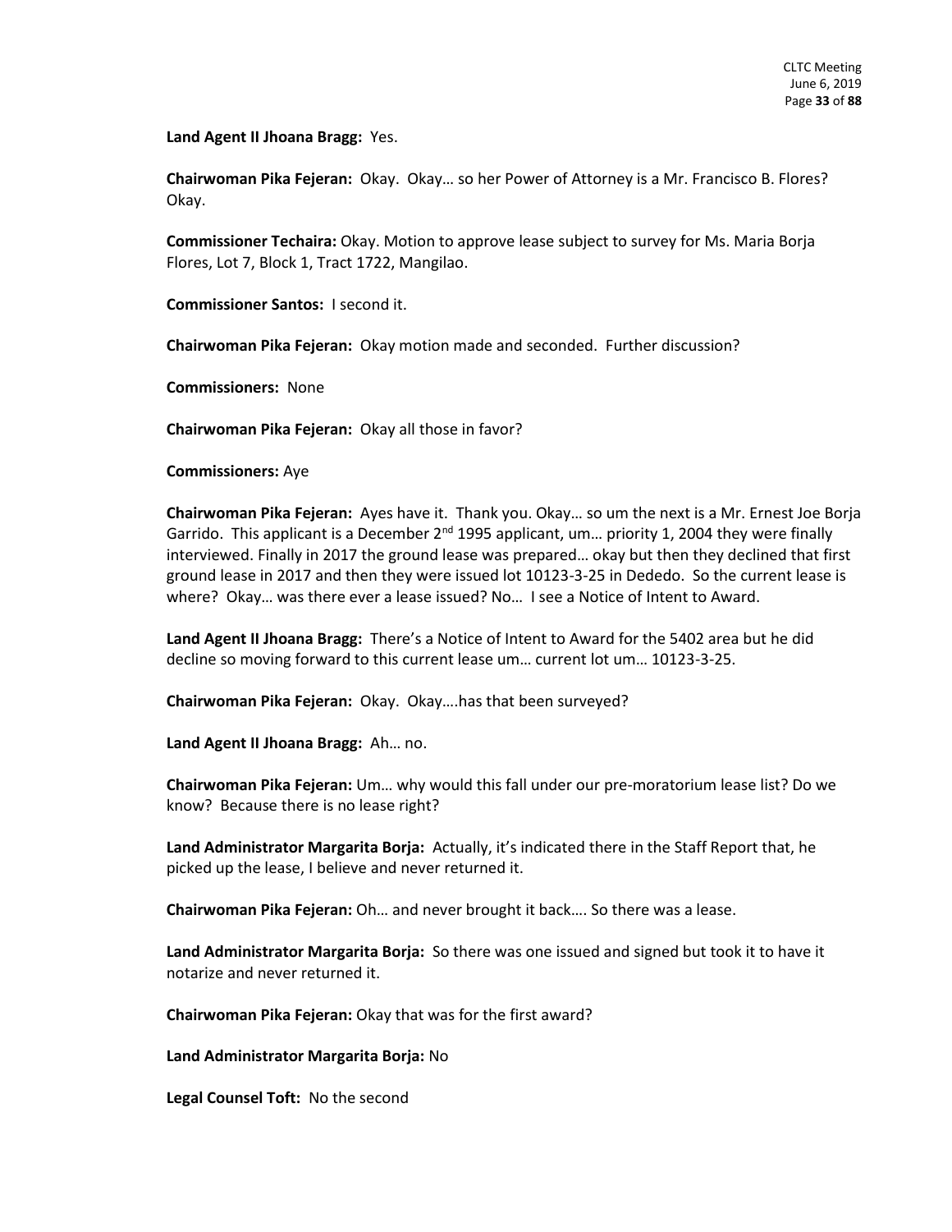**Land Agent II Jhoana Bragg:** Yes.

**Chairwoman Pika Fejeran:** Okay. Okay… so her Power of Attorney is a Mr. Francisco B. Flores? Okay.

**Commissioner Techaira:** Okay. Motion to approve lease subject to survey for Ms. Maria Borja Flores, Lot 7, Block 1, Tract 1722, Mangilao.

**Commissioner Santos:** I second it.

**Chairwoman Pika Fejeran:** Okay motion made and seconded. Further discussion?

**Commissioners:** None

**Chairwoman Pika Fejeran:** Okay all those in favor?

**Commissioners:** Aye

**Chairwoman Pika Fejeran:** Ayes have it. Thank you. Okay… so um the next is a Mr. Ernest Joe Borja Garrido. This applicant is a December 2nd 1995 applicant, um… priority 1, 2004 they were finally interviewed. Finally in 2017 the ground lease was prepared… okay but then they declined that first ground lease in 2017 and then they were issued lot 10123-3-25 in Dededo. So the current lease is where? Okay… was there ever a lease issued? No… I see a Notice of Intent to Award.

**Land Agent II Jhoana Bragg:** There's a Notice of Intent to Award for the 5402 area but he did decline so moving forward to this current lease um… current lot um… 10123-3-25.

**Chairwoman Pika Fejeran:** Okay. Okay….has that been surveyed?

**Land Agent II Jhoana Bragg:** Ah… no.

**Chairwoman Pika Fejeran:** Um… why would this fall under our pre-moratorium lease list? Do we know? Because there is no lease right?

**Land Administrator Margarita Borja:** Actually, it's indicated there in the Staff Report that, he picked up the lease, I believe and never returned it.

**Chairwoman Pika Fejeran:** Oh… and never brought it back…. So there was a lease.

**Land Administrator Margarita Borja:** So there was one issued and signed but took it to have it notarize and never returned it.

**Chairwoman Pika Fejeran:** Okay that was for the first award?

**Land Administrator Margarita Borja:** No

**Legal Counsel Toft:** No the second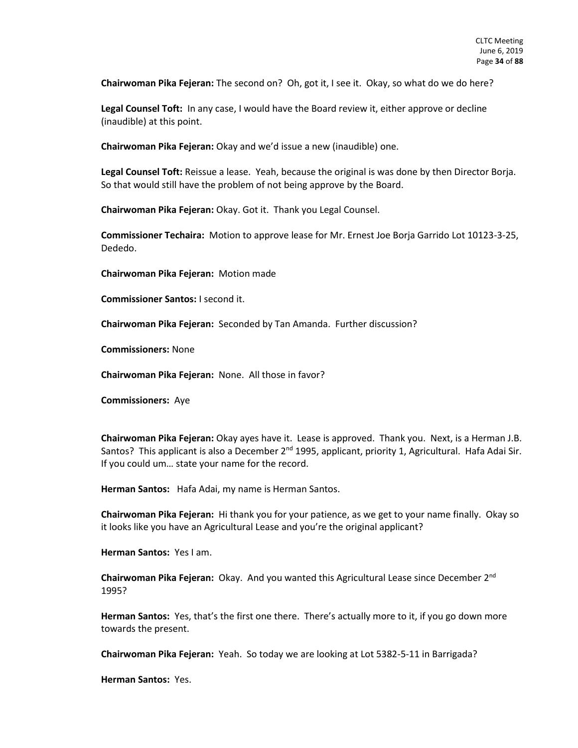**Chairwoman Pika Fejeran:** The second on? Oh, got it, I see it. Okay, so what do we do here?

**Legal Counsel Toft:** In any case, I would have the Board review it, either approve or decline (inaudible) at this point.

**Chairwoman Pika Fejeran:** Okay and we'd issue a new (inaudible) one.

**Legal Counsel Toft:** Reissue a lease. Yeah, because the original is was done by then Director Borja. So that would still have the problem of not being approve by the Board.

**Chairwoman Pika Fejeran:** Okay. Got it. Thank you Legal Counsel.

**Commissioner Techaira:** Motion to approve lease for Mr. Ernest Joe Borja Garrido Lot 10123-3-25, Dededo.

**Chairwoman Pika Fejeran:** Motion made

**Commissioner Santos:** I second it.

**Chairwoman Pika Fejeran:** Seconded by Tan Amanda. Further discussion?

**Commissioners:** None

**Chairwoman Pika Fejeran:** None. All those in favor?

**Commissioners:** Aye

**Chairwoman Pika Fejeran:** Okay ayes have it. Lease is approved. Thank you. Next, is a Herman J.B. Santos? This applicant is also a December 2nd 1995, applicant, priority 1, Agricultural. Hafa Adai Sir. If you could um… state your name for the record.

**Herman Santos:** Hafa Adai, my name is Herman Santos.

**Chairwoman Pika Fejeran:** Hi thank you for your patience, as we get to your name finally. Okay so it looks like you have an Agricultural Lease and you're the original applicant?

**Herman Santos:** Yes I am.

**Chairwoman Pika Fejeran:** Okay. And you wanted this Agricultural Lease since December 2nd 1995?

**Herman Santos:** Yes, that's the first one there. There's actually more to it, if you go down more towards the present.

**Chairwoman Pika Fejeran:** Yeah. So today we are looking at Lot 5382-5-11 in Barrigada?

**Herman Santos:** Yes.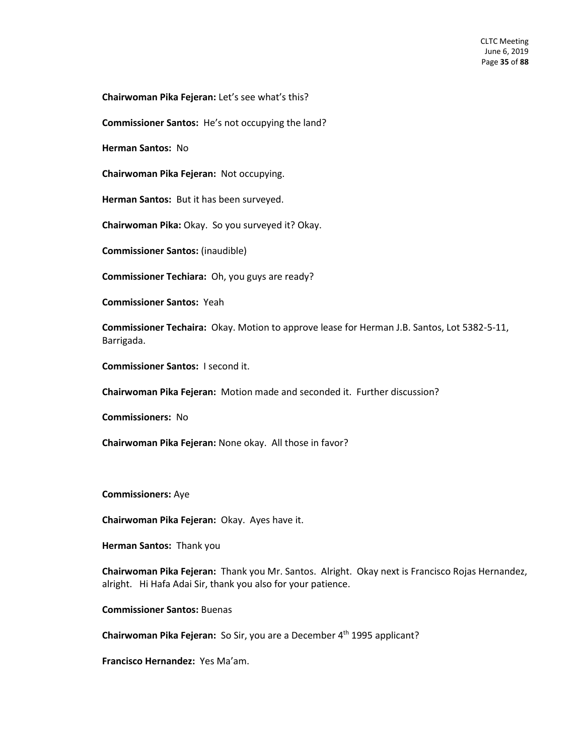**Chairwoman Pika Fejeran:** Let's see what's this?

**Commissioner Santos:** He's not occupying the land?

**Herman Santos:** No

**Chairwoman Pika Fejeran:** Not occupying.

**Herman Santos:** But it has been surveyed.

**Chairwoman Pika:** Okay. So you surveyed it? Okay.

**Commissioner Santos:** (inaudible)

**Commissioner Techiara:** Oh, you guys are ready?

**Commissioner Santos:** Yeah

**Commissioner Techaira:** Okay. Motion to approve lease for Herman J.B. Santos, Lot 5382-5-11, Barrigada.

**Commissioner Santos:** I second it.

**Chairwoman Pika Fejeran:** Motion made and seconded it. Further discussion?

**Commissioners:** No

**Chairwoman Pika Fejeran:** None okay. All those in favor?

**Commissioners:** Aye

**Chairwoman Pika Fejeran:** Okay. Ayes have it.

**Herman Santos:** Thank you

**Chairwoman Pika Fejeran:** Thank you Mr. Santos. Alright. Okay next is Francisco Rojas Hernandez, alright. Hi Hafa Adai Sir, thank you also for your patience.

**Commissioner Santos:** Buenas

**Chairwoman Pika Fejeran:** So Sir, you are a December 4th 1995 applicant?

**Francisco Hernandez:** Yes Ma'am.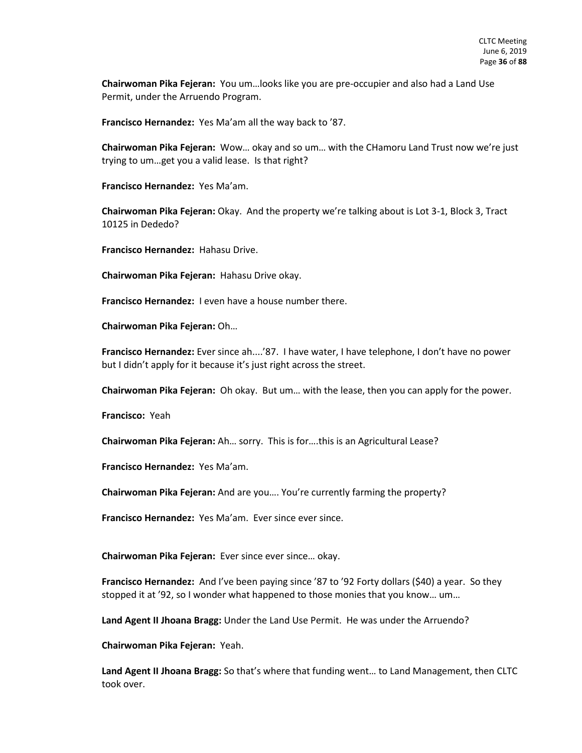**Chairwoman Pika Fejeran:** You um…looks like you are pre-occupier and also had a Land Use Permit, under the Arruendo Program.

**Francisco Hernandez:** Yes Ma'am all the way back to '87.

**Chairwoman Pika Fejeran:** Wow… okay and so um… with the CHamoru Land Trust now we're just trying to um…get you a valid lease. Is that right?

**Francisco Hernandez:** Yes Ma'am.

**Chairwoman Pika Fejeran:** Okay. And the property we're talking about is Lot 3-1, Block 3, Tract 10125 in Dededo?

**Francisco Hernandez:** Hahasu Drive.

**Chairwoman Pika Fejeran:** Hahasu Drive okay.

**Francisco Hernandez:** I even have a house number there.

**Chairwoman Pika Fejeran:** Oh…

**Francisco Hernandez:** Ever since ah....'87. I have water, I have telephone, I don't have no power but I didn't apply for it because it's just right across the street.

**Chairwoman Pika Fejeran:** Oh okay. But um… with the lease, then you can apply for the power.

**Francisco:** Yeah

**Chairwoman Pika Fejeran:** Ah… sorry. This is for….this is an Agricultural Lease?

**Francisco Hernandez:** Yes Ma'am.

**Chairwoman Pika Fejeran:** And are you…. You're currently farming the property?

**Francisco Hernandez:** Yes Ma'am. Ever since ever since.

**Chairwoman Pika Fejeran:** Ever since ever since… okay.

**Francisco Hernandez:** And I've been paying since '87 to '92 Forty dollars ($40) a year. So they stopped it at '92, so I wonder what happened to those monies that you know… um…

**Land Agent II Jhoana Bragg:** Under the Land Use Permit. He was under the Arruendo?

**Chairwoman Pika Fejeran:** Yeah.

**Land Agent II Jhoana Bragg:** So that's where that funding went… to Land Management, then CLTC took over.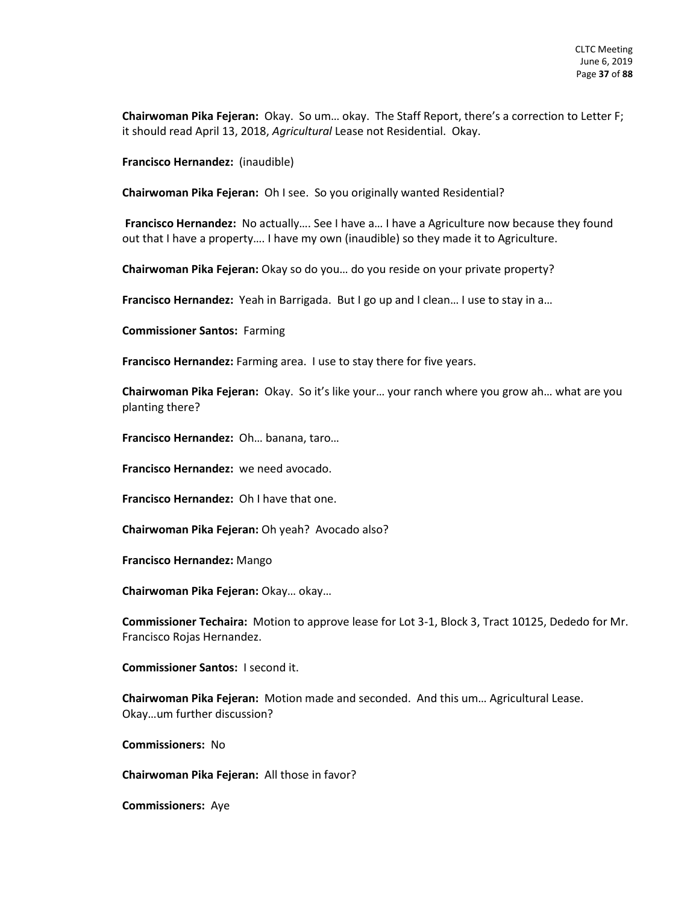**Chairwoman Pika Fejeran:** Okay. So um… okay. The Staff Report, there's a correction to Letter F; it should read April 13, 2018, *Agricultural* Lease not Residential. Okay.

**Francisco Hernandez:** (inaudible)

**Chairwoman Pika Fejeran:** Oh I see. So you originally wanted Residential?

**Francisco Hernandez:** No actually…. See I have a… I have a Agriculture now because they found out that I have a property…. I have my own (inaudible) so they made it to Agriculture.

**Chairwoman Pika Fejeran:** Okay so do you… do you reside on your private property?

**Francisco Hernandez:** Yeah in Barrigada. But I go up and I clean… I use to stay in a…

**Commissioner Santos:** Farming

**Francisco Hernandez:** Farming area. I use to stay there for five years.

**Chairwoman Pika Fejeran:** Okay. So it's like your… your ranch where you grow ah… what are you planting there?

**Francisco Hernandez:** Oh… banana, taro…

**Francisco Hernandez:** we need avocado.

**Francisco Hernandez:** Oh I have that one.

**Chairwoman Pika Fejeran:** Oh yeah? Avocado also?

**Francisco Hernandez:** Mango

**Chairwoman Pika Fejeran:** Okay… okay…

**Commissioner Techaira:** Motion to approve lease for Lot 3-1, Block 3, Tract 10125, Dededo for Mr. Francisco Rojas Hernandez.

**Commissioner Santos:** I second it.

**Chairwoman Pika Fejeran:** Motion made and seconded. And this um… Agricultural Lease. Okay…um further discussion?

**Commissioners:** No

**Chairwoman Pika Fejeran:** All those in favor?

**Commissioners:** Aye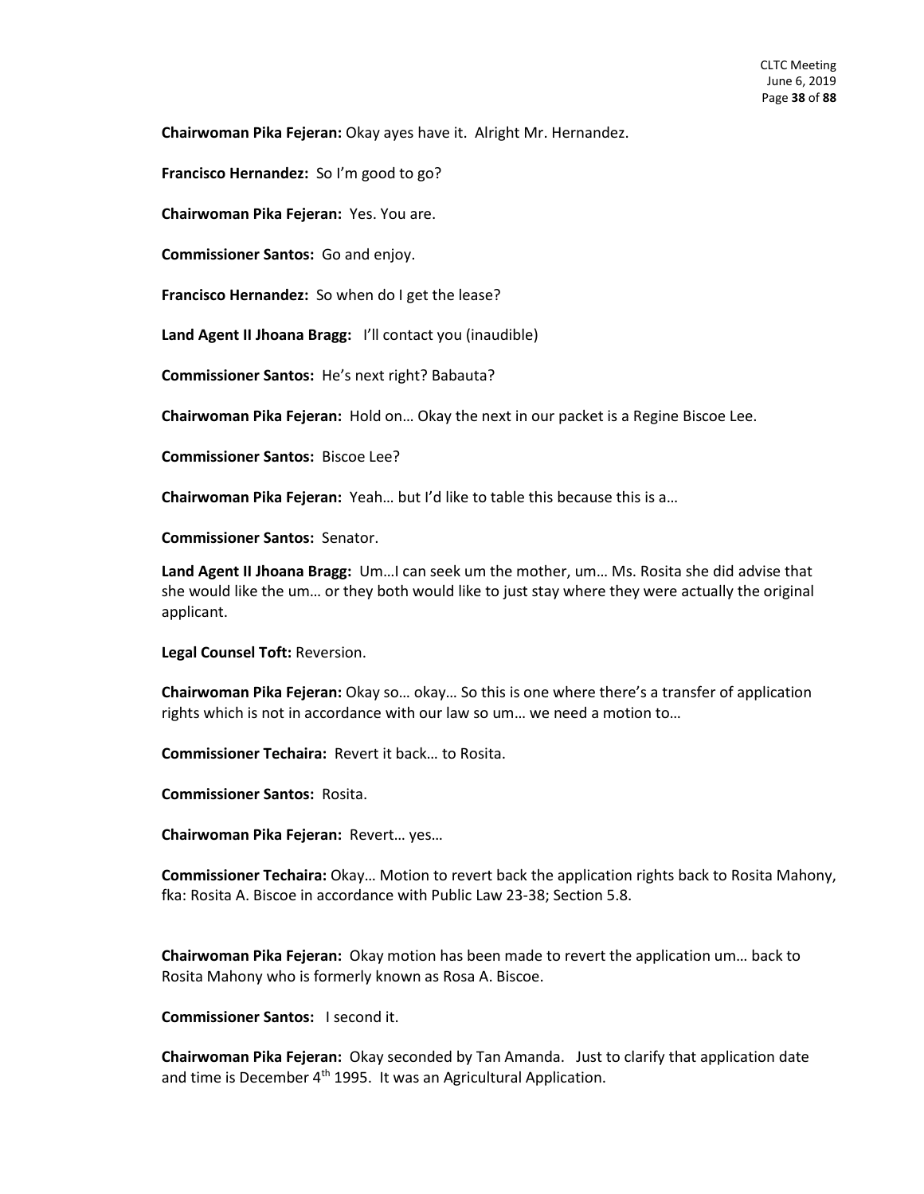**Chairwoman Pika Fejeran:** Okay ayes have it. Alright Mr. Hernandez.

**Francisco Hernandez:** So I'm good to go?

**Chairwoman Pika Fejeran:** Yes. You are.

**Commissioner Santos:** Go and enjoy.

**Francisco Hernandez:** So when do I get the lease?

**Land Agent II Jhoana Bragg:** I'll contact you (inaudible)

**Commissioner Santos:** He's next right? Babauta?

**Chairwoman Pika Fejeran:** Hold on… Okay the next in our packet is a Regine Biscoe Lee.

**Commissioner Santos:** Biscoe Lee?

**Chairwoman Pika Fejeran:** Yeah… but I'd like to table this because this is a…

**Commissioner Santos:** Senator.

**Land Agent II Jhoana Bragg:** Um…I can seek um the mother, um… Ms. Rosita she did advise that she would like the um… or they both would like to just stay where they were actually the original applicant.

**Legal Counsel Toft:** Reversion.

**Chairwoman Pika Fejeran:** Okay so… okay… So this is one where there's a transfer of application rights which is not in accordance with our law so um… we need a motion to…

**Commissioner Techaira:** Revert it back… to Rosita.

**Commissioner Santos:** Rosita.

**Chairwoman Pika Fejeran:** Revert… yes…

**Commissioner Techaira:** Okay… Motion to revert back the application rights back to Rosita Mahony, fka: Rosita A. Biscoe in accordance with Public Law 23-38; Section 5.8.

**Chairwoman Pika Fejeran:** Okay motion has been made to revert the application um… back to Rosita Mahony who is formerly known as Rosa A. Biscoe.

**Commissioner Santos:** I second it.

**Chairwoman Pika Fejeran:** Okay seconded by Tan Amanda. Just to clarify that application date and time is December 4th 1995. It was an Agricultural Application.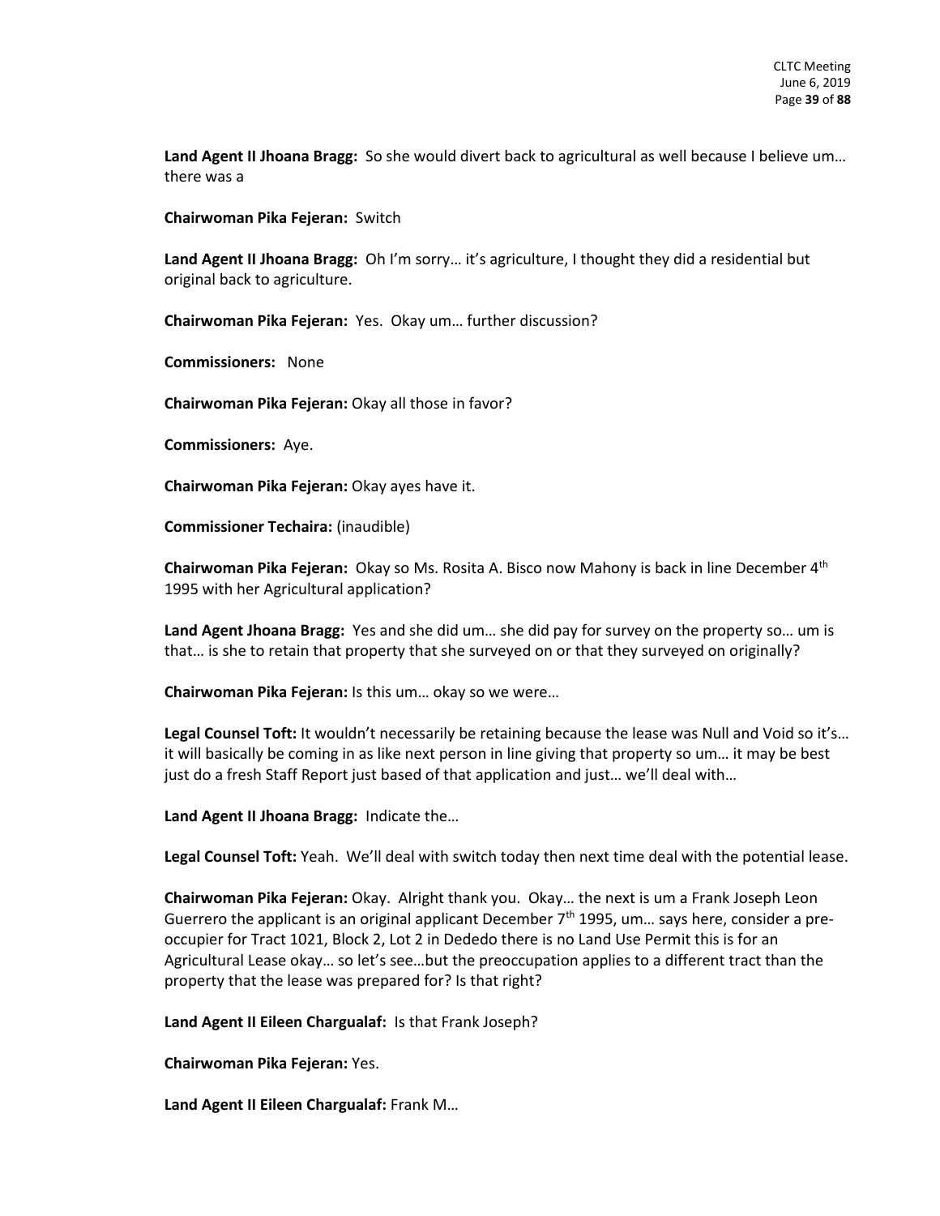**Land Agent II Jhoana Bragg:** So she would divert back to agricultural as well because I believe um… there was a

**Chairwoman Pika Fejeran:** Switch

**Land Agent II Jhoana Bragg:** Oh I'm sorry… it's agriculture, I thought they did a residential but original back to agriculture.

**Chairwoman Pika Fejeran:** Yes. Okay um… further discussion?

**Commissioners:** None

**Chairwoman Pika Fejeran:** Okay all those in favor?

**Commissioners:** Aye.

**Chairwoman Pika Fejeran:** Okay ayes have it.

**Commissioner Techaira:** (inaudible)

**Chairwoman Pika Fejeran:** Okay so Ms. Rosita A. Bisco now Mahony is back in line December 4th 1995 with her Agricultural application?

**Land Agent Jhoana Bragg:** Yes and she did um… she did pay for survey on the property so… um is that… is she to retain that property that she surveyed on or that they surveyed on originally?

**Chairwoman Pika Fejeran:** Is this um… okay so we were…

**Legal Counsel Toft:** It wouldn't necessarily be retaining because the lease was Null and Void so it's… it will basically be coming in as like next person in line giving that property so um… it may be best just do a fresh Staff Report just based of that application and just… we'll deal with…

**Land Agent II Jhoana Bragg:** Indicate the…

**Legal Counsel Toft:** Yeah. We'll deal with switch today then next time deal with the potential lease.

**Chairwoman Pika Fejeran:** Okay. Alright thank you. Okay… the next is um a Frank Joseph Leon Guerrero the applicant is an original applicant December 7th 1995, um… says here, consider a pre-occupier for Tract 1021, Block 2, Lot 2 in Dededo there is no Land Use Permit this is for an Agricultural Lease okay… so let's see…but the preoccupation applies to a different tract than the property that the lease was prepared for? Is that right?

**Land Agent II Eileen Chargualaf:** Is that Frank Joseph?

**Chairwoman Pika Fejeran:** Yes.

**Land Agent II Eileen Chargualaf:** Frank M…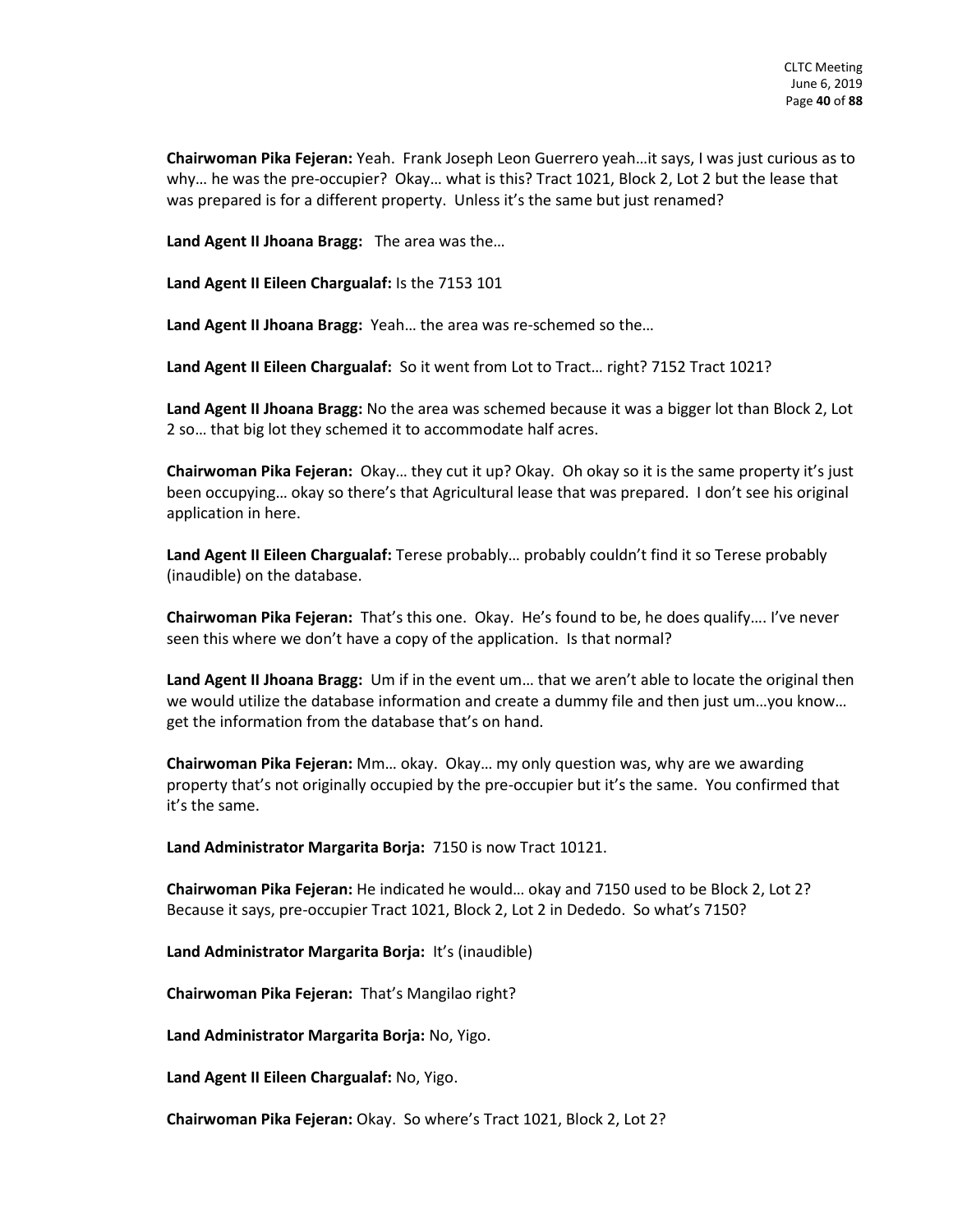**Chairwoman Pika Fejeran:** Yeah. Frank Joseph Leon Guerrero yeah…it says, I was just curious as to why… he was the pre-occupier? Okay… what is this? Tract 1021, Block 2, Lot 2 but the lease that was prepared is for a different property. Unless it's the same but just renamed?

**Land Agent II Jhoana Bragg:** The area was the…

**Land Agent II Eileen Chargualaf:** Is the 7153 101

**Land Agent II Jhoana Bragg:** Yeah… the area was re-schemed so the…

**Land Agent II Eileen Chargualaf:** So it went from Lot to Tract… right? 7152 Tract 1021?

**Land Agent II Jhoana Bragg:** No the area was schemed because it was a bigger lot than Block 2, Lot 2 so… that big lot they schemed it to accommodate half acres.

**Chairwoman Pika Fejeran:** Okay… they cut it up? Okay. Oh okay so it is the same property it's just been occupying… okay so there's that Agricultural lease that was prepared. I don't see his original application in here.

**Land Agent II Eileen Chargualaf:** Terese probably… probably couldn't find it so Terese probably (inaudible) on the database.

**Chairwoman Pika Fejeran:** That's this one. Okay. He's found to be, he does qualify…. I've never seen this where we don't have a copy of the application. Is that normal?

**Land Agent II Jhoana Bragg:** Um if in the event um… that we aren't able to locate the original then we would utilize the database information and create a dummy file and then just um…you know… get the information from the database that's on hand.

**Chairwoman Pika Fejeran:** Mm… okay. Okay… my only question was, why are we awarding property that's not originally occupied by the pre-occupier but it's the same. You confirmed that it's the same.

**Land Administrator Margarita Borja:** 7150 is now Tract 10121.

**Chairwoman Pika Fejeran:** He indicated he would… okay and 7150 used to be Block 2, Lot 2? Because it says, pre-occupier Tract 1021, Block 2, Lot 2 in Dededo. So what's 7150?

**Land Administrator Margarita Borja:** It's (inaudible)

**Chairwoman Pika Fejeran:** That's Mangilao right?

**Land Administrator Margarita Borja:** No, Yigo.

**Land Agent II Eileen Chargualaf:** No, Yigo.

**Chairwoman Pika Fejeran:** Okay. So where's Tract 1021, Block 2, Lot 2?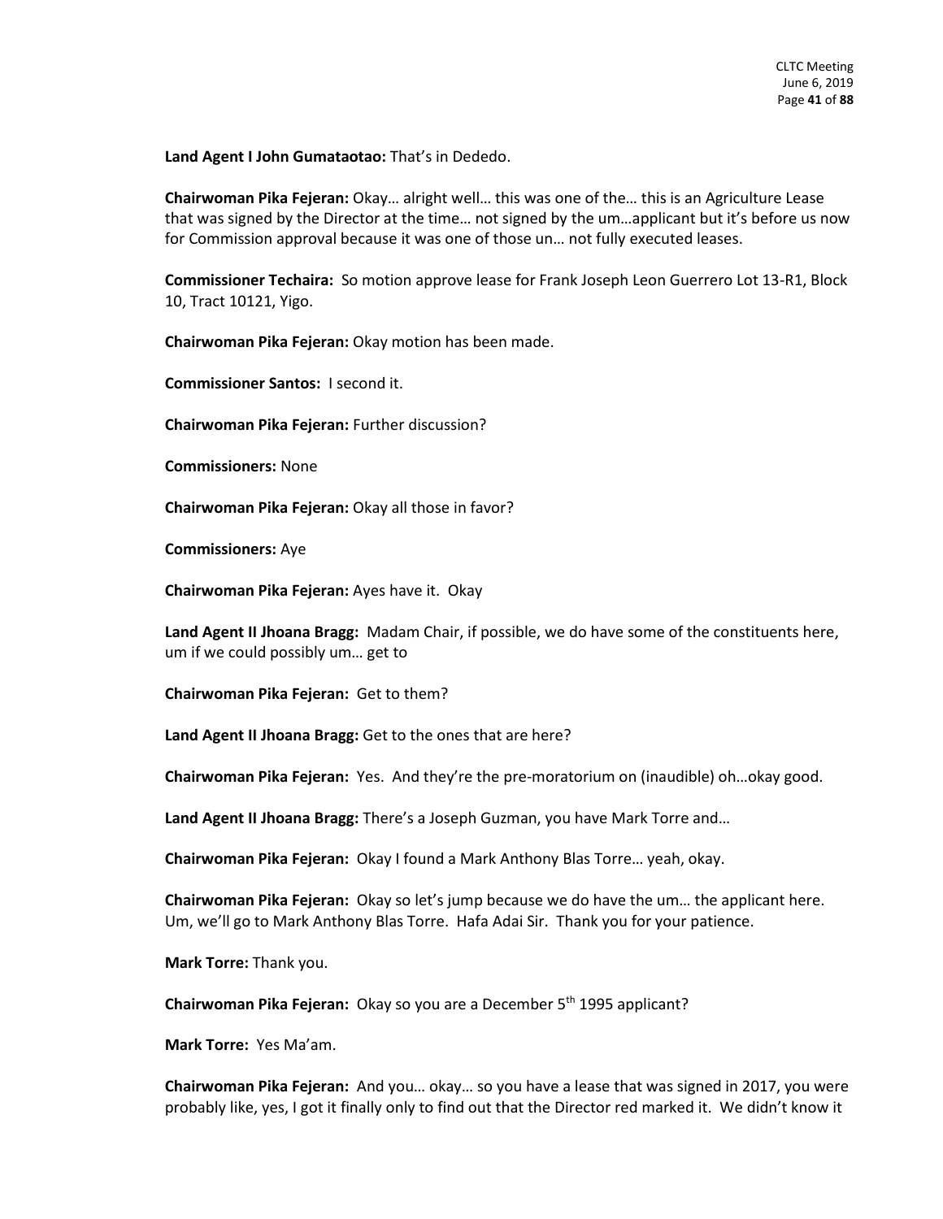**Land Agent I John Gumataotao:** That's in Dededo.

**Chairwoman Pika Fejeran:** Okay… alright well… this was one of the… this is an Agriculture Lease that was signed by the Director at the time… not signed by the um…applicant but it's before us now for Commission approval because it was one of those un… not fully executed leases.

**Commissioner Techaira:** So motion approve lease for Frank Joseph Leon Guerrero Lot 13-R1, Block 10, Tract 10121, Yigo.

**Chairwoman Pika Fejeran:** Okay motion has been made.

**Commissioner Santos:** I second it.

**Chairwoman Pika Fejeran:** Further discussion?

**Commissioners:** None

**Chairwoman Pika Fejeran:** Okay all those in favor?

**Commissioners:** Aye

**Chairwoman Pika Fejeran:** Ayes have it. Okay

**Land Agent II Jhoana Bragg:** Madam Chair, if possible, we do have some of the constituents here, um if we could possibly um… get to

**Chairwoman Pika Fejeran:** Get to them?

**Land Agent II Jhoana Bragg:** Get to the ones that are here?

**Chairwoman Pika Fejeran:** Yes. And they're the pre-moratorium on (inaudible) oh…okay good.

**Land Agent II Jhoana Bragg:** There's a Joseph Guzman, you have Mark Torre and…

**Chairwoman Pika Fejeran:** Okay I found a Mark Anthony Blas Torre… yeah, okay.

**Chairwoman Pika Fejeran:** Okay so let's jump because we do have the um… the applicant here. Um, we'll go to Mark Anthony Blas Torre. Hafa Adai Sir. Thank you for your patience.

**Mark Torre:** Thank you.

**Chairwoman Pika Fejeran:** Okay so you are a December 5th 1995 applicant?

**Mark Torre:** Yes Ma'am.

**Chairwoman Pika Fejeran:** And you… okay… so you have a lease that was signed in 2017, you were probably like, yes, I got it finally only to find out that the Director red marked it. We didn't know it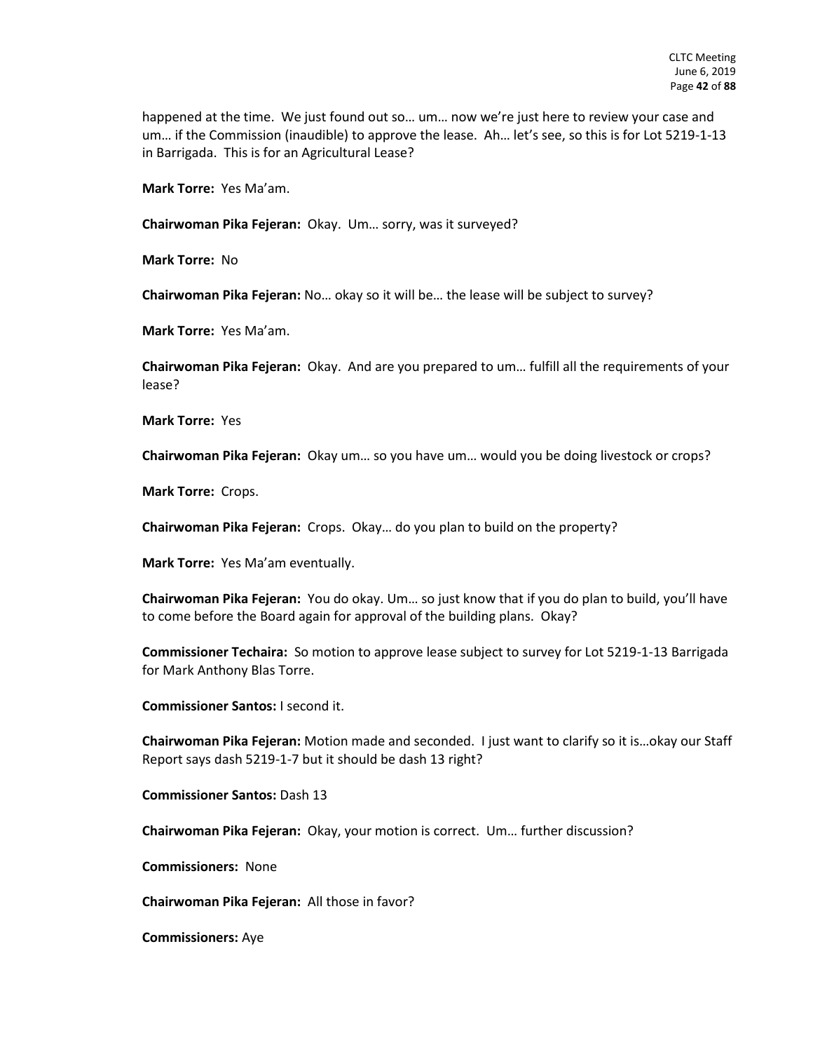happened at the time. We just found out so… um… now we're just here to review your case and um… if the Commission (inaudible) to approve the lease. Ah… let's see, so this is for Lot 5219-1-13 in Barrigada. This is for an Agricultural Lease?

**Mark Torre:** Yes Ma'am.

**Chairwoman Pika Fejeran:** Okay. Um… sorry, was it surveyed?

**Mark Torre:** No

**Chairwoman Pika Fejeran:** No… okay so it will be… the lease will be subject to survey?

**Mark Torre:** Yes Ma'am.

**Chairwoman Pika Fejeran:** Okay. And are you prepared to um… fulfill all the requirements of your lease?

**Mark Torre:** Yes

**Chairwoman Pika Fejeran:** Okay um… so you have um… would you be doing livestock or crops?

**Mark Torre:** Crops.

**Chairwoman Pika Fejeran:** Crops. Okay… do you plan to build on the property?

**Mark Torre:** Yes Ma'am eventually.

**Chairwoman Pika Fejeran:** You do okay. Um… so just know that if you do plan to build, you'll have to come before the Board again for approval of the building plans. Okay?

**Commissioner Techaira:** So motion to approve lease subject to survey for Lot 5219-1-13 Barrigada for Mark Anthony Blas Torre.

**Commissioner Santos:** I second it.

**Chairwoman Pika Fejeran:** Motion made and seconded. I just want to clarify so it is…okay our Staff Report says dash 5219-1-7 but it should be dash 13 right?

**Commissioner Santos:** Dash 13

**Chairwoman Pika Fejeran:** Okay, your motion is correct. Um… further discussion?

**Commissioners:** None

**Chairwoman Pika Fejeran:** All those in favor?

**Commissioners:** Aye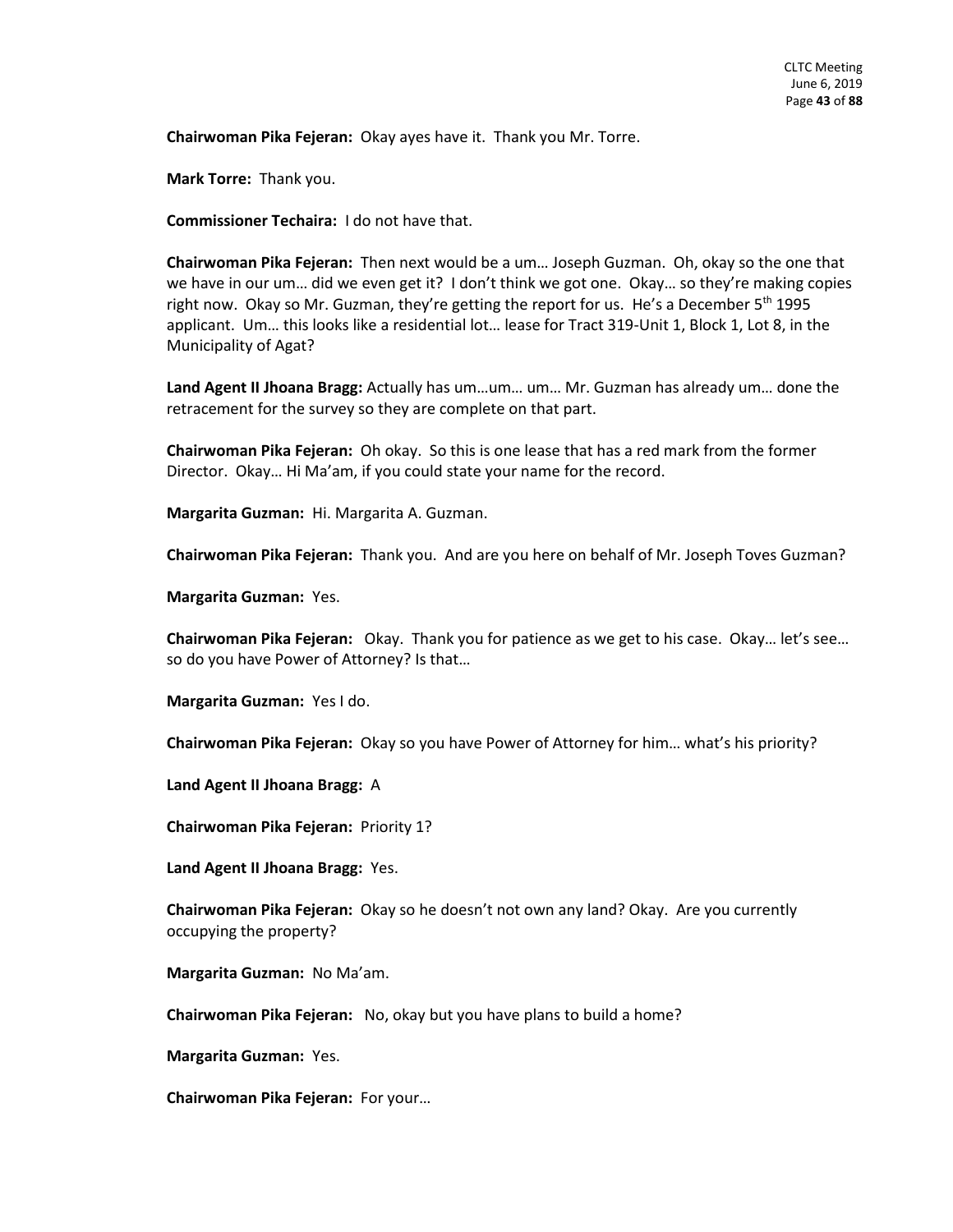**Chairwoman Pika Fejeran:** Okay ayes have it. Thank you Mr. Torre.

**Mark Torre:** Thank you.

**Commissioner Techaira:** I do not have that.

**Chairwoman Pika Fejeran:** Then next would be a um… Joseph Guzman. Oh, okay so the one that we have in our um… did we even get it? I don't think we got one. Okay… so they're making copies right now. Okay so Mr. Guzman, they're getting the report for us. He's a December 5th 1995 applicant. Um… this looks like a residential lot… lease for Tract 319-Unit 1, Block 1, Lot 8, in the Municipality of Agat?

**Land Agent II Jhoana Bragg:** Actually has um…um… um… Mr. Guzman has already um… done the retracement for the survey so they are complete on that part.

**Chairwoman Pika Fejeran:** Oh okay. So this is one lease that has a red mark from the former Director. Okay… Hi Ma'am, if you could state your name for the record.

**Margarita Guzman:** Hi. Margarita A. Guzman.

**Chairwoman Pika Fejeran:** Thank you. And are you here on behalf of Mr. Joseph Toves Guzman?

**Margarita Guzman:** Yes.

**Chairwoman Pika Fejeran:** Okay. Thank you for patience as we get to his case. Okay… let's see… so do you have Power of Attorney? Is that…

**Margarita Guzman:** Yes I do.

**Chairwoman Pika Fejeran:** Okay so you have Power of Attorney for him… what's his priority?

**Land Agent II Jhoana Bragg:** A

**Chairwoman Pika Fejeran:** Priority 1?

**Land Agent II Jhoana Bragg:** Yes.

**Chairwoman Pika Fejeran:** Okay so he doesn't not own any land? Okay. Are you currently occupying the property?

**Margarita Guzman:** No Ma'am.

**Chairwoman Pika Fejeran:** No, okay but you have plans to build a home?

**Margarita Guzman:** Yes.

**Chairwoman Pika Fejeran:** For your…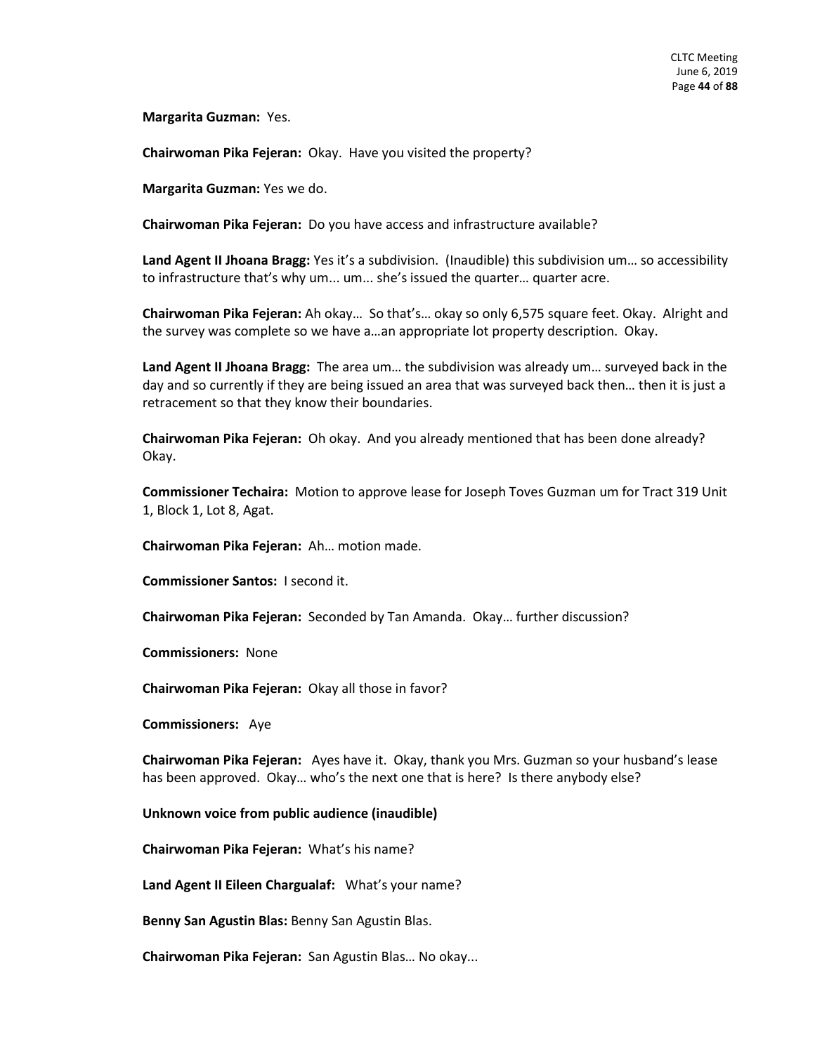**Margarita Guzman:** Yes.

**Chairwoman Pika Fejeran:** Okay. Have you visited the property?

**Margarita Guzman:** Yes we do.

**Chairwoman Pika Fejeran:** Do you have access and infrastructure available?

**Land Agent II Jhoana Bragg:** Yes it's a subdivision. (Inaudible) this subdivision um… so accessibility to infrastructure that's why um... um... she's issued the quarter… quarter acre.

**Chairwoman Pika Fejeran:** Ah okay… So that's… okay so only 6,575 square feet. Okay. Alright and the survey was complete so we have a…an appropriate lot property description. Okay.

**Land Agent II Jhoana Bragg:** The area um… the subdivision was already um… surveyed back in the day and so currently if they are being issued an area that was surveyed back then… then it is just a retracement so that they know their boundaries.

**Chairwoman Pika Fejeran:** Oh okay. And you already mentioned that has been done already? Okay.

**Commissioner Techaira:** Motion to approve lease for Joseph Toves Guzman um for Tract 319 Unit 1, Block 1, Lot 8, Agat.

**Chairwoman Pika Fejeran:** Ah… motion made.

**Commissioner Santos:** I second it.

**Chairwoman Pika Fejeran:** Seconded by Tan Amanda. Okay… further discussion?

**Commissioners:** None

**Chairwoman Pika Fejeran:** Okay all those in favor?

**Commissioners:** Aye

**Chairwoman Pika Fejeran:** Ayes have it. Okay, thank you Mrs. Guzman so your husband's lease has been approved. Okay… who's the next one that is here? Is there anybody else?

**Unknown voice from public audience (inaudible)**

**Chairwoman Pika Fejeran:** What's his name?

**Land Agent II Eileen Chargualaf:** What's your name?

**Benny San Agustin Blas:** Benny San Agustin Blas.

**Chairwoman Pika Fejeran:** San Agustin Blas… No okay...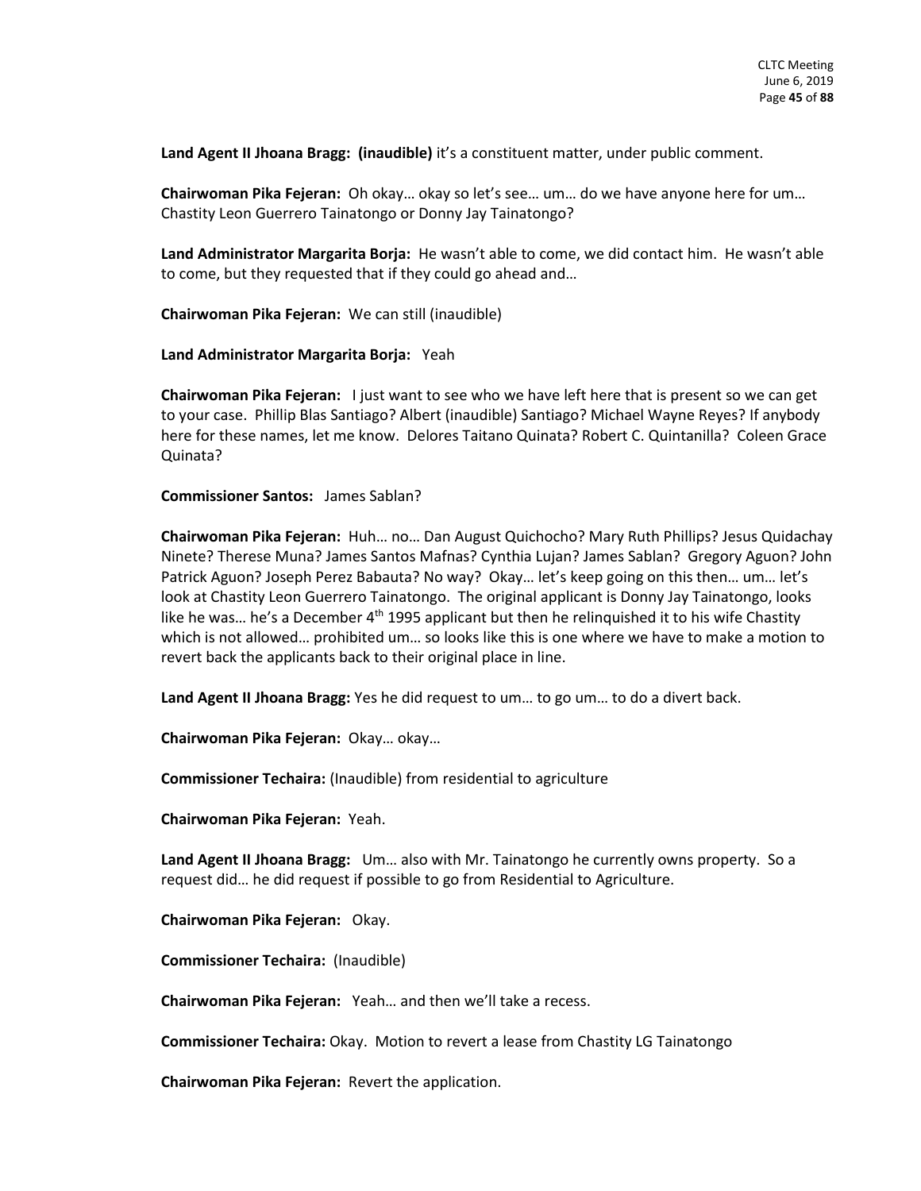**Land Agent II Jhoana Bragg:** **(inaudible)** it's a constituent matter, under public comment.

**Chairwoman Pika Fejeran:** Oh okay… okay so let's see… um… do we have anyone here for um… Chastity Leon Guerrero Tainatongo or Donny Jay Tainatongo?

**Land Administrator Margarita Borja:** He wasn't able to come, we did contact him. He wasn't able to come, but they requested that if they could go ahead and…

**Chairwoman Pika Fejeran:** We can still (inaudible)

**Land Administrator Margarita Borja:** Yeah

**Chairwoman Pika Fejeran:** I just want to see who we have left here that is present so we can get to your case. Phillip Blas Santiago? Albert (inaudible) Santiago? Michael Wayne Reyes? If anybody here for these names, let me know. Delores Taitano Quinata? Robert C. Quintanilla? Coleen Grace Quinata?

**Commissioner Santos:** James Sablan?

**Chairwoman Pika Fejeran:** Huh… no… Dan August Quichocho? Mary Ruth Phillips? Jesus Quidachay Ninete? Therese Muna? James Santos Mafnas? Cynthia Lujan? James Sablan? Gregory Aguon? John Patrick Aguon? Joseph Perez Babauta? No way? Okay… let's keep going on this then… um… let's look at Chastity Leon Guerrero Tainatongo. The original applicant is Donny Jay Tainatongo, looks like he was… he's a December 4th 1995 applicant but then he relinquished it to his wife Chastity which is not allowed… prohibited um… so looks like this is one where we have to make a motion to revert back the applicants back to their original place in line.

**Land Agent II Jhoana Bragg:** Yes he did request to um… to go um… to do a divert back.

**Chairwoman Pika Fejeran:** Okay… okay…

**Commissioner Techaira:** (Inaudible) from residential to agriculture

**Chairwoman Pika Fejeran:** Yeah.

**Land Agent II Jhoana Bragg:** Um… also with Mr. Tainatongo he currently owns property. So a request did… he did request if possible to go from Residential to Agriculture.

**Chairwoman Pika Fejeran:** Okay.

**Commissioner Techaira:** (Inaudible)

**Chairwoman Pika Fejeran:** Yeah… and then we'll take a recess.

**Commissioner Techaira:** Okay. Motion to revert a lease from Chastity LG Tainatongo

**Chairwoman Pika Fejeran:** Revert the application.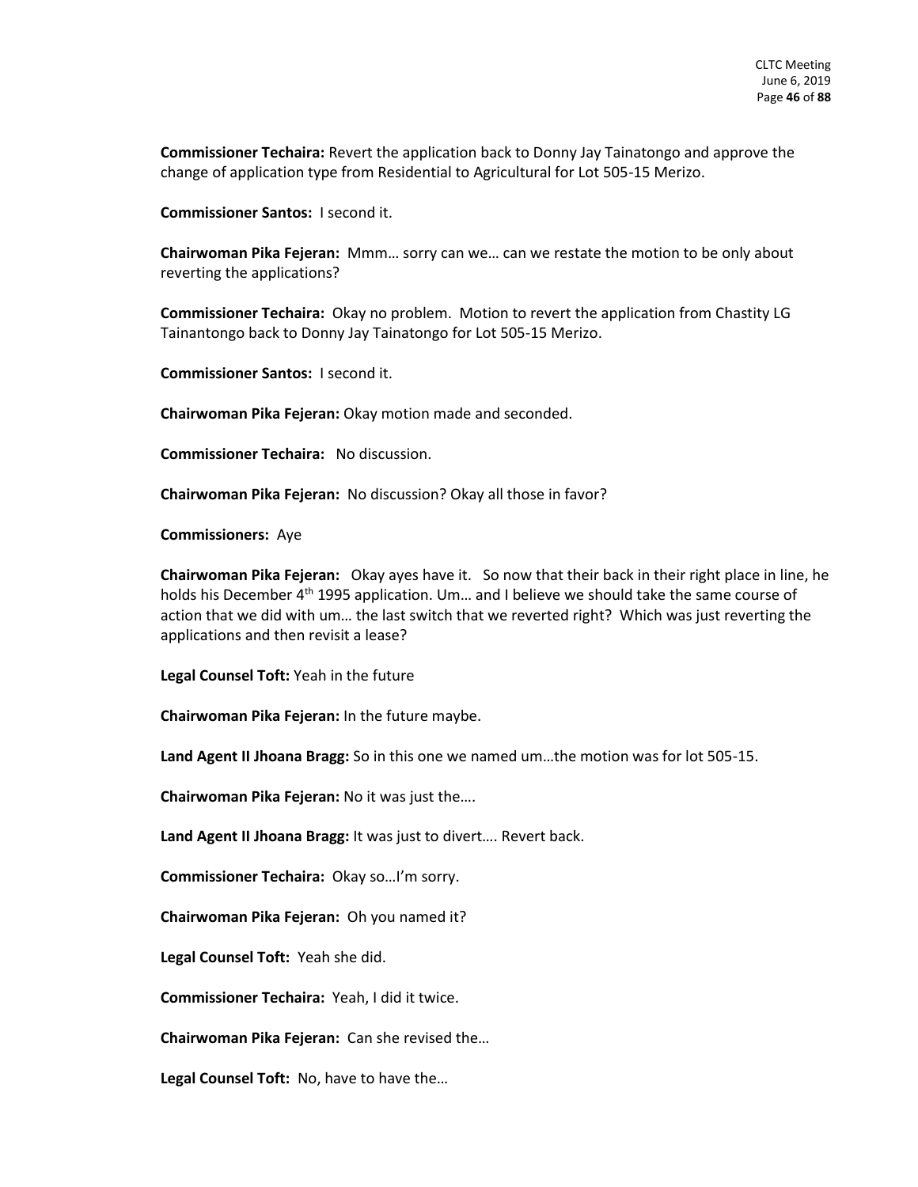**Commissioner Techaira:** Revert the application back to Donny Jay Tainatongo and approve the change of application type from Residential to Agricultural for Lot 505-15 Merizo.

**Commissioner Santos:** I second it.

**Chairwoman Pika Fejeran:** Mmm… sorry can we… can we restate the motion to be only about reverting the applications?

**Commissioner Techaira:** Okay no problem. Motion to revert the application from Chastity LG Tainantongo back to Donny Jay Tainatongo for Lot 505-15 Merizo.

**Commissioner Santos:** I second it.

**Chairwoman Pika Fejeran:** Okay motion made and seconded.

**Commissioner Techaira:** No discussion.

**Chairwoman Pika Fejeran:** No discussion? Okay all those in favor?

**Commissioners:** Aye

**Chairwoman Pika Fejeran:** Okay ayes have it. So now that their back in their right place in line, he holds his December 4th 1995 application. Um… and I believe we should take the same course of action that we did with um… the last switch that we reverted right? Which was just reverting the applications and then revisit a lease?

**Legal Counsel Toft:** Yeah in the future

**Chairwoman Pika Fejeran:** In the future maybe.

**Land Agent II Jhoana Bragg:** So in this one we named um…the motion was for lot 505-15.

**Chairwoman Pika Fejeran:** No it was just the….

**Land Agent II Jhoana Bragg:** It was just to divert…. Revert back.

**Commissioner Techaira:** Okay so…I'm sorry.

**Chairwoman Pika Fejeran:** Oh you named it?

**Legal Counsel Toft:** Yeah she did.

**Commissioner Techaira:** Yeah, I did it twice.

**Chairwoman Pika Fejeran:** Can she revised the…

**Legal Counsel Toft:** No, have to have the…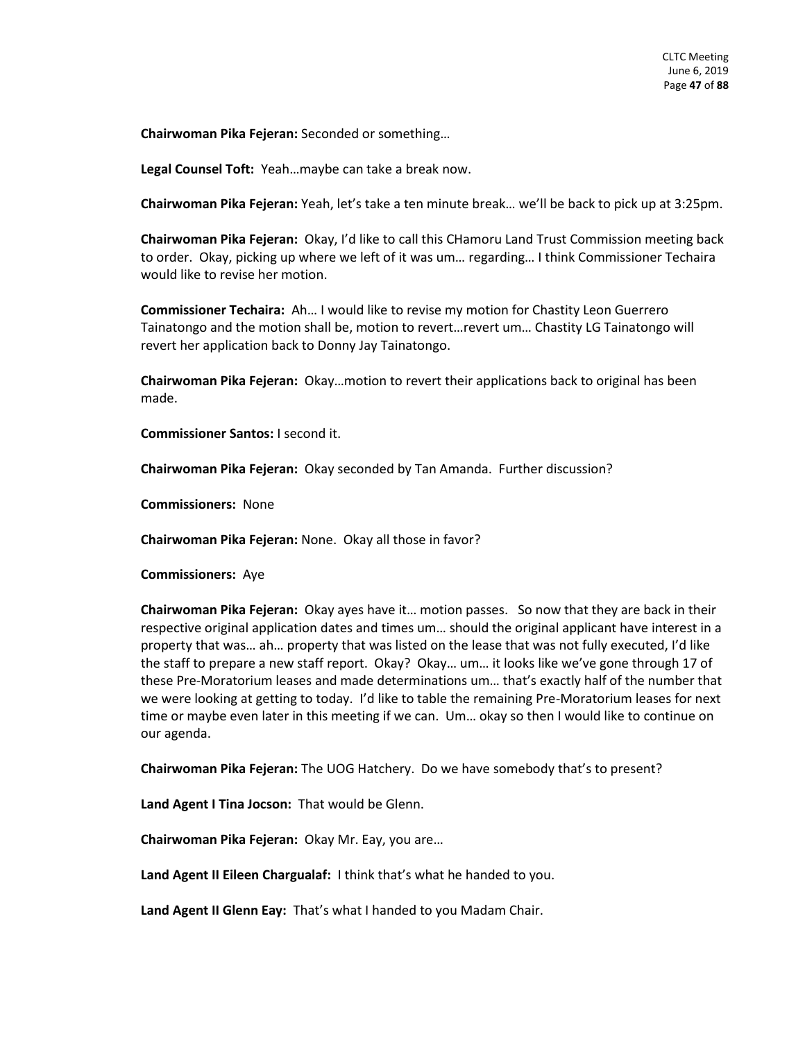**Chairwoman Pika Fejeran:** Seconded or something…

**Legal Counsel Toft:** Yeah…maybe can take a break now.

**Chairwoman Pika Fejeran:** Yeah, let's take a ten minute break… we'll be back to pick up at 3:25pm.

**Chairwoman Pika Fejeran:** Okay, I'd like to call this CHamoru Land Trust Commission meeting back to order. Okay, picking up where we left of it was um… regarding… I think Commissioner Techaira would like to revise her motion.

**Commissioner Techaira:** Ah… I would like to revise my motion for Chastity Leon Guerrero Tainatongo and the motion shall be, motion to revert…revert um… Chastity LG Tainatongo will revert her application back to Donny Jay Tainatongo.

**Chairwoman Pika Fejeran:** Okay…motion to revert their applications back to original has been made.

**Commissioner Santos:** I second it.

**Chairwoman Pika Fejeran:** Okay seconded by Tan Amanda. Further discussion?

**Commissioners:** None

**Chairwoman Pika Fejeran:** None. Okay all those in favor?

**Commissioners:** Aye

**Chairwoman Pika Fejeran:** Okay ayes have it… motion passes. So now that they are back in their respective original application dates and times um… should the original applicant have interest in a property that was… ah… property that was listed on the lease that was not fully executed, I'd like the staff to prepare a new staff report. Okay? Okay… um… it looks like we've gone through 17 of these Pre-Moratorium leases and made determinations um… that's exactly half of the number that we were looking at getting to today. I'd like to table the remaining Pre-Moratorium leases for next time or maybe even later in this meeting if we can. Um… okay so then I would like to continue on our agenda.

**Chairwoman Pika Fejeran:** The UOG Hatchery. Do we have somebody that's to present?

**Land Agent I Tina Jocson:** That would be Glenn.

**Chairwoman Pika Fejeran:** Okay Mr. Eay, you are…

**Land Agent II Eileen Chargualaf:** I think that's what he handed to you.

**Land Agent II Glenn Eay:** That's what I handed to you Madam Chair.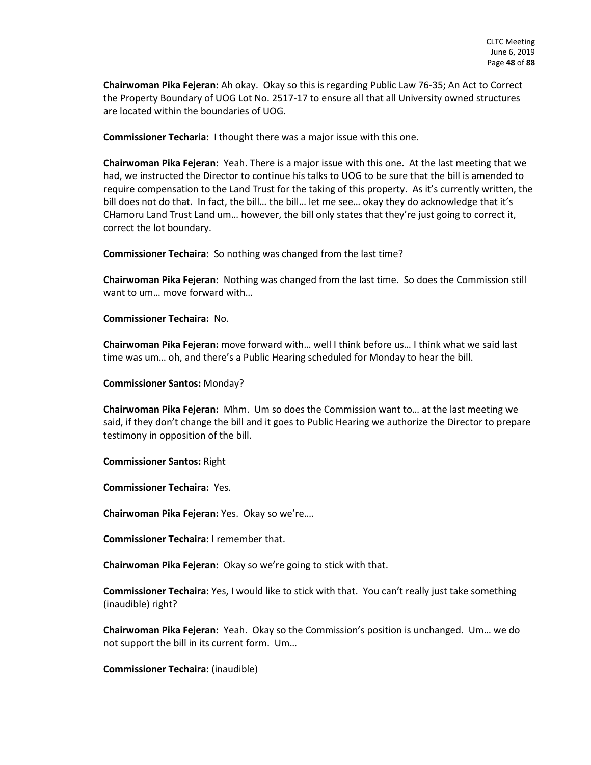**Chairwoman Pika Fejeran:** Ah okay. Okay so this is regarding Public Law 76-35; An Act to Correct the Property Boundary of UOG Lot No. 2517-17 to ensure all that all University owned structures are located within the boundaries of UOG.

**Commissioner Techaria:** I thought there was a major issue with this one.

**Chairwoman Pika Fejeran:** Yeah. There is a major issue with this one. At the last meeting that we had, we instructed the Director to continue his talks to UOG to be sure that the bill is amended to require compensation to the Land Trust for the taking of this property. As it's currently written, the bill does not do that. In fact, the bill… the bill… let me see… okay they do acknowledge that it's CHamoru Land Trust Land um… however, the bill only states that they're just going to correct it, correct the lot boundary.

**Commissioner Techaira:** So nothing was changed from the last time?

**Chairwoman Pika Fejeran:** Nothing was changed from the last time. So does the Commission still want to um… move forward with…

**Commissioner Techaira:** No.

**Chairwoman Pika Fejeran:** move forward with… well I think before us… I think what we said last time was um… oh, and there's a Public Hearing scheduled for Monday to hear the bill.

**Commissioner Santos:** Monday?

**Chairwoman Pika Fejeran:** Mhm. Um so does the Commission want to… at the last meeting we said, if they don't change the bill and it goes to Public Hearing we authorize the Director to prepare testimony in opposition of the bill.

**Commissioner Santos:** Right

**Commissioner Techaira:** Yes.

**Chairwoman Pika Fejeran:** Yes. Okay so we're….

**Commissioner Techaira:** I remember that.

**Chairwoman Pika Fejeran:** Okay so we're going to stick with that.

**Commissioner Techaira:** Yes, I would like to stick with that. You can't really just take something (inaudible) right?

**Chairwoman Pika Fejeran:** Yeah. Okay so the Commission's position is unchanged. Um… we do not support the bill in its current form. Um…

**Commissioner Techaira:** (inaudible)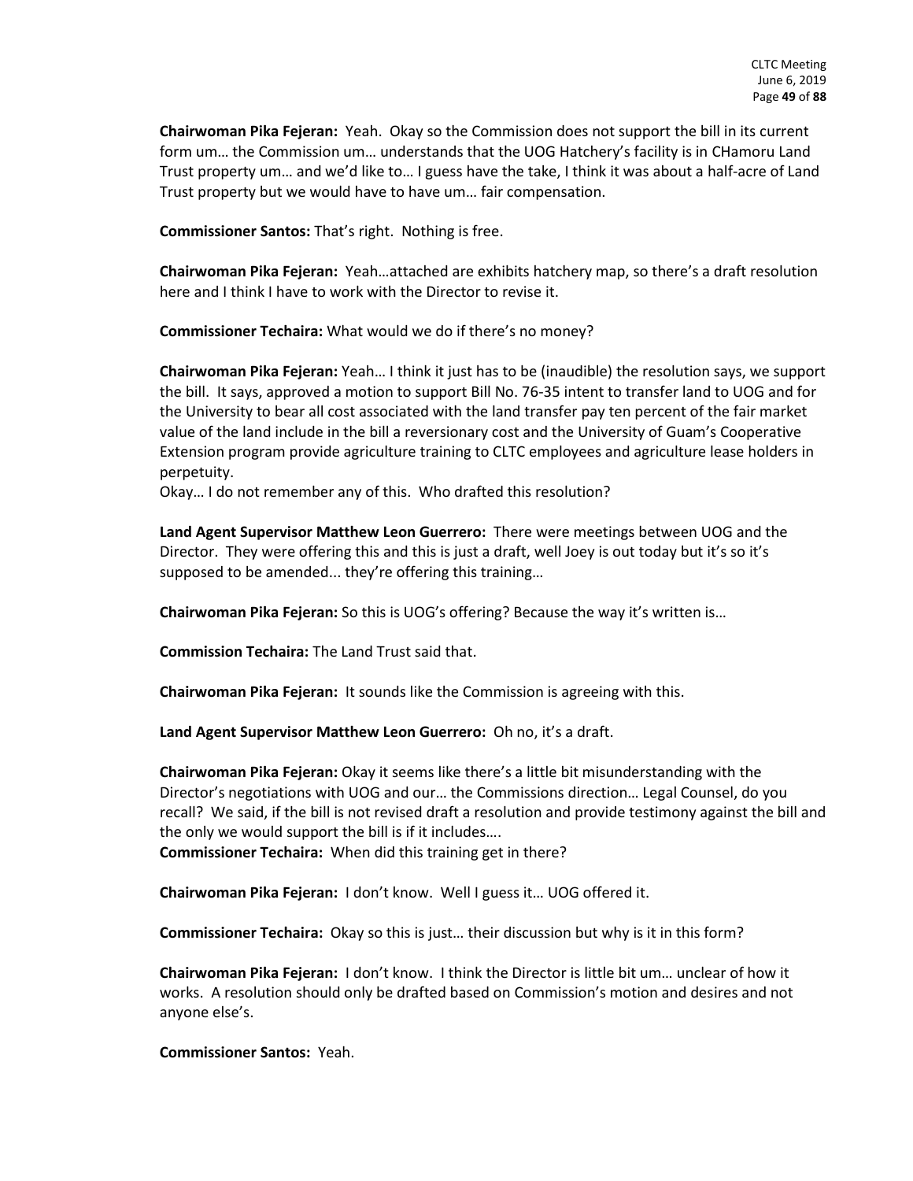**Chairwoman Pika Fejeran:** Yeah. Okay so the Commission does not support the bill in its current form um… the Commission um… understands that the UOG Hatchery's facility is in CHamoru Land Trust property um… and we'd like to… I guess have the take, I think it was about a half-acre of Land Trust property but we would have to have um… fair compensation.

**Commissioner Santos:** That's right. Nothing is free.

**Chairwoman Pika Fejeran:** Yeah…attached are exhibits hatchery map, so there's a draft resolution here and I think I have to work with the Director to revise it.

**Commissioner Techaira:** What would we do if there's no money?

**Chairwoman Pika Fejeran:** Yeah… I think it just has to be (inaudible) the resolution says, we support the bill. It says, approved a motion to support Bill No. 76-35 intent to transfer land to UOG and for the University to bear all cost associated with the land transfer pay ten percent of the fair market value of the land include in the bill a reversionary cost and the University of Guam's Cooperative Extension program provide agriculture training to CLTC employees and agriculture lease holders in perpetuity.

Okay… I do not remember any of this. Who drafted this resolution?

**Land Agent Supervisor Matthew Leon Guerrero:** There were meetings between UOG and the Director. They were offering this and this is just a draft, well Joey is out today but it's so it's supposed to be amended... they're offering this training…

**Chairwoman Pika Fejeran:** So this is UOG's offering? Because the way it's written is…

**Commission Techaira:** The Land Trust said that.

**Chairwoman Pika Fejeran:** It sounds like the Commission is agreeing with this.

**Land Agent Supervisor Matthew Leon Guerrero:** Oh no, it's a draft.

**Chairwoman Pika Fejeran:** Okay it seems like there's a little bit misunderstanding with the Director's negotiations with UOG and our… the Commissions direction… Legal Counsel, do you recall? We said, if the bill is not revised draft a resolution and provide testimony against the bill and the only we would support the bill is if it includes….

**Commissioner Techaira:** When did this training get in there?

**Chairwoman Pika Fejeran:** I don't know. Well I guess it… UOG offered it.

**Commissioner Techaira:** Okay so this is just… their discussion but why is it in this form?

**Chairwoman Pika Fejeran:** I don't know. I think the Director is little bit um… unclear of how it works. A resolution should only be drafted based on Commission's motion and desires and not anyone else's.

**Commissioner Santos:** Yeah.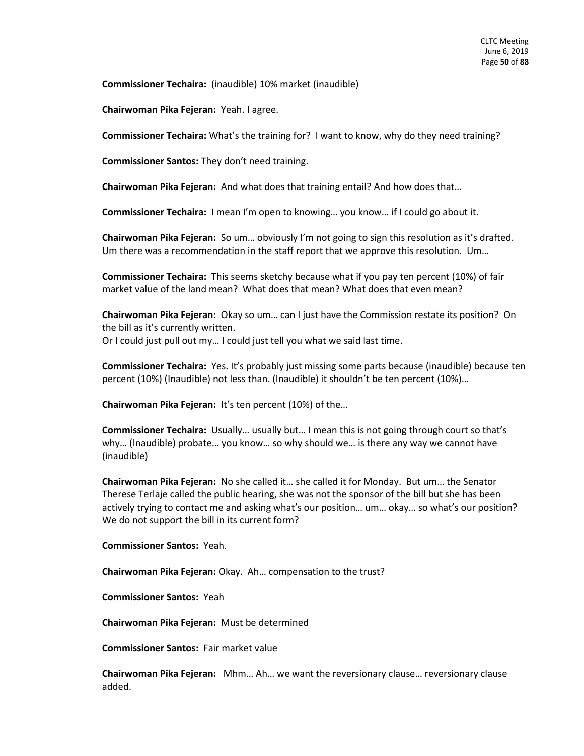**Commissioner Techaira:** (inaudible) 10% market (inaudible)

**Chairwoman Pika Fejeran:** Yeah. I agree.

**Commissioner Techaira:** What's the training for? I want to know, why do they need training?

**Commissioner Santos:** They don't need training.

**Chairwoman Pika Fejeran:** And what does that training entail? And how does that…

**Commissioner Techaira:** I mean I'm open to knowing… you know… if I could go about it.

**Chairwoman Pika Fejeran:** So um… obviously I'm not going to sign this resolution as it's drafted. Um there was a recommendation in the staff report that we approve this resolution. Um…

**Commissioner Techaira:** This seems sketchy because what if you pay ten percent (10%) of fair market value of the land mean? What does that mean? What does that even mean?

**Chairwoman Pika Fejeran:** Okay so um… can I just have the Commission restate its position? On the bill as it's currently written.
Or I could just pull out my… I could just tell you what we said last time.

**Commissioner Techaira:** Yes. It's probably just missing some parts because (inaudible) because ten percent (10%) (Inaudible) not less than. (Inaudible) it shouldn't be ten percent (10%)…

**Chairwoman Pika Fejeran:** It's ten percent (10%) of the…

**Commissioner Techaira:** Usually… usually but… I mean this is not going through court so that's why… (Inaudible) probate… you know… so why should we… is there any way we cannot have (inaudible)

**Chairwoman Pika Fejeran:** No she called it… she called it for Monday. But um… the Senator Therese Terlaje called the public hearing, she was not the sponsor of the bill but she has been actively trying to contact me and asking what's our position… um… okay… so what's our position? We do not support the bill in its current form?

**Commissioner Santos:** Yeah.

**Chairwoman Pika Fejeran:** Okay. Ah… compensation to the trust?

**Commissioner Santos:** Yeah

**Chairwoman Pika Fejeran:** Must be determined

**Commissioner Santos:** Fair market value

**Chairwoman Pika Fejeran:** Mhm… Ah… we want the reversionary clause… reversionary clause added.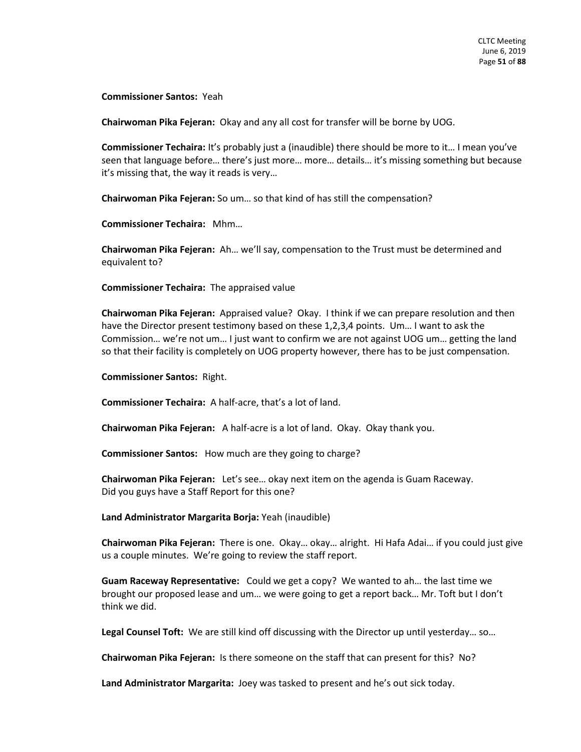**Commissioner Santos:** Yeah

**Chairwoman Pika Fejeran:** Okay and any all cost for transfer will be borne by UOG.

**Commissioner Techaira:** It's probably just a (inaudible) there should be more to it… I mean you've seen that language before… there's just more… more… details… it's missing something but because it's missing that, the way it reads is very…

**Chairwoman Pika Fejeran:** So um… so that kind of has still the compensation?

**Commissioner Techaira:** Mhm…

**Chairwoman Pika Fejeran:** Ah… we'll say, compensation to the Trust must be determined and equivalent to?

**Commissioner Techaira:** The appraised value

**Chairwoman Pika Fejeran:** Appraised value? Okay. I think if we can prepare resolution and then have the Director present testimony based on these 1,2,3,4 points. Um… I want to ask the Commission… we're not um… I just want to confirm we are not against UOG um… getting the land so that their facility is completely on UOG property however, there has to be just compensation.

**Commissioner Santos:** Right.

**Commissioner Techaira:** A half-acre, that's a lot of land.

**Chairwoman Pika Fejeran:** A half-acre is a lot of land. Okay. Okay thank you.

**Commissioner Santos:** How much are they going to charge?

**Chairwoman Pika Fejeran:** Let's see… okay next item on the agenda is Guam Raceway. Did you guys have a Staff Report for this one?

**Land Administrator Margarita Borja:** Yeah (inaudible)

**Chairwoman Pika Fejeran:** There is one. Okay… okay… alright. Hi Hafa Adai… if you could just give us a couple minutes. We're going to review the staff report.

**Guam Raceway Representative:** Could we get a copy? We wanted to ah… the last time we brought our proposed lease and um… we were going to get a report back… Mr. Toft but I don't think we did.

**Legal Counsel Toft:** We are still kind off discussing with the Director up until yesterday… so…

**Chairwoman Pika Fejeran:** Is there someone on the staff that can present for this? No?

**Land Administrator Margarita:** Joey was tasked to present and he's out sick today.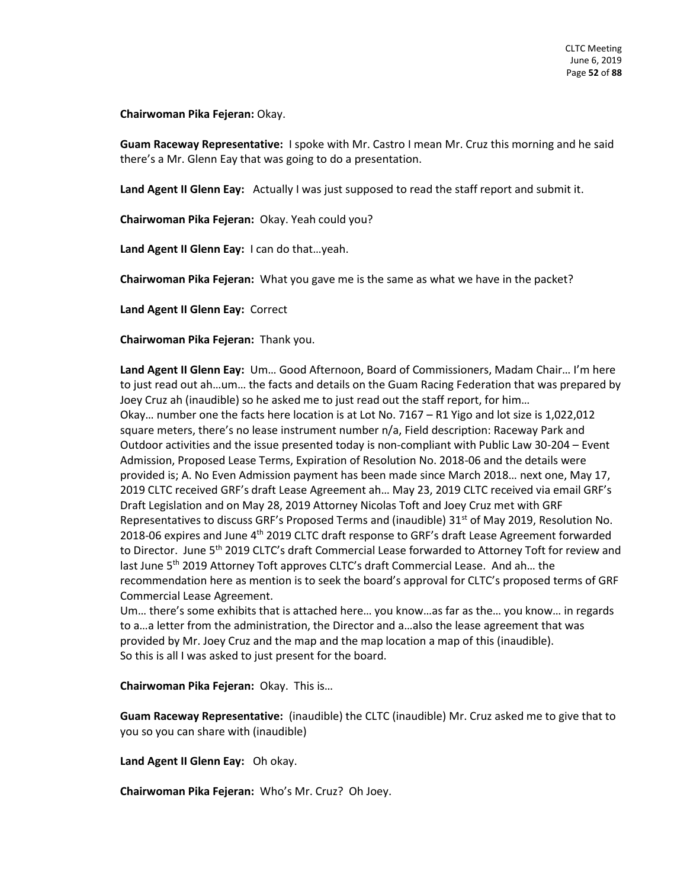**Chairwoman Pika Fejeran:** Okay.

**Guam Raceway Representative:** I spoke with Mr. Castro I mean Mr. Cruz this morning and he said there's a Mr. Glenn Eay that was going to do a presentation.

**Land Agent II Glenn Eay:** Actually I was just supposed to read the staff report and submit it.

**Chairwoman Pika Fejeran:** Okay. Yeah could you?

**Land Agent II Glenn Eay:** I can do that…yeah.

**Chairwoman Pika Fejeran:** What you gave me is the same as what we have in the packet?

**Land Agent II Glenn Eay:** Correct

**Chairwoman Pika Fejeran:** Thank you.

**Land Agent II Glenn Eay:** Um… Good Afternoon, Board of Commissioners, Madam Chair… I'm here to just read out ah…um… the facts and details on the Guam Racing Federation that was prepared by Joey Cruz ah (inaudible) so he asked me to just read out the staff report, for him…
Okay… number one the facts here location is at Lot No. 7167 – R1 Yigo and lot size is 1,022,012 square meters, there's no lease instrument number n/a, Field description: Raceway Park and Outdoor activities and the issue presented today is non-compliant with Public Law 30-204 – Event Admission, Proposed Lease Terms, Expiration of Resolution No. 2018-06 and the details were provided is; A. No Even Admission payment has been made since March 2018… next one, May 17, 2019 CLTC received GRF's draft Lease Agreement ah… May 23, 2019 CLTC received via email GRF's Draft Legislation and on May 28, 2019 Attorney Nicolas Toft and Joey Cruz met with GRF Representatives to discuss GRF's Proposed Terms and (inaudible) 31st of May 2019, Resolution No. 2018-06 expires and June 4th 2019 CLTC draft response to GRF's draft Lease Agreement forwarded to Director. June 5th 2019 CLTC's draft Commercial Lease forwarded to Attorney Toft for review and last June 5th 2019 Attorney Toft approves CLTC's draft Commercial Lease. And ah… the recommendation here as mention is to seek the board's approval for CLTC's proposed terms of GRF Commercial Lease Agreement.
Um… there's some exhibits that is attached here… you know…as far as the… you know… in regards to a…a letter from the administration, the Director and a…also the lease agreement that was provided by Mr. Joey Cruz and the map and the map location a map of this (inaudible).
So this is all I was asked to just present for the board.

**Chairwoman Pika Fejeran:** Okay. This is…

**Guam Raceway Representative:** (inaudible) the CLTC (inaudible) Mr. Cruz asked me to give that to you so you can share with (inaudible)

**Land Agent II Glenn Eay:** Oh okay.

**Chairwoman Pika Fejeran:** Who's Mr. Cruz? Oh Joey.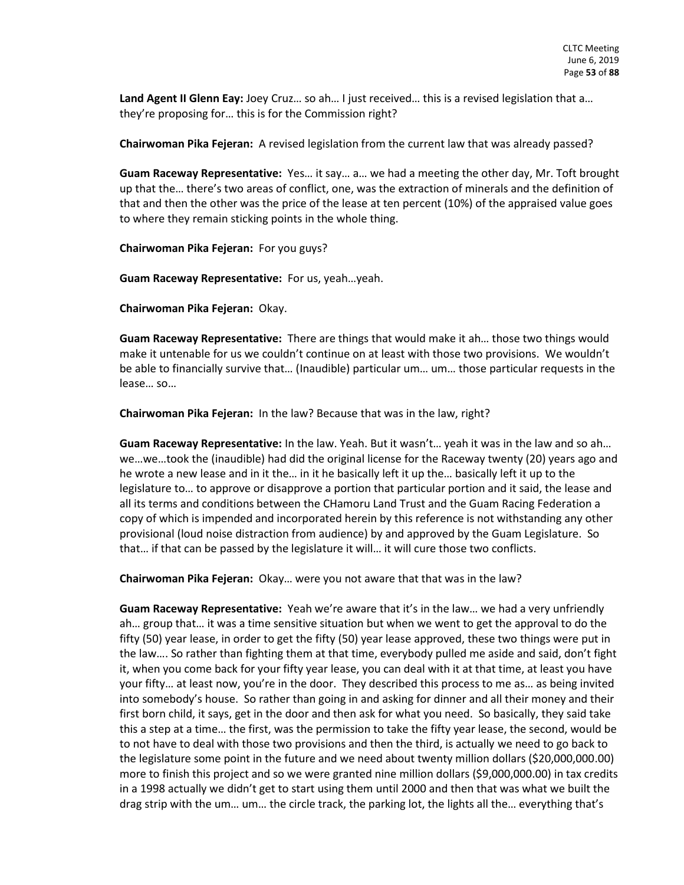**Land Agent II Glenn Eay:** Joey Cruz… so ah… I just received… this is a revised legislation that a… they're proposing for… this is for the Commission right?

**Chairwoman Pika Fejeran:** A revised legislation from the current law that was already passed?

**Guam Raceway Representative:** Yes… it say… a… we had a meeting the other day, Mr. Toft brought up that the… there's two areas of conflict, one, was the extraction of minerals and the definition of that and then the other was the price of the lease at ten percent (10%) of the appraised value goes to where they remain sticking points in the whole thing.

**Chairwoman Pika Fejeran:** For you guys?

**Guam Raceway Representative:** For us, yeah…yeah.

**Chairwoman Pika Fejeran:** Okay.

**Guam Raceway Representative:** There are things that would make it ah… those two things would make it untenable for us we couldn't continue on at least with those two provisions. We wouldn't be able to financially survive that… (Inaudible) particular um… um… those particular requests in the lease… so…

**Chairwoman Pika Fejeran:** In the law? Because that was in the law, right?

**Guam Raceway Representative:** In the law. Yeah. But it wasn't… yeah it was in the law and so ah… we…we…took the (inaudible) had did the original license for the Raceway twenty (20) years ago and he wrote a new lease and in it the… in it he basically left it up the… basically left it up to the legislature to… to approve or disapprove a portion that particular portion and it said, the lease and all its terms and conditions between the CHamoru Land Trust and the Guam Racing Federation a copy of which is impended and incorporated herein by this reference is not withstanding any other provisional (loud noise distraction from audience) by and approved by the Guam Legislature. So that… if that can be passed by the legislature it will… it will cure those two conflicts.

**Chairwoman Pika Fejeran:** Okay… were you not aware that that was in the law?

**Guam Raceway Representative:** Yeah we're aware that it's in the law… we had a very unfriendly ah… group that… it was a time sensitive situation but when we went to get the approval to do the fifty (50) year lease, in order to get the fifty (50) year lease approved, these two things were put in the law…. So rather than fighting them at that time, everybody pulled me aside and said, don't fight it, when you come back for your fifty year lease, you can deal with it at that time, at least you have your fifty… at least now, you're in the door. They described this process to me as… as being invited into somebody's house. So rather than going in and asking for dinner and all their money and their first born child, it says, get in the door and then ask for what you need. So basically, they said take this a step at a time… the first, was the permission to take the fifty year lease, the second, would be to not have to deal with those two provisions and then the third, is actually we need to go back to the legislature some point in the future and we need about twenty million dollars ($20,000,000.00) more to finish this project and so we were granted nine million dollars ($9,000,000.00) in tax credits in a 1998 actually we didn't get to start using them until 2000 and then that was what we built the drag strip with the um… um… the circle track, the parking lot, the lights all the… everything that's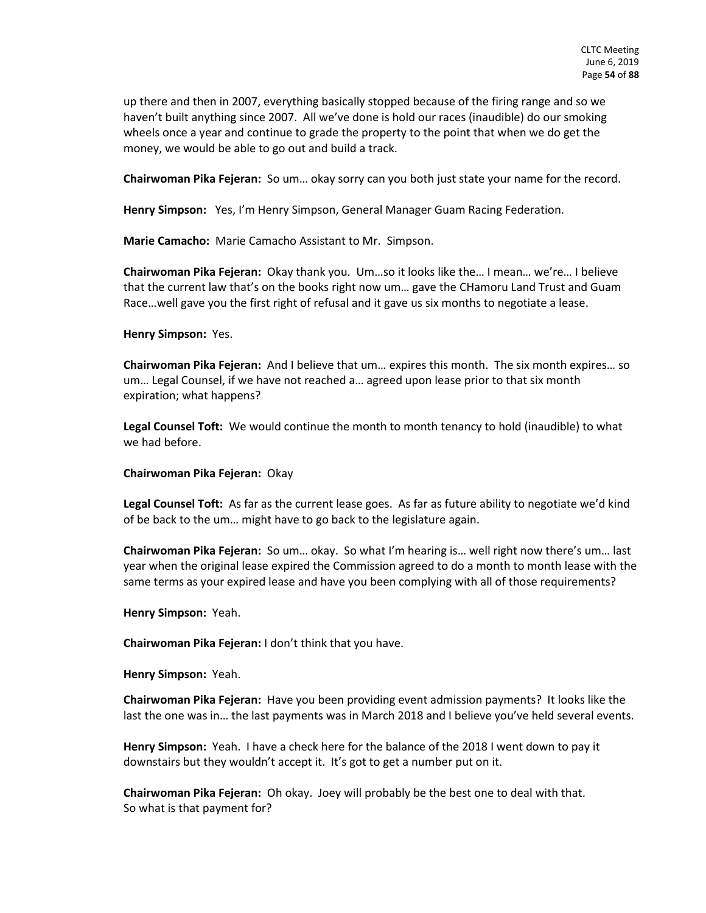up there and then in 2007, everything basically stopped because of the firing range and so we haven't built anything since 2007. All we've done is hold our races (inaudible) do our smoking wheels once a year and continue to grade the property to the point that when we do get the money, we would be able to go out and build a track.

**Chairwoman Pika Fejeran:** So um… okay sorry can you both just state your name for the record.

**Henry Simpson:** Yes, I'm Henry Simpson, General Manager Guam Racing Federation.

**Marie Camacho:** Marie Camacho Assistant to Mr. Simpson.

**Chairwoman Pika Fejeran:** Okay thank you. Um…so it looks like the… I mean… we're… I believe that the current law that's on the books right now um… gave the CHamoru Land Trust and Guam Race…well gave you the first right of refusal and it gave us six months to negotiate a lease.

**Henry Simpson:** Yes.

**Chairwoman Pika Fejeran:** And I believe that um… expires this month. The six month expires… so um… Legal Counsel, if we have not reached a… agreed upon lease prior to that six month expiration; what happens?

**Legal Counsel Toft:** We would continue the month to month tenancy to hold (inaudible) to what we had before.

**Chairwoman Pika Fejeran:** Okay

**Legal Counsel Toft:** As far as the current lease goes. As far as future ability to negotiate we'd kind of be back to the um… might have to go back to the legislature again.

**Chairwoman Pika Fejeran:** So um… okay. So what I'm hearing is… well right now there's um… last year when the original lease expired the Commission agreed to do a month to month lease with the same terms as your expired lease and have you been complying with all of those requirements?

**Henry Simpson:** Yeah.

**Chairwoman Pika Fejeran:** I don't think that you have.

**Henry Simpson:** Yeah.

**Chairwoman Pika Fejeran:** Have you been providing event admission payments? It looks like the last the one was in… the last payments was in March 2018 and I believe you've held several events.

**Henry Simpson:** Yeah. I have a check here for the balance of the 2018 I went down to pay it downstairs but they wouldn't accept it. It's got to get a number put on it.

**Chairwoman Pika Fejeran:** Oh okay. Joey will probably be the best one to deal with that. So what is that payment for?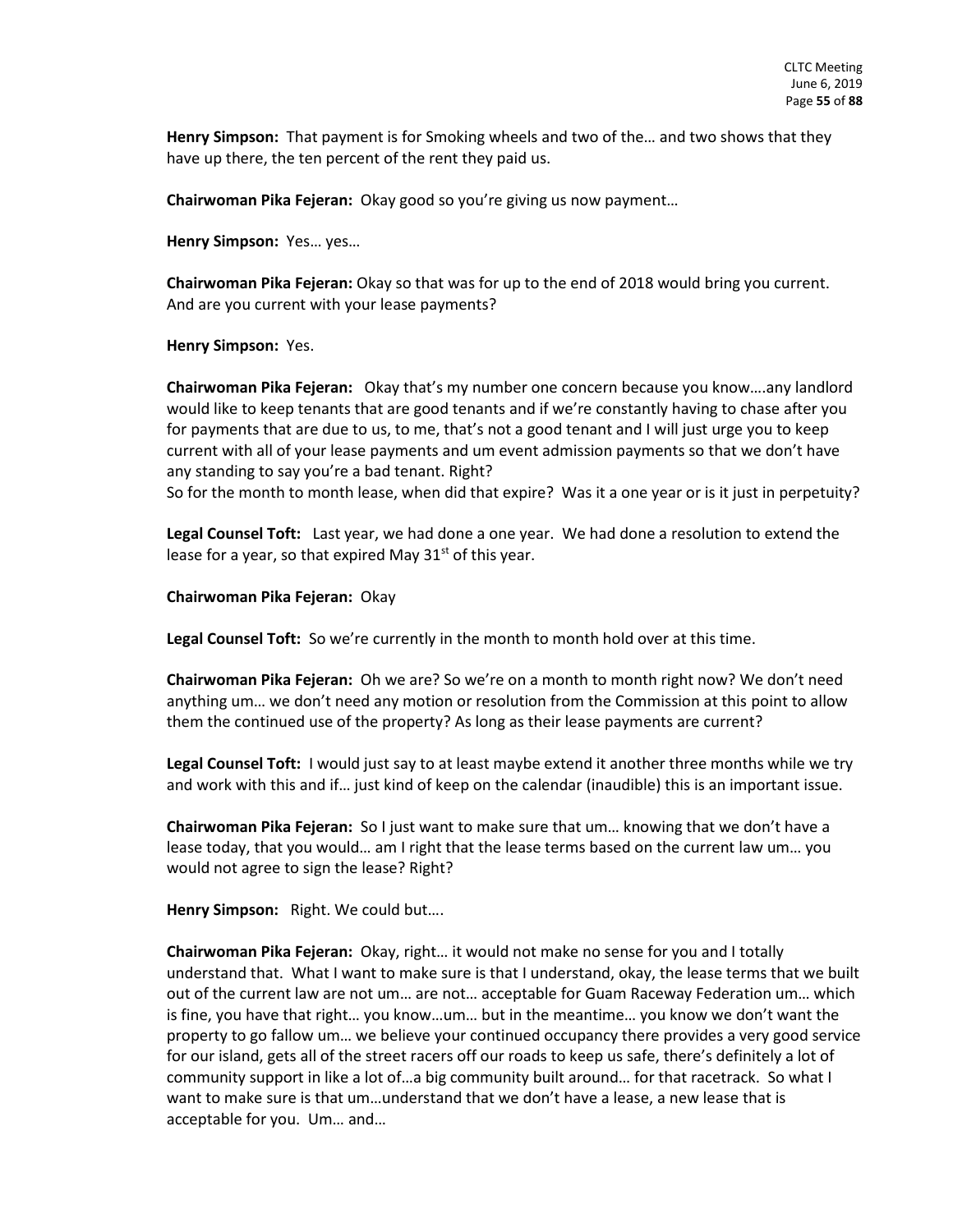**Henry Simpson:** That payment is for Smoking wheels and two of the… and two shows that they have up there, the ten percent of the rent they paid us.

**Chairwoman Pika Fejeran:** Okay good so you're giving us now payment…

**Henry Simpson:** Yes… yes…

**Chairwoman Pika Fejeran:** Okay so that was for up to the end of 2018 would bring you current. And are you current with your lease payments?

**Henry Simpson:** Yes.

**Chairwoman Pika Fejeran:** Okay that's my number one concern because you know….any landlord would like to keep tenants that are good tenants and if we're constantly having to chase after you for payments that are due to us, to me, that's not a good tenant and I will just urge you to keep current with all of your lease payments and um event admission payments so that we don't have any standing to say you're a bad tenant. Right?
So for the month to month lease, when did that expire? Was it a one year or is it just in perpetuity?

**Legal Counsel Toft:** Last year, we had done a one year. We had done a resolution to extend the lease for a year, so that expired May 31st of this year.

**Chairwoman Pika Fejeran:** Okay

**Legal Counsel Toft:** So we're currently in the month to month hold over at this time.

**Chairwoman Pika Fejeran:** Oh we are? So we're on a month to month right now? We don't need anything um… we don't need any motion or resolution from the Commission at this point to allow them the continued use of the property? As long as their lease payments are current?

**Legal Counsel Toft:** I would just say to at least maybe extend it another three months while we try and work with this and if… just kind of keep on the calendar (inaudible) this is an important issue.

**Chairwoman Pika Fejeran:** So I just want to make sure that um… knowing that we don't have a lease today, that you would… am I right that the lease terms based on the current law um… you would not agree to sign the lease? Right?

**Henry Simpson:** Right. We could but….

**Chairwoman Pika Fejeran:** Okay, right… it would not make no sense for you and I totally understand that. What I want to make sure is that I understand, okay, the lease terms that we built out of the current law are not um… are not… acceptable for Guam Raceway Federation um… which is fine, you have that right… you know…um… but in the meantime… you know we don't want the property to go fallow um… we believe your continued occupancy there provides a very good service for our island, gets all of the street racers off our roads to keep us safe, there's definitely a lot of community support in like a lot of…a big community built around… for that racetrack. So what I want to make sure is that um…understand that we don't have a lease, a new lease that is acceptable for you. Um… and…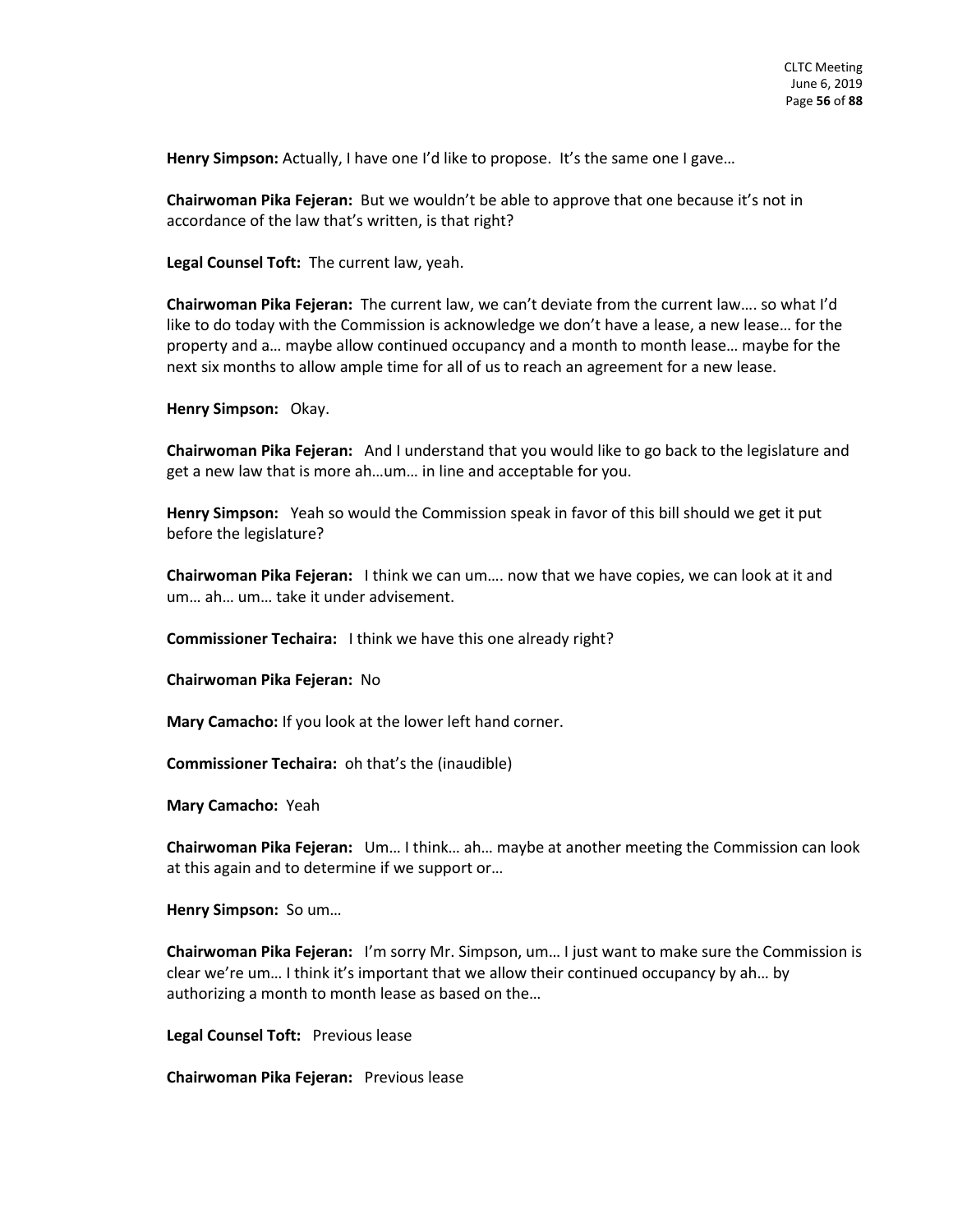**Henry Simpson:** Actually, I have one I'd like to propose. It's the same one I gave…

**Chairwoman Pika Fejeran:** But we wouldn't be able to approve that one because it's not in accordance of the law that's written, is that right?

**Legal Counsel Toft:** The current law, yeah.

**Chairwoman Pika Fejeran:** The current law, we can't deviate from the current law…. so what I'd like to do today with the Commission is acknowledge we don't have a lease, a new lease… for the property and a… maybe allow continued occupancy and a month to month lease… maybe for the next six months to allow ample time for all of us to reach an agreement for a new lease.

**Henry Simpson:** Okay.

**Chairwoman Pika Fejeran:** And I understand that you would like to go back to the legislature and get a new law that is more ah…um… in line and acceptable for you.

**Henry Simpson:** Yeah so would the Commission speak in favor of this bill should we get it put before the legislature?

**Chairwoman Pika Fejeran:** I think we can um…. now that we have copies, we can look at it and um… ah… um… take it under advisement.

**Commissioner Techaira:** I think we have this one already right?

**Chairwoman Pika Fejeran:** No

**Mary Camacho:** If you look at the lower left hand corner.

**Commissioner Techaira:** oh that's the (inaudible)

**Mary Camacho:** Yeah

**Chairwoman Pika Fejeran:** Um… I think… ah… maybe at another meeting the Commission can look at this again and to determine if we support or…

**Henry Simpson:** So um…

**Chairwoman Pika Fejeran:** I'm sorry Mr. Simpson, um… I just want to make sure the Commission is clear we're um… I think it's important that we allow their continued occupancy by ah… by authorizing a month to month lease as based on the…

**Legal Counsel Toft:** Previous lease

**Chairwoman Pika Fejeran:** Previous lease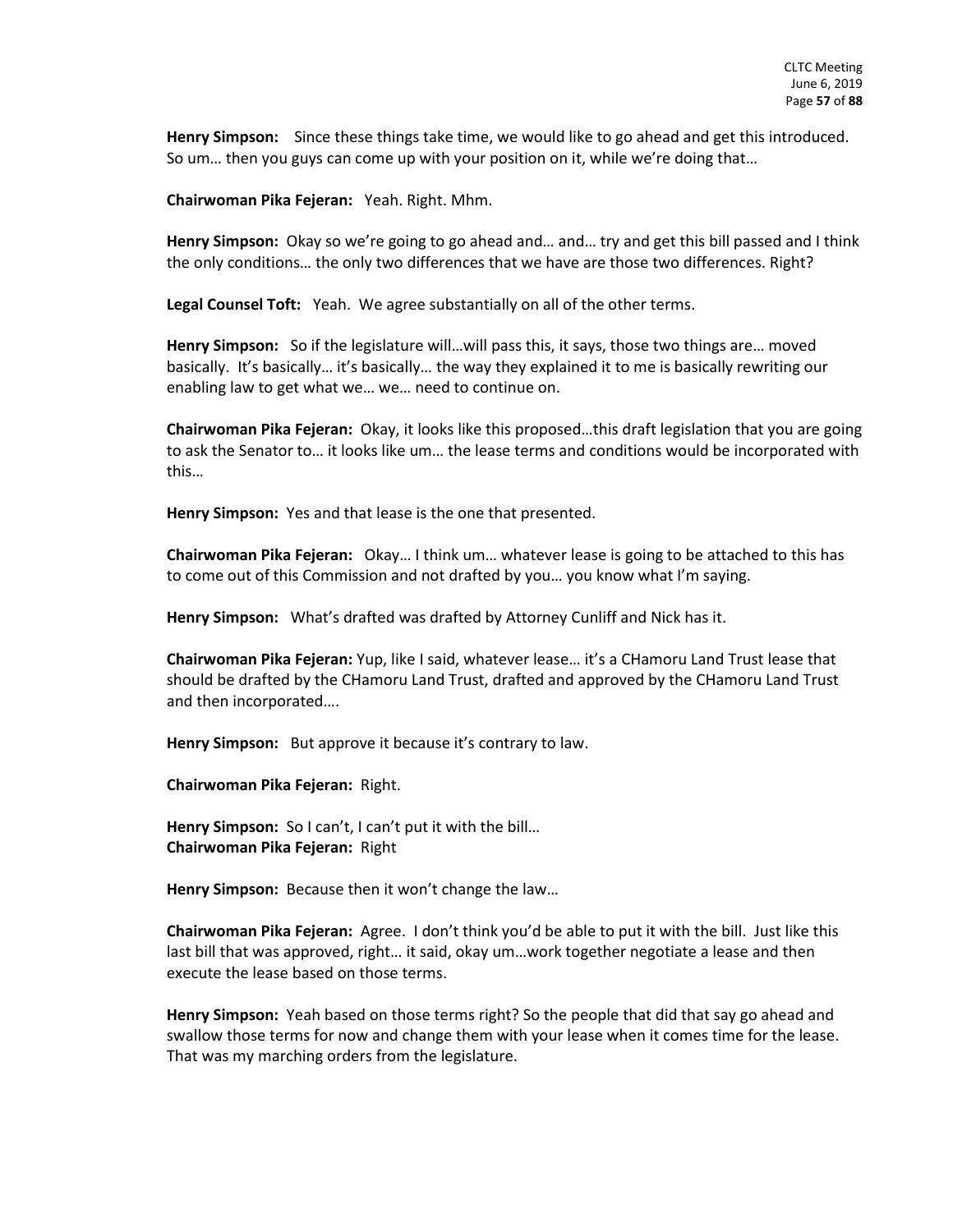**Henry Simpson:** Since these things take time, we would like to go ahead and get this introduced. So um… then you guys can come up with your position on it, while we're doing that…

**Chairwoman Pika Fejeran:** Yeah. Right. Mhm.

**Henry Simpson:** Okay so we're going to go ahead and… and… try and get this bill passed and I think the only conditions… the only two differences that we have are those two differences. Right?

**Legal Counsel Toft:** Yeah. We agree substantially on all of the other terms.

**Henry Simpson:** So if the legislature will…will pass this, it says, those two things are… moved basically. It's basically… it's basically… the way they explained it to me is basically rewriting our enabling law to get what we… we… need to continue on.

**Chairwoman Pika Fejeran:** Okay, it looks like this proposed…this draft legislation that you are going to ask the Senator to… it looks like um… the lease terms and conditions would be incorporated with this…

**Henry Simpson:** Yes and that lease is the one that presented.

**Chairwoman Pika Fejeran:** Okay… I think um… whatever lease is going to be attached to this has to come out of this Commission and not drafted by you… you know what I'm saying.

**Henry Simpson:** What's drafted was drafted by Attorney Cunliff and Nick has it.

**Chairwoman Pika Fejeran:** Yup, like I said, whatever lease… it's a CHamoru Land Trust lease that should be drafted by the CHamoru Land Trust, drafted and approved by the CHamoru Land Trust and then incorporated….

**Henry Simpson:** But approve it because it's contrary to law.

**Chairwoman Pika Fejeran:** Right.

**Henry Simpson:** So I can't, I can't put it with the bill…
**Chairwoman Pika Fejeran:** Right

**Henry Simpson:** Because then it won't change the law…

**Chairwoman Pika Fejeran:** Agree. I don't think you'd be able to put it with the bill. Just like this last bill that was approved, right… it said, okay um…work together negotiate a lease and then execute the lease based on those terms.

**Henry Simpson:** Yeah based on those terms right? So the people that did that say go ahead and swallow those terms for now and change them with your lease when it comes time for the lease. That was my marching orders from the legislature.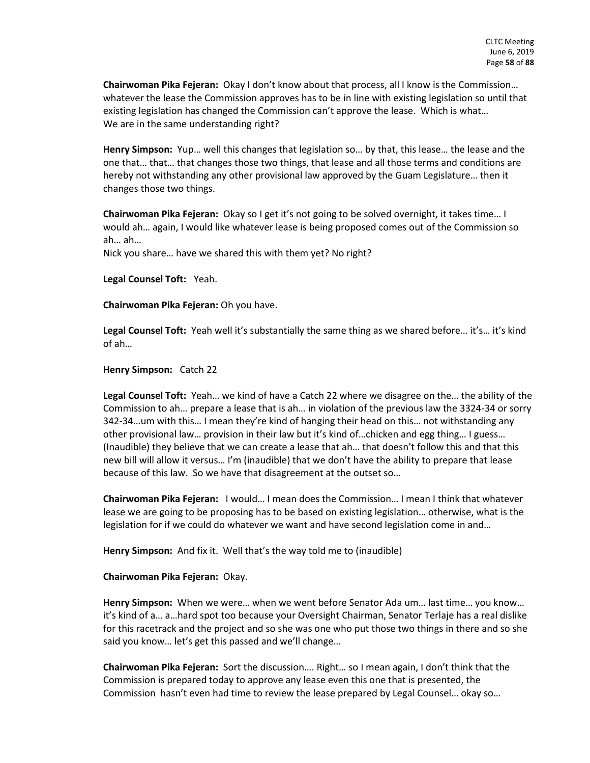**Chairwoman Pika Fejeran:** Okay I don't know about that process, all I know is the Commission… whatever the lease the Commission approves has to be in line with existing legislation so until that existing legislation has changed the Commission can't approve the lease. Which is what… We are in the same understanding right?

**Henry Simpson:** Yup… well this changes that legislation so… by that, this lease… the lease and the one that… that… that changes those two things, that lease and all those terms and conditions are hereby not withstanding any other provisional law approved by the Guam Legislature… then it changes those two things.

**Chairwoman Pika Fejeran:** Okay so I get it's not going to be solved overnight, it takes time… I would ah… again, I would like whatever lease is being proposed comes out of the Commission so ah… ah…
Nick you share… have we shared this with them yet? No right?

**Legal Counsel Toft:** Yeah.

**Chairwoman Pika Fejeran:** Oh you have.

**Legal Counsel Toft:** Yeah well it's substantially the same thing as we shared before… it's… it's kind of ah…

**Henry Simpson:** Catch 22

**Legal Counsel Toft:** Yeah… we kind of have a Catch 22 where we disagree on the… the ability of the Commission to ah… prepare a lease that is ah… in violation of the previous law the 3324-34 or sorry 342-34…um with this… I mean they're kind of hanging their head on this… not withstanding any other provisional law… provision in their law but it's kind of…chicken and egg thing… I guess… (Inaudible) they believe that we can create a lease that ah… that doesn't follow this and that this new bill will allow it versus… I'm (inaudible) that we don't have the ability to prepare that lease because of this law. So we have that disagreement at the outset so…

**Chairwoman Pika Fejeran:** I would… I mean does the Commission… I mean I think that whatever lease we are going to be proposing has to be based on existing legislation… otherwise, what is the legislation for if we could do whatever we want and have second legislation come in and…

**Henry Simpson:** And fix it. Well that's the way told me to (inaudible)

**Chairwoman Pika Fejeran:** Okay.

**Henry Simpson:** When we were… when we went before Senator Ada um… last time… you know… it's kind of a… a…hard spot too because your Oversight Chairman, Senator Terlaje has a real dislike for this racetrack and the project and so she was one who put those two things in there and so she said you know… let's get this passed and we'll change…

**Chairwoman Pika Fejeran:** Sort the discussion…. Right… so I mean again, I don't think that the Commission is prepared today to approve any lease even this one that is presented, the Commission hasn't even had time to review the lease prepared by Legal Counsel… okay so…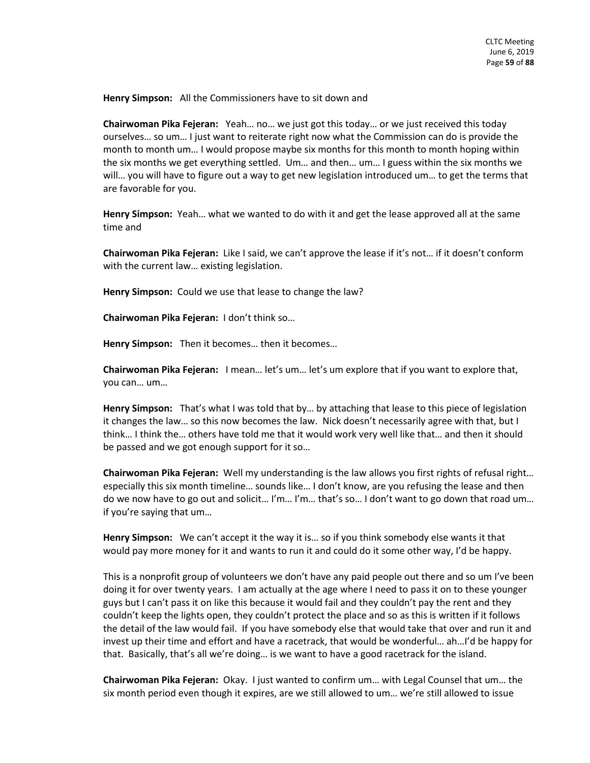**Henry Simpson:** All the Commissioners have to sit down and

**Chairwoman Pika Fejeran:** Yeah… no… we just got this today… or we just received this today ourselves… so um… I just want to reiterate right now what the Commission can do is provide the month to month um… I would propose maybe six months for this month to month hoping within the six months we get everything settled. Um… and then… um… I guess within the six months we will… you will have to figure out a way to get new legislation introduced um… to get the terms that are favorable for you.

**Henry Simpson:** Yeah… what we wanted to do with it and get the lease approved all at the same time and

**Chairwoman Pika Fejeran:** Like I said, we can't approve the lease if it's not… if it doesn't conform with the current law… existing legislation.

**Henry Simpson:** Could we use that lease to change the law?

**Chairwoman Pika Fejeran:** I don't think so…

**Henry Simpson:** Then it becomes… then it becomes…

**Chairwoman Pika Fejeran:** I mean… let's um… let's um explore that if you want to explore that, you can… um…

**Henry Simpson:** That's what I was told that by… by attaching that lease to this piece of legislation it changes the law… so this now becomes the law. Nick doesn't necessarily agree with that, but I think… I think the… others have told me that it would work very well like that… and then it should be passed and we got enough support for it so…

**Chairwoman Pika Fejeran:** Well my understanding is the law allows you first rights of refusal right… especially this six month timeline… sounds like… I don't know, are you refusing the lease and then do we now have to go out and solicit… I'm… I'm… that's so… I don't want to go down that road um… if you're saying that um…

**Henry Simpson:** We can't accept it the way it is… so if you think somebody else wants it that would pay more money for it and wants to run it and could do it some other way, I'd be happy.

This is a nonprofit group of volunteers we don't have any paid people out there and so um I've been doing it for over twenty years. I am actually at the age where I need to pass it on to these younger guys but I can't pass it on like this because it would fail and they couldn't pay the rent and they couldn't keep the lights open, they couldn't protect the place and so as this is written if it follows the detail of the law would fail. If you have somebody else that would take that over and run it and invest up their time and effort and have a racetrack, that would be wonderful… ah…I'd be happy for that. Basically, that's all we're doing… is we want to have a good racetrack for the island.

**Chairwoman Pika Fejeran:** Okay. I just wanted to confirm um… with Legal Counsel that um… the six month period even though it expires, are we still allowed to um… we're still allowed to issue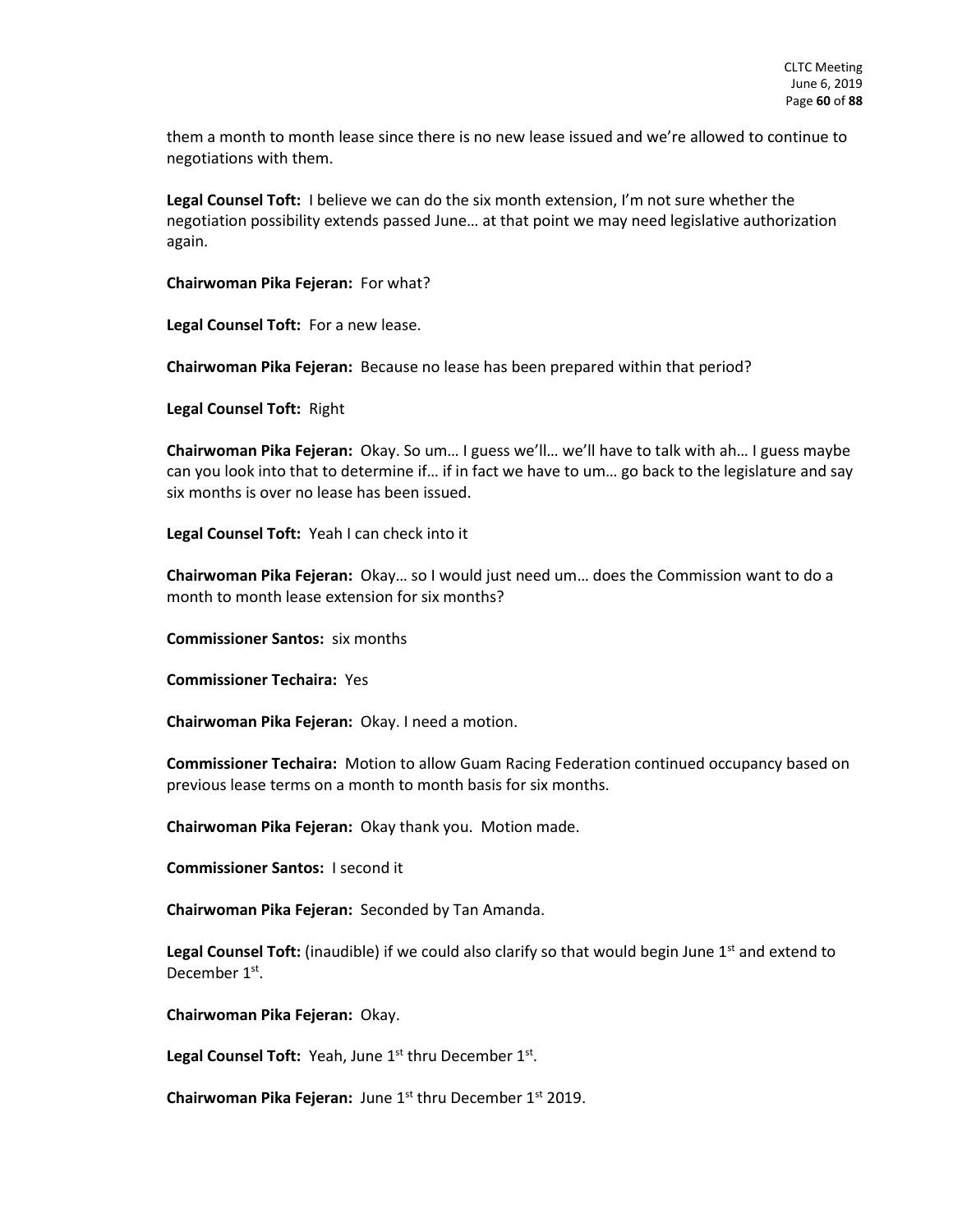them a month to month lease since there is no new lease issued and we're allowed to continue to negotiations with them.

**Legal Counsel Toft:** I believe we can do the six month extension, I'm not sure whether the negotiation possibility extends passed June… at that point we may need legislative authorization again.

**Chairwoman Pika Fejeran:** For what?

**Legal Counsel Toft:** For a new lease.

**Chairwoman Pika Fejeran:** Because no lease has been prepared within that period?

**Legal Counsel Toft:** Right

**Chairwoman Pika Fejeran:** Okay. So um… I guess we'll… we'll have to talk with ah… I guess maybe can you look into that to determine if… if in fact we have to um… go back to the legislature and say six months is over no lease has been issued.

**Legal Counsel Toft:** Yeah I can check into it

**Chairwoman Pika Fejeran:** Okay… so I would just need um… does the Commission want to do a month to month lease extension for six months?

**Commissioner Santos:** six months

**Commissioner Techaira:** Yes

**Chairwoman Pika Fejeran:** Okay. I need a motion.

**Commissioner Techaira:** Motion to allow Guam Racing Federation continued occupancy based on previous lease terms on a month to month basis for six months.

**Chairwoman Pika Fejeran:** Okay thank you. Motion made.

**Commissioner Santos:** I second it

**Chairwoman Pika Fejeran:** Seconded by Tan Amanda.

**Legal Counsel Toft:** (inaudible) if we could also clarify so that would begin June 1st and extend to December 1st.

**Chairwoman Pika Fejeran:** Okay.

**Legal Counsel Toft:** Yeah, June 1st thru December 1st.

**Chairwoman Pika Fejeran:** June 1st thru December 1st 2019.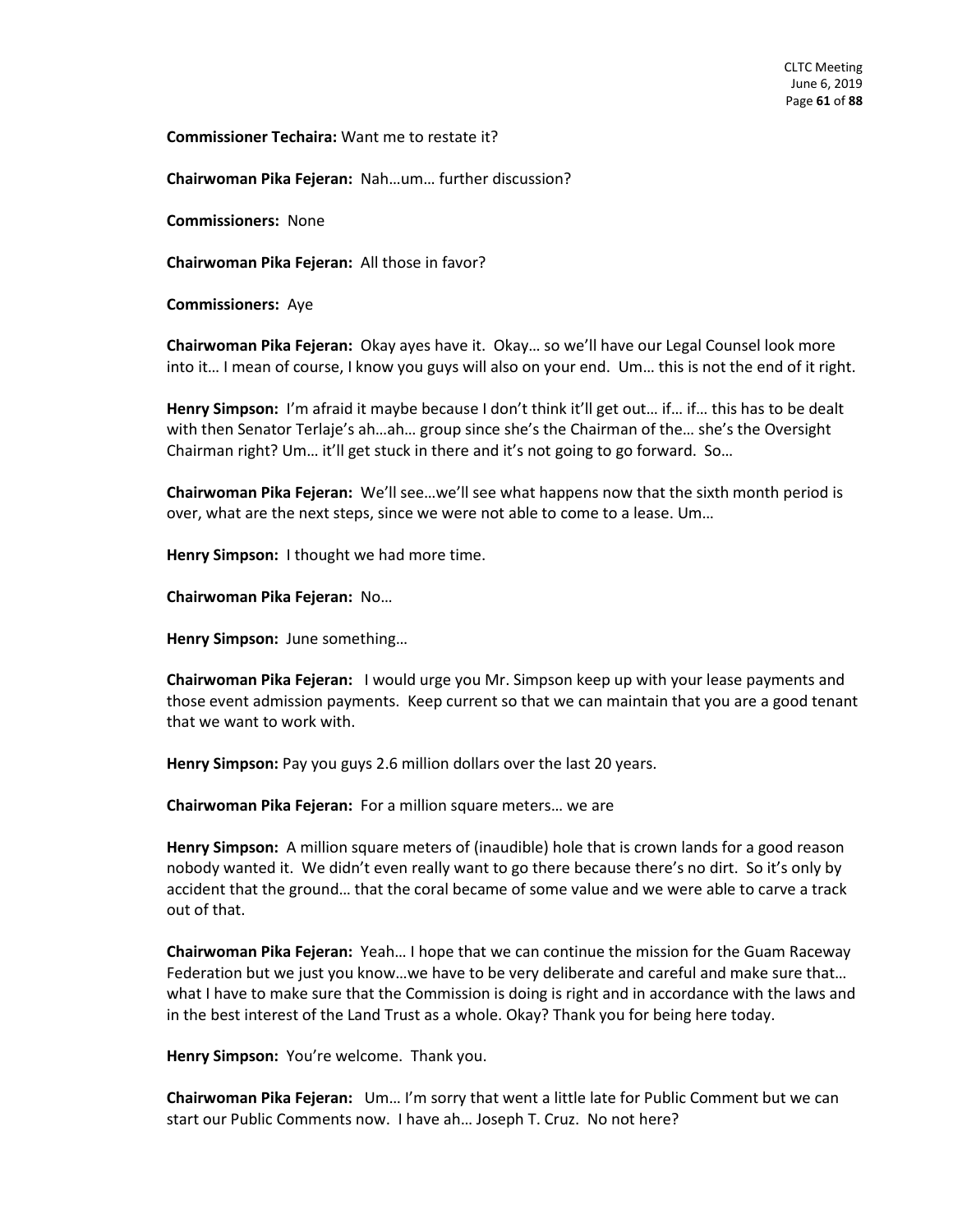**Commissioner Techaira:** Want me to restate it?

**Chairwoman Pika Fejeran:** Nah…um… further discussion?

**Commissioners:** None

**Chairwoman Pika Fejeran:** All those in favor?

**Commissioners:** Aye

**Chairwoman Pika Fejeran:** Okay ayes have it. Okay… so we'll have our Legal Counsel look more into it… I mean of course, I know you guys will also on your end. Um… this is not the end of it right.

**Henry Simpson:** I'm afraid it maybe because I don't think it'll get out… if… if… this has to be dealt with then Senator Terlaje's ah…ah… group since she's the Chairman of the… she's the Oversight Chairman right? Um… it'll get stuck in there and it's not going to go forward. So…

**Chairwoman Pika Fejeran:** We'll see…we'll see what happens now that the sixth month period is over, what are the next steps, since we were not able to come to a lease. Um…

**Henry Simpson:** I thought we had more time.

**Chairwoman Pika Fejeran:** No…

**Henry Simpson:** June something…

**Chairwoman Pika Fejeran:** I would urge you Mr. Simpson keep up with your lease payments and those event admission payments. Keep current so that we can maintain that you are a good tenant that we want to work with.

**Henry Simpson:** Pay you guys 2.6 million dollars over the last 20 years.

**Chairwoman Pika Fejeran:** For a million square meters… we are

**Henry Simpson:** A million square meters of (inaudible) hole that is crown lands for a good reason nobody wanted it. We didn't even really want to go there because there's no dirt. So it's only by accident that the ground… that the coral became of some value and we were able to carve a track out of that.

**Chairwoman Pika Fejeran:** Yeah… I hope that we can continue the mission for the Guam Raceway Federation but we just you know…we have to be very deliberate and careful and make sure that… what I have to make sure that the Commission is doing is right and in accordance with the laws and in the best interest of the Land Trust as a whole. Okay? Thank you for being here today.

**Henry Simpson:** You're welcome. Thank you.

**Chairwoman Pika Fejeran:** Um… I'm sorry that went a little late for Public Comment but we can start our Public Comments now. I have ah… Joseph T. Cruz. No not here?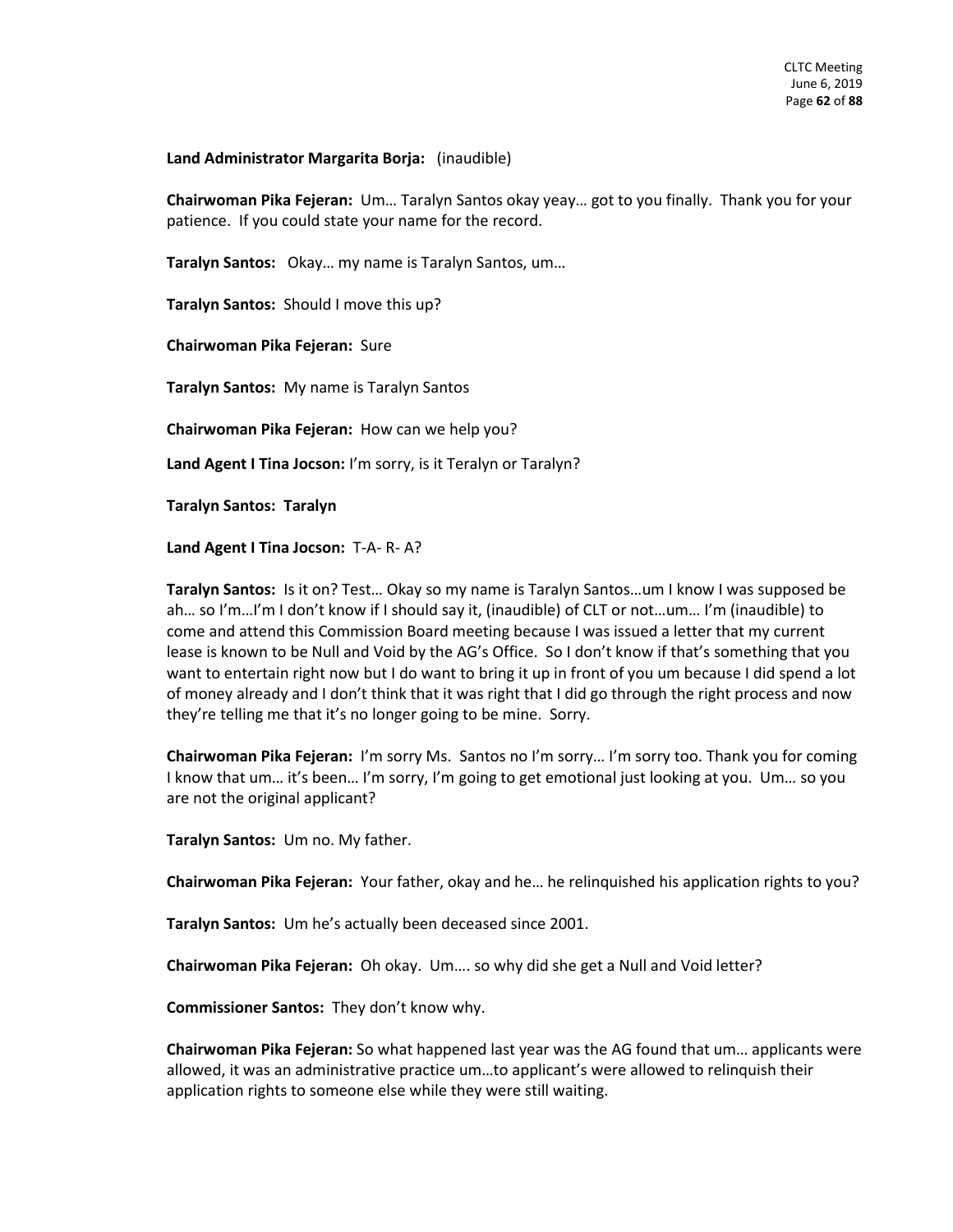**Land Administrator Margarita Borja:** (inaudible)

**Chairwoman Pika Fejeran:** Um… Taralyn Santos okay yeay… got to you finally. Thank you for your patience. If you could state your name for the record.

**Taralyn Santos:** Okay… my name is Taralyn Santos, um…

**Taralyn Santos:** Should I move this up?

**Chairwoman Pika Fejeran:** Sure

**Taralyn Santos:** My name is Taralyn Santos

**Chairwoman Pika Fejeran:** How can we help you?

**Land Agent I Tina Jocson:** I'm sorry, is it Teralyn or Taralyn?

**Taralyn Santos: Taralyn**

**Land Agent I Tina Jocson:** T-A- R- A?

**Taralyn Santos:** Is it on? Test… Okay so my name is Taralyn Santos…um I know I was supposed be ah… so I'm…I'm I don't know if I should say it, (inaudible) of CLT or not…um… I'm (inaudible) to come and attend this Commission Board meeting because I was issued a letter that my current lease is known to be Null and Void by the AG's Office. So I don't know if that's something that you want to entertain right now but I do want to bring it up in front of you um because I did spend a lot of money already and I don't think that it was right that I did go through the right process and now they're telling me that it's no longer going to be mine. Sorry.

**Chairwoman Pika Fejeran:** I'm sorry Ms. Santos no I'm sorry… I'm sorry too. Thank you for coming I know that um… it's been… I'm sorry, I'm going to get emotional just looking at you. Um… so you are not the original applicant?

**Taralyn Santos:** Um no. My father.

**Chairwoman Pika Fejeran:** Your father, okay and he… he relinquished his application rights to you?

**Taralyn Santos:** Um he's actually been deceased since 2001.

**Chairwoman Pika Fejeran:** Oh okay. Um…. so why did she get a Null and Void letter?

**Commissioner Santos:** They don't know why.

**Chairwoman Pika Fejeran:** So what happened last year was the AG found that um… applicants were allowed, it was an administrative practice um…to applicant's were allowed to relinquish their application rights to someone else while they were still waiting.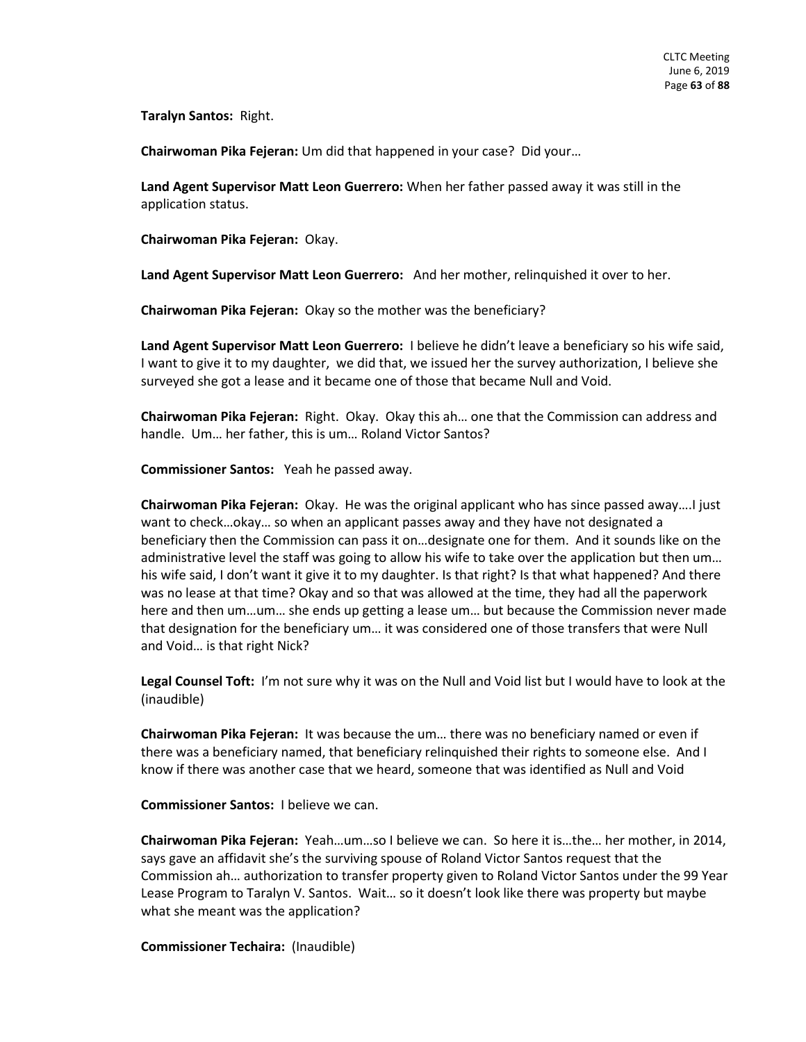**Taralyn Santos:** Right.

**Chairwoman Pika Fejeran:** Um did that happened in your case? Did your…

**Land Agent Supervisor Matt Leon Guerrero:** When her father passed away it was still in the application status.

**Chairwoman Pika Fejeran:** Okay.

**Land Agent Supervisor Matt Leon Guerrero:** And her mother, relinquished it over to her.

**Chairwoman Pika Fejeran:** Okay so the mother was the beneficiary?

**Land Agent Supervisor Matt Leon Guerrero:** I believe he didn't leave a beneficiary so his wife said, I want to give it to my daughter, we did that, we issued her the survey authorization, I believe she surveyed she got a lease and it became one of those that became Null and Void.

**Chairwoman Pika Fejeran:** Right. Okay. Okay this ah… one that the Commission can address and handle. Um… her father, this is um… Roland Victor Santos?

**Commissioner Santos:** Yeah he passed away.

**Chairwoman Pika Fejeran:** Okay. He was the original applicant who has since passed away….I just want to check…okay… so when an applicant passes away and they have not designated a beneficiary then the Commission can pass it on…designate one for them. And it sounds like on the administrative level the staff was going to allow his wife to take over the application but then um… his wife said, I don't want it give it to my daughter. Is that right? Is that what happened? And there was no lease at that time? Okay and so that was allowed at the time, they had all the paperwork here and then um…um… she ends up getting a lease um… but because the Commission never made that designation for the beneficiary um… it was considered one of those transfers that were Null and Void… is that right Nick?

**Legal Counsel Toft:** I'm not sure why it was on the Null and Void list but I would have to look at the (inaudible)

**Chairwoman Pika Fejeran:** It was because the um… there was no beneficiary named or even if there was a beneficiary named, that beneficiary relinquished their rights to someone else. And I know if there was another case that we heard, someone that was identified as Null and Void

**Commissioner Santos:** I believe we can.

**Chairwoman Pika Fejeran:** Yeah…um…so I believe we can. So here it is…the… her mother, in 2014, says gave an affidavit she's the surviving spouse of Roland Victor Santos request that the Commission ah… authorization to transfer property given to Roland Victor Santos under the 99 Year Lease Program to Taralyn V. Santos. Wait… so it doesn't look like there was property but maybe what she meant was the application?

**Commissioner Techaira:** (Inaudible)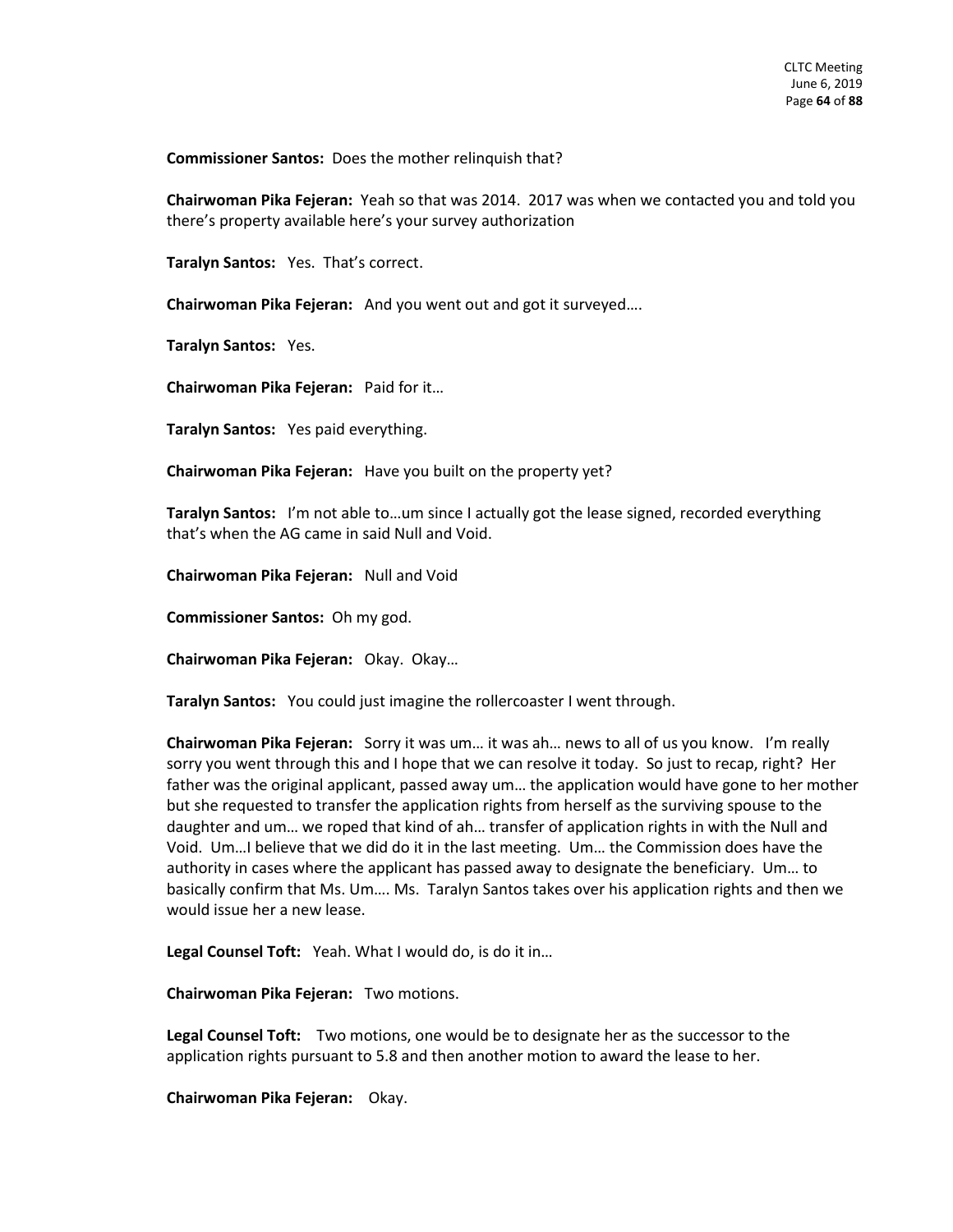**Commissioner Santos:** Does the mother relinquish that?

**Chairwoman Pika Fejeran:** Yeah so that was 2014. 2017 was when we contacted you and told you there's property available here's your survey authorization

**Taralyn Santos:** Yes. That's correct.

**Chairwoman Pika Fejeran:** And you went out and got it surveyed….

**Taralyn Santos:** Yes.

**Chairwoman Pika Fejeran:** Paid for it…

**Taralyn Santos:** Yes paid everything.

**Chairwoman Pika Fejeran:** Have you built on the property yet?

**Taralyn Santos:** I'm not able to…um since I actually got the lease signed, recorded everything that's when the AG came in said Null and Void.

**Chairwoman Pika Fejeran:** Null and Void

**Commissioner Santos:** Oh my god.

**Chairwoman Pika Fejeran:** Okay. Okay…

**Taralyn Santos:** You could just imagine the rollercoaster I went through.

**Chairwoman Pika Fejeran:** Sorry it was um… it was ah… news to all of us you know. I'm really sorry you went through this and I hope that we can resolve it today. So just to recap, right? Her father was the original applicant, passed away um… the application would have gone to her mother but she requested to transfer the application rights from herself as the surviving spouse to the daughter and um… we roped that kind of ah… transfer of application rights in with the Null and Void. Um…I believe that we did do it in the last meeting. Um… the Commission does have the authority in cases where the applicant has passed away to designate the beneficiary. Um… to basically confirm that Ms. Um…. Ms. Taralyn Santos takes over his application rights and then we would issue her a new lease.

**Legal Counsel Toft:** Yeah. What I would do, is do it in…

**Chairwoman Pika Fejeran:** Two motions.

**Legal Counsel Toft:** Two motions, one would be to designate her as the successor to the application rights pursuant to 5.8 and then another motion to award the lease to her.

**Chairwoman Pika Fejeran:** Okay.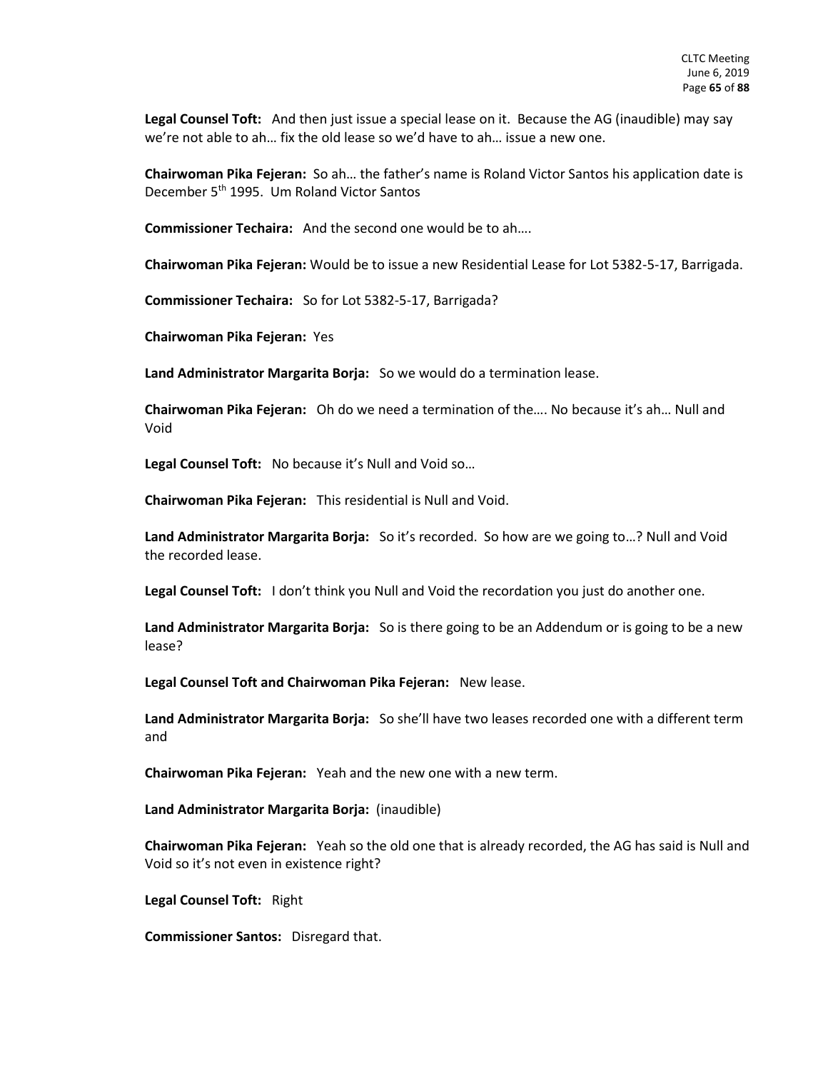**Legal Counsel Toft:** And then just issue a special lease on it. Because the AG (inaudible) may say we're not able to ah… fix the old lease so we'd have to ah… issue a new one.

**Chairwoman Pika Fejeran:** So ah… the father's name is Roland Victor Santos his application date is December 5th 1995. Um Roland Victor Santos

**Commissioner Techaira:** And the second one would be to ah….

**Chairwoman Pika Fejeran:** Would be to issue a new Residential Lease for Lot 5382-5-17, Barrigada.

**Commissioner Techaira:** So for Lot 5382-5-17, Barrigada?

**Chairwoman Pika Fejeran:** Yes

**Land Administrator Margarita Borja:** So we would do a termination lease.

**Chairwoman Pika Fejeran:** Oh do we need a termination of the…. No because it's ah… Null and Void

**Legal Counsel Toft:** No because it's Null and Void so…

**Chairwoman Pika Fejeran:** This residential is Null and Void.

**Land Administrator Margarita Borja:** So it's recorded. So how are we going to…? Null and Void the recorded lease.

**Legal Counsel Toft:** I don't think you Null and Void the recordation you just do another one.

**Land Administrator Margarita Borja:** So is there going to be an Addendum or is going to be a new lease?

**Legal Counsel Toft and Chairwoman Pika Fejeran:** New lease.

**Land Administrator Margarita Borja:** So she'll have two leases recorded one with a different term and

**Chairwoman Pika Fejeran:** Yeah and the new one with a new term.

**Land Administrator Margarita Borja:** (inaudible)

**Chairwoman Pika Fejeran:** Yeah so the old one that is already recorded, the AG has said is Null and Void so it's not even in existence right?

**Legal Counsel Toft:** Right

**Commissioner Santos:** Disregard that.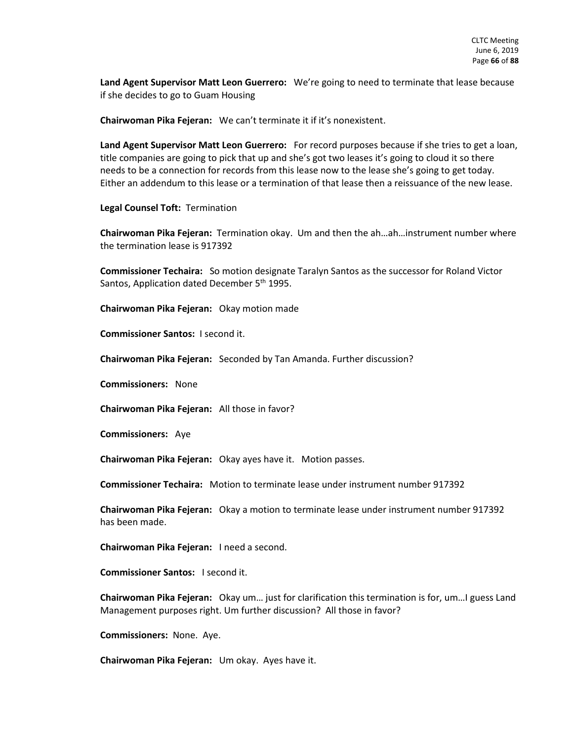**Land Agent Supervisor Matt Leon Guerrero:** We're going to need to terminate that lease because if she decides to go to Guam Housing

**Chairwoman Pika Fejeran:** We can't terminate it if it's nonexistent.

**Land Agent Supervisor Matt Leon Guerrero:** For record purposes because if she tries to get a loan, title companies are going to pick that up and she's got two leases it's going to cloud it so there needs to be a connection for records from this lease now to the lease she's going to get today. Either an addendum to this lease or a termination of that lease then a reissuance of the new lease.

**Legal Counsel Toft:** Termination

**Chairwoman Pika Fejeran:** Termination okay. Um and then the ah…ah…instrument number where the termination lease is 917392

**Commissioner Techaira:** So motion designate Taralyn Santos as the successor for Roland Victor Santos, Application dated December 5th 1995.

**Chairwoman Pika Fejeran:** Okay motion made

**Commissioner Santos:** I second it.

**Chairwoman Pika Fejeran:** Seconded by Tan Amanda. Further discussion?

**Commissioners:** None

**Chairwoman Pika Fejeran:** All those in favor?

**Commissioners:** Aye

**Chairwoman Pika Fejeran:** Okay ayes have it. Motion passes.

**Commissioner Techaira:** Motion to terminate lease under instrument number 917392

**Chairwoman Pika Fejeran:** Okay a motion to terminate lease under instrument number 917392 has been made.

**Chairwoman Pika Fejeran:** I need a second.

**Commissioner Santos:** I second it.

**Chairwoman Pika Fejeran:** Okay um… just for clarification this termination is for, um…I guess Land Management purposes right. Um further discussion? All those in favor?

**Commissioners:** None. Aye.

**Chairwoman Pika Fejeran:** Um okay. Ayes have it.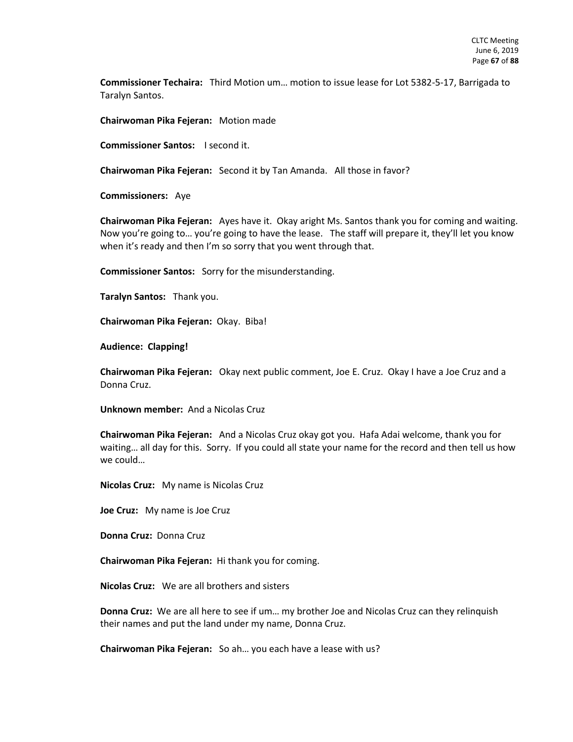**Commissioner Techaira:** Third Motion um… motion to issue lease for Lot 5382-5-17, Barrigada to Taralyn Santos.

**Chairwoman Pika Fejeran:** Motion made

**Commissioner Santos:** I second it.

**Chairwoman Pika Fejeran:** Second it by Tan Amanda. All those in favor?

**Commissioners:** Aye

**Chairwoman Pika Fejeran:** Ayes have it. Okay aright Ms. Santos thank you for coming and waiting. Now you're going to… you're going to have the lease. The staff will prepare it, they'll let you know when it's ready and then I'm so sorry that you went through that.

**Commissioner Santos:** Sorry for the misunderstanding.

**Taralyn Santos:** Thank you.

**Chairwoman Pika Fejeran:** Okay. Biba!

**Audience: Clapping!**

**Chairwoman Pika Fejeran:** Okay next public comment, Joe E. Cruz. Okay I have a Joe Cruz and a Donna Cruz.

**Unknown member:** And a Nicolas Cruz

**Chairwoman Pika Fejeran:** And a Nicolas Cruz okay got you. Hafa Adai welcome, thank you for waiting… all day for this. Sorry. If you could all state your name for the record and then tell us how we could…

**Nicolas Cruz:** My name is Nicolas Cruz

**Joe Cruz:** My name is Joe Cruz

**Donna Cruz:** Donna Cruz

**Chairwoman Pika Fejeran:** Hi thank you for coming.

**Nicolas Cruz:** We are all brothers and sisters

**Donna Cruz:** We are all here to see if um… my brother Joe and Nicolas Cruz can they relinquish their names and put the land under my name, Donna Cruz.

**Chairwoman Pika Fejeran:** So ah… you each have a lease with us?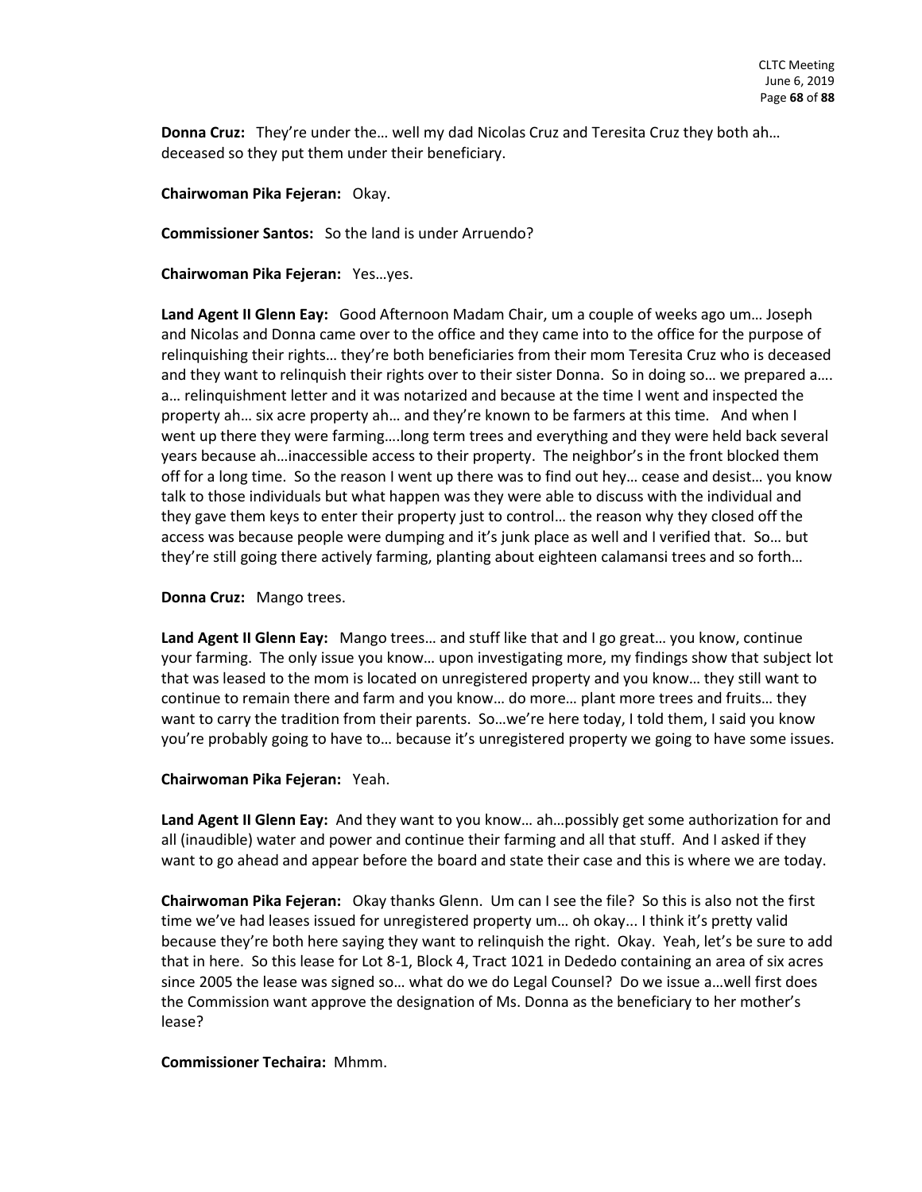**Donna Cruz:** They're under the… well my dad Nicolas Cruz and Teresita Cruz they both ah… deceased so they put them under their beneficiary.

**Chairwoman Pika Fejeran:** Okay.

**Commissioner Santos:** So the land is under Arruendo?

**Chairwoman Pika Fejeran:** Yes…yes.

**Land Agent II Glenn Eay:** Good Afternoon Madam Chair, um a couple of weeks ago um… Joseph and Nicolas and Donna came over to the office and they came into to the office for the purpose of relinquishing their rights… they're both beneficiaries from their mom Teresita Cruz who is deceased and they want to relinquish their rights over to their sister Donna. So in doing so… we prepared a…. a… relinquishment letter and it was notarized and because at the time I went and inspected the property ah… six acre property ah… and they're known to be farmers at this time. And when I went up there they were farming….long term trees and everything and they were held back several years because ah…inaccessible access to their property. The neighbor's in the front blocked them off for a long time. So the reason I went up there was to find out hey… cease and desist… you know talk to those individuals but what happen was they were able to discuss with the individual and they gave them keys to enter their property just to control… the reason why they closed off the access was because people were dumping and it's junk place as well and I verified that. So… but they're still going there actively farming, planting about eighteen calamansi trees and so forth…

**Donna Cruz:** Mango trees.

**Land Agent II Glenn Eay:** Mango trees… and stuff like that and I go great… you know, continue your farming. The only issue you know… upon investigating more, my findings show that subject lot that was leased to the mom is located on unregistered property and you know… they still want to continue to remain there and farm and you know… do more… plant more trees and fruits… they want to carry the tradition from their parents. So…we're here today, I told them, I said you know you're probably going to have to… because it's unregistered property we going to have some issues.

**Chairwoman Pika Fejeran:** Yeah.

**Land Agent II Glenn Eay:** And they want to you know… ah…possibly get some authorization for and all (inaudible) water and power and continue their farming and all that stuff. And I asked if they want to go ahead and appear before the board and state their case and this is where we are today.

**Chairwoman Pika Fejeran:** Okay thanks Glenn. Um can I see the file? So this is also not the first time we've had leases issued for unregistered property um… oh okay... I think it's pretty valid because they're both here saying they want to relinquish the right. Okay. Yeah, let's be sure to add that in here. So this lease for Lot 8-1, Block 4, Tract 1021 in Dededo containing an area of six acres since 2005 the lease was signed so… what do we do Legal Counsel? Do we issue a…well first does the Commission want approve the designation of Ms. Donna as the beneficiary to her mother's lease?

**Commissioner Techaira:** Mhmm.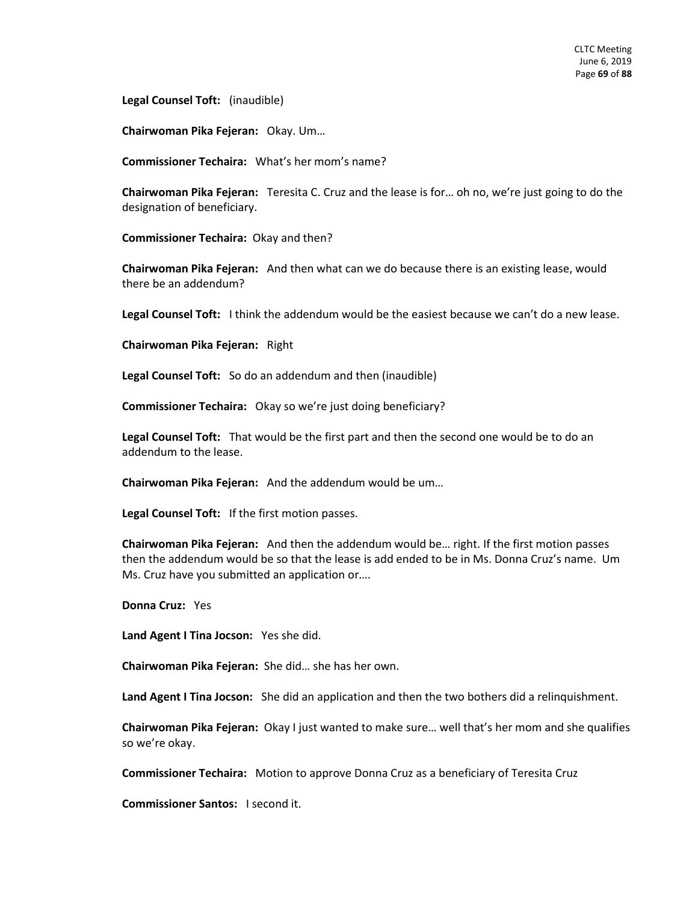**Legal Counsel Toft:** (inaudible)

**Chairwoman Pika Fejeran:** Okay. Um…

**Commissioner Techaira:** What's her mom's name?

**Chairwoman Pika Fejeran:** Teresita C. Cruz and the lease is for… oh no, we're just going to do the designation of beneficiary.

**Commissioner Techaira:** Okay and then?

**Chairwoman Pika Fejeran:** And then what can we do because there is an existing lease, would there be an addendum?

**Legal Counsel Toft:** I think the addendum would be the easiest because we can't do a new lease.

**Chairwoman Pika Fejeran:** Right

**Legal Counsel Toft:** So do an addendum and then (inaudible)

**Commissioner Techaira:** Okay so we're just doing beneficiary?

**Legal Counsel Toft:** That would be the first part and then the second one would be to do an addendum to the lease.

**Chairwoman Pika Fejeran:** And the addendum would be um…

**Legal Counsel Toft:** If the first motion passes.

**Chairwoman Pika Fejeran:** And then the addendum would be… right. If the first motion passes then the addendum would be so that the lease is add ended to be in Ms. Donna Cruz's name. Um Ms. Cruz have you submitted an application or….

**Donna Cruz:** Yes

**Land Agent I Tina Jocson:** Yes she did.

**Chairwoman Pika Fejeran:** She did… she has her own.

**Land Agent I Tina Jocson:** She did an application and then the two bothers did a relinquishment.

**Chairwoman Pika Fejeran:** Okay I just wanted to make sure… well that's her mom and she qualifies so we're okay.

**Commissioner Techaira:** Motion to approve Donna Cruz as a beneficiary of Teresita Cruz

**Commissioner Santos:** I second it.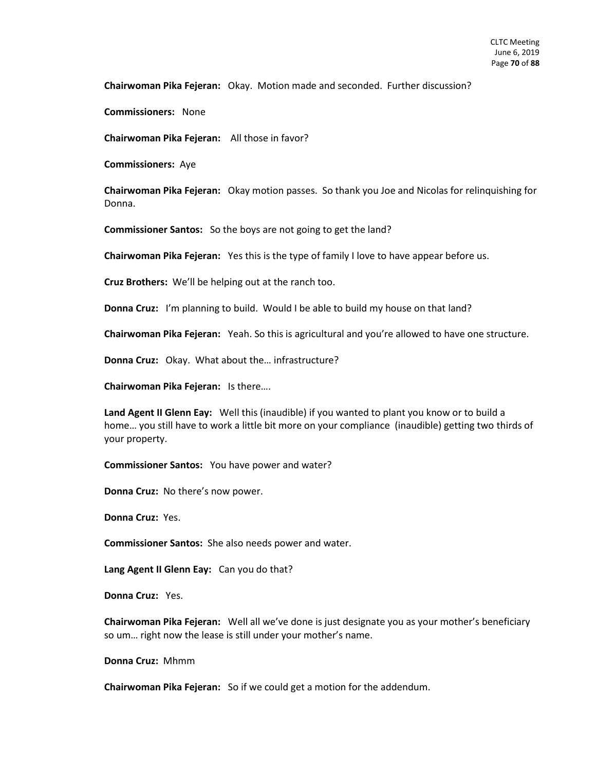**Chairwoman Pika Fejeran:** Okay. Motion made and seconded. Further discussion?

**Commissioners:** None

**Chairwoman Pika Fejeran:** All those in favor?

**Commissioners:** Aye

**Chairwoman Pika Fejeran:** Okay motion passes. So thank you Joe and Nicolas for relinquishing for Donna.

**Commissioner Santos:** So the boys are not going to get the land?

**Chairwoman Pika Fejeran:** Yes this is the type of family I love to have appear before us.

**Cruz Brothers:** We'll be helping out at the ranch too.

**Donna Cruz:** I'm planning to build. Would I be able to build my house on that land?

**Chairwoman Pika Fejeran:** Yeah. So this is agricultural and you're allowed to have one structure.

**Donna Cruz:** Okay. What about the… infrastructure?

**Chairwoman Pika Fejeran:** Is there….

**Land Agent II Glenn Eay:** Well this (inaudible) if you wanted to plant you know or to build a home… you still have to work a little bit more on your compliance (inaudible) getting two thirds of your property.

**Commissioner Santos:** You have power and water?

**Donna Cruz:** No there's now power.

**Donna Cruz:** Yes.

**Commissioner Santos:** She also needs power and water.

**Lang Agent II Glenn Eay:** Can you do that?

**Donna Cruz:** Yes.

**Chairwoman Pika Fejeran:** Well all we've done is just designate you as your mother's beneficiary so um… right now the lease is still under your mother's name.

**Donna Cruz:** Mhmm

**Chairwoman Pika Fejeran:** So if we could get a motion for the addendum.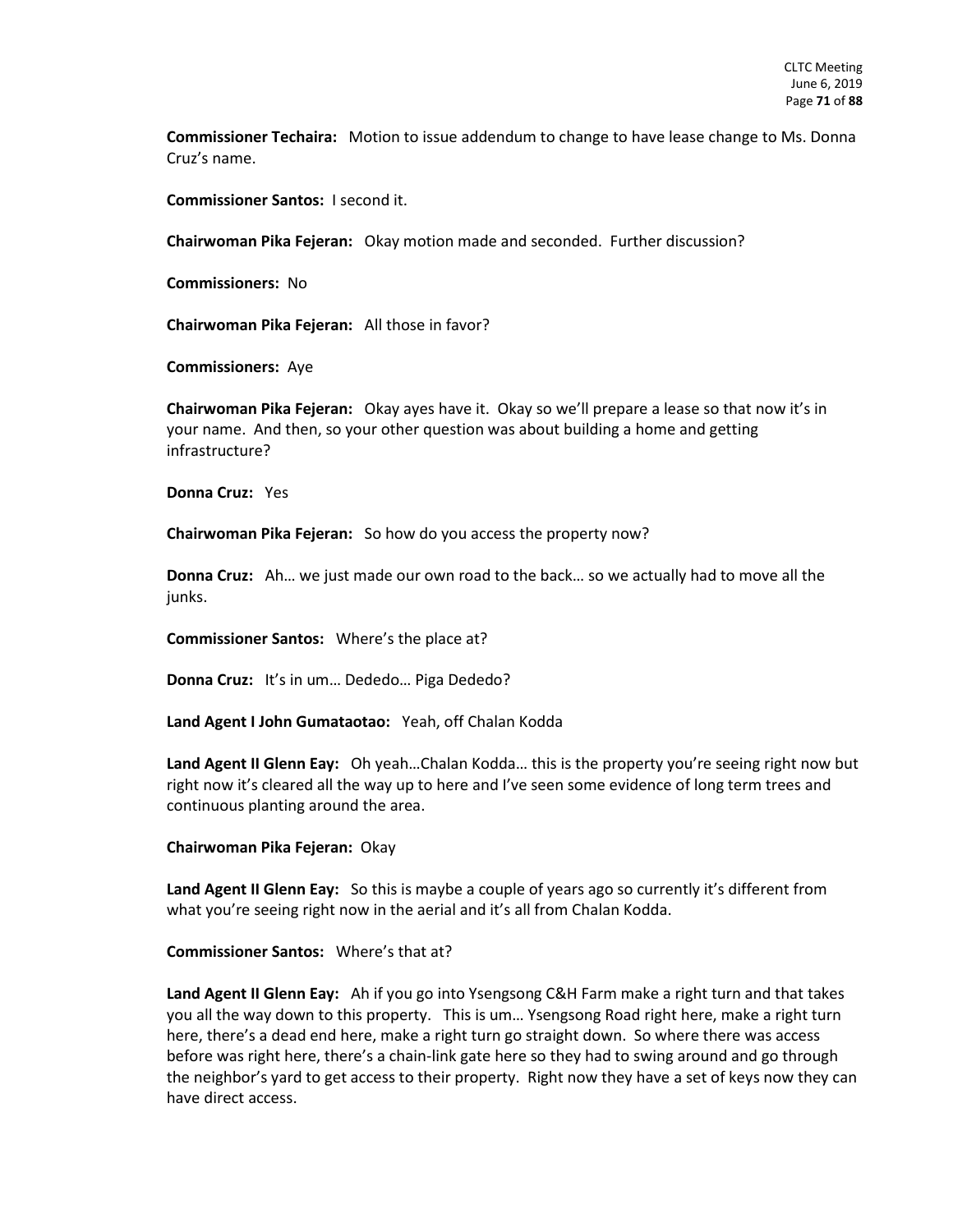**Commissioner Techaira:** Motion to issue addendum to change to have lease change to Ms. Donna Cruz's name.

**Commissioner Santos:** I second it.

**Chairwoman Pika Fejeran:** Okay motion made and seconded. Further discussion?

**Commissioners:** No

**Chairwoman Pika Fejeran:** All those in favor?

**Commissioners:** Aye

**Chairwoman Pika Fejeran:** Okay ayes have it. Okay so we'll prepare a lease so that now it's in your name. And then, so your other question was about building a home and getting infrastructure?

**Donna Cruz:** Yes

**Chairwoman Pika Fejeran:** So how do you access the property now?

**Donna Cruz:** Ah… we just made our own road to the back… so we actually had to move all the junks.

**Commissioner Santos:** Where's the place at?

**Donna Cruz:** It's in um… Dededo… Piga Dededo?

**Land Agent I John Gumataotao:** Yeah, off Chalan Kodda

**Land Agent II Glenn Eay:** Oh yeah…Chalan Kodda… this is the property you're seeing right now but right now it's cleared all the way up to here and I've seen some evidence of long term trees and continuous planting around the area.

**Chairwoman Pika Fejeran:** Okay

**Land Agent II Glenn Eay:** So this is maybe a couple of years ago so currently it's different from what you're seeing right now in the aerial and it's all from Chalan Kodda.

**Commissioner Santos:** Where's that at?

**Land Agent II Glenn Eay:** Ah if you go into Ysengsong C&H Farm make a right turn and that takes you all the way down to this property. This is um… Ysengsong Road right here, make a right turn here, there's a dead end here, make a right turn go straight down. So where there was access before was right here, there's a chain-link gate here so they had to swing around and go through the neighbor's yard to get access to their property. Right now they have a set of keys now they can have direct access.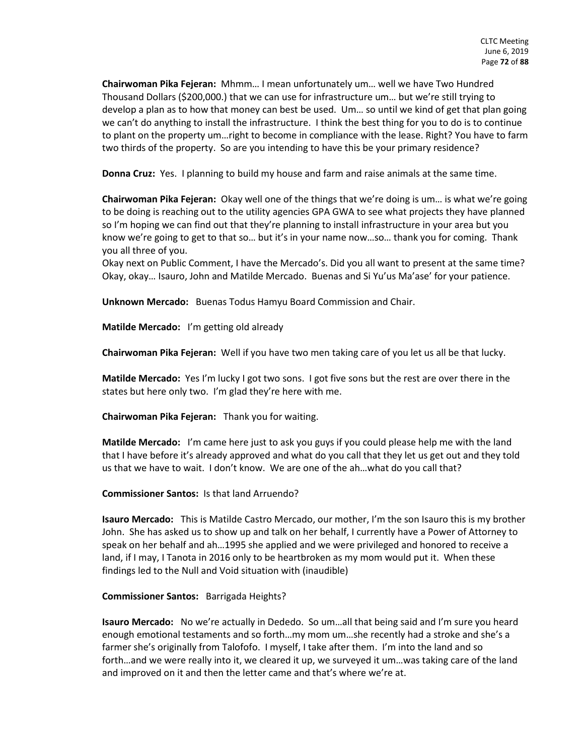**Chairwoman Pika Fejeran:** Mhmm… I mean unfortunately um… well we have Two Hundred Thousand Dollars ($200,000.) that we can use for infrastructure um… but we're still trying to develop a plan as to how that money can best be used. Um… so until we kind of get that plan going we can't do anything to install the infrastructure. I think the best thing for you to do is to continue to plant on the property um…right to become in compliance with the lease. Right? You have to farm two thirds of the property. So are you intending to have this be your primary residence?

**Donna Cruz:** Yes. I planning to build my house and farm and raise animals at the same time.

**Chairwoman Pika Fejeran:** Okay well one of the things that we're doing is um… is what we're going to be doing is reaching out to the utility agencies GPA GWA to see what projects they have planned so I'm hoping we can find out that they're planning to install infrastructure in your area but you know we're going to get to that so… but it's in your name now…so… thank you for coming. Thank you all three of you.
Okay next on Public Comment, I have the Mercado's. Did you all want to present at the same time? Okay, okay… Isauro, John and Matilde Mercado. Buenas and Si Yu'us Ma'ase' for your patience.

**Unknown Mercado:** Buenas Todus Hamyu Board Commission and Chair.

**Matilde Mercado:** I'm getting old already

**Chairwoman Pika Fejeran:** Well if you have two men taking care of you let us all be that lucky.

**Matilde Mercado:** Yes I'm lucky I got two sons. I got five sons but the rest are over there in the states but here only two. I'm glad they're here with me.

**Chairwoman Pika Fejeran:** Thank you for waiting.

**Matilde Mercado:** I'm came here just to ask you guys if you could please help me with the land that I have before it's already approved and what do you call that they let us get out and they told us that we have to wait. I don't know. We are one of the ah…what do you call that?

**Commissioner Santos:** Is that land Arruendo?

**Isauro Mercado:** This is Matilde Castro Mercado, our mother, I'm the son Isauro this is my brother John. She has asked us to show up and talk on her behalf, I currently have a Power of Attorney to speak on her behalf and ah…1995 she applied and we were privileged and honored to receive a land, if I may, I Tanota in 2016 only to be heartbroken as my mom would put it. When these findings led to the Null and Void situation with (inaudible)

**Commissioner Santos:** Barrigada Heights?

**Isauro Mercado:** No we're actually in Dededo. So um…all that being said and I'm sure you heard enough emotional testaments and so forth…my mom um…she recently had a stroke and she's a farmer she's originally from Talofofo. I myself, I take after them. I'm into the land and so forth…and we were really into it, we cleared it up, we surveyed it um…was taking care of the land and improved on it and then the letter came and that's where we're at.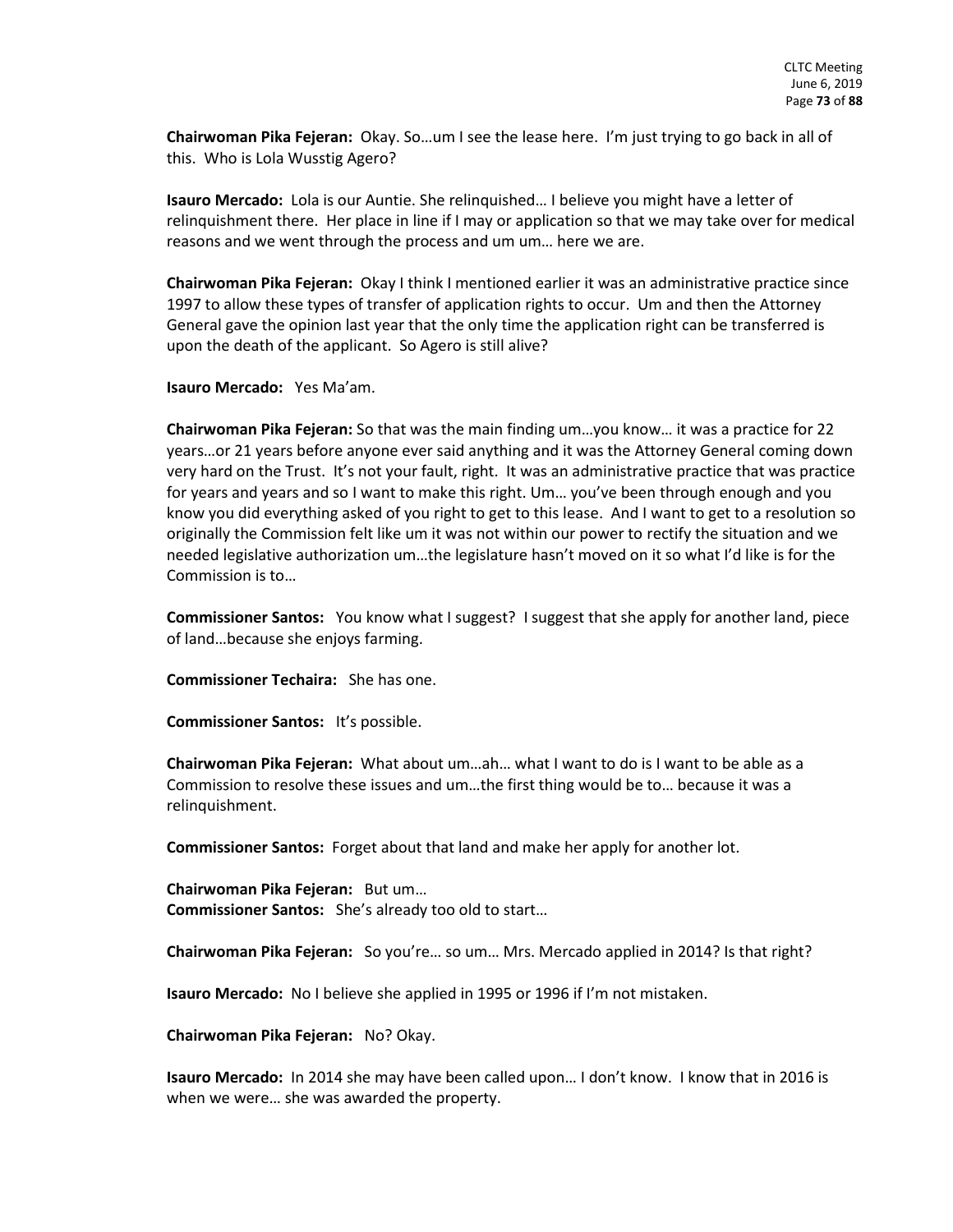**Chairwoman Pika Fejeran:** Okay. So…um I see the lease here. I'm just trying to go back in all of this. Who is Lola Wusstig Agero?

**Isauro Mercado:** Lola is our Auntie. She relinquished… I believe you might have a letter of relinquishment there. Her place in line if I may or application so that we may take over for medical reasons and we went through the process and um um… here we are.

**Chairwoman Pika Fejeran:** Okay I think I mentioned earlier it was an administrative practice since 1997 to allow these types of transfer of application rights to occur. Um and then the Attorney General gave the opinion last year that the only time the application right can be transferred is upon the death of the applicant. So Agero is still alive?

**Isauro Mercado:** Yes Ma'am.

**Chairwoman Pika Fejeran:** So that was the main finding um…you know… it was a practice for 22 years…or 21 years before anyone ever said anything and it was the Attorney General coming down very hard on the Trust. It's not your fault, right. It was an administrative practice that was practice for years and years and so I want to make this right. Um… you've been through enough and you know you did everything asked of you right to get to this lease. And I want to get to a resolution so originally the Commission felt like um it was not within our power to rectify the situation and we needed legislative authorization um…the legislature hasn't moved on it so what I'd like is for the Commission is to…

**Commissioner Santos:** You know what I suggest? I suggest that she apply for another land, piece of land…because she enjoys farming.

**Commissioner Techaira:** She has one.

**Commissioner Santos:** It's possible.

**Chairwoman Pika Fejeran:** What about um…ah… what I want to do is I want to be able as a Commission to resolve these issues and um…the first thing would be to… because it was a relinquishment.

**Commissioner Santos:** Forget about that land and make her apply for another lot.

**Chairwoman Pika Fejeran:** But um…
**Commissioner Santos:** She's already too old to start…

**Chairwoman Pika Fejeran:** So you're… so um… Mrs. Mercado applied in 2014? Is that right?

**Isauro Mercado:** No I believe she applied in 1995 or 1996 if I'm not mistaken.

**Chairwoman Pika Fejeran:** No? Okay.

**Isauro Mercado:** In 2014 she may have been called upon… I don't know. I know that in 2016 is when we were… she was awarded the property.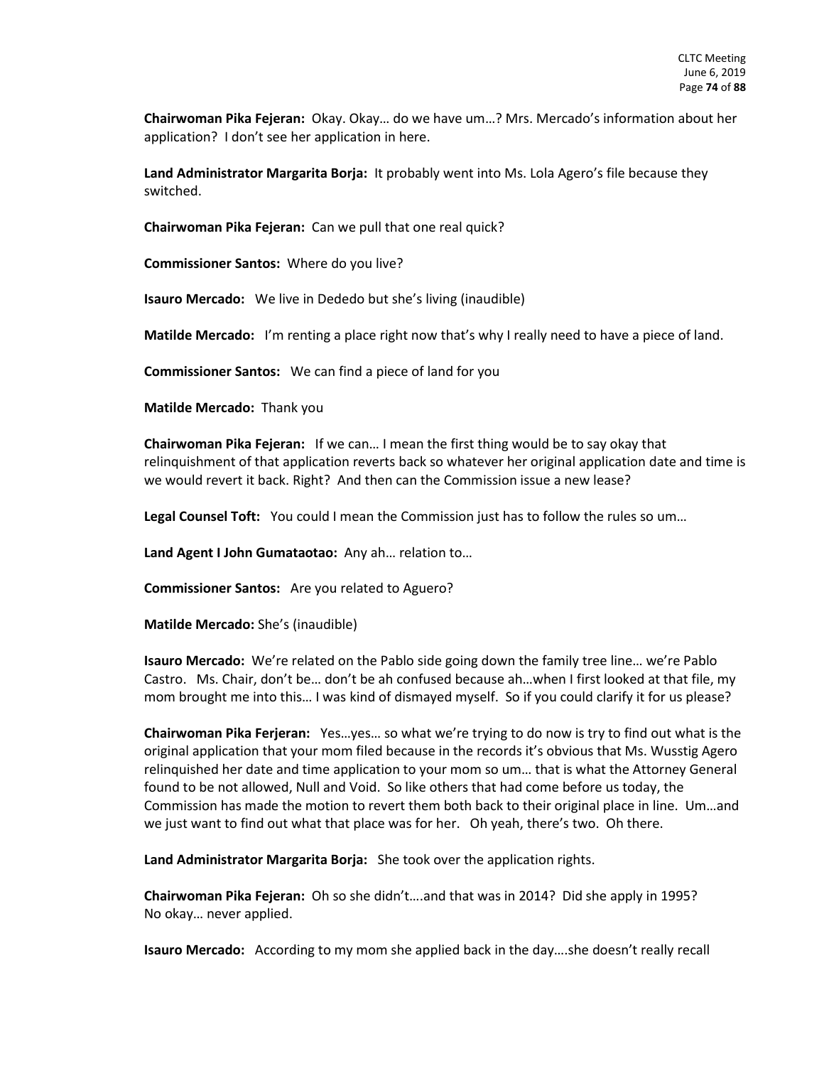**Chairwoman Pika Fejeran:** Okay. Okay… do we have um…? Mrs. Mercado's information about her application? I don't see her application in here.

**Land Administrator Margarita Borja:** It probably went into Ms. Lola Agero's file because they switched.

**Chairwoman Pika Fejeran:** Can we pull that one real quick?

**Commissioner Santos:** Where do you live?

**Isauro Mercado:** We live in Dededo but she's living (inaudible)

**Matilde Mercado:** I'm renting a place right now that's why I really need to have a piece of land.

**Commissioner Santos:** We can find a piece of land for you

**Matilde Mercado:** Thank you

**Chairwoman Pika Fejeran:** If we can… I mean the first thing would be to say okay that relinquishment of that application reverts back so whatever her original application date and time is we would revert it back. Right? And then can the Commission issue a new lease?

**Legal Counsel Toft:** You could I mean the Commission just has to follow the rules so um…

**Land Agent I John Gumataotao:** Any ah… relation to…

**Commissioner Santos:** Are you related to Aguero?

**Matilde Mercado:** She's (inaudible)

**Isauro Mercado:** We're related on the Pablo side going down the family tree line… we're Pablo Castro. Ms. Chair, don't be… don't be ah confused because ah…when I first looked at that file, my mom brought me into this… I was kind of dismayed myself. So if you could clarify it for us please?

**Chairwoman Pika Ferjeran:** Yes…yes… so what we're trying to do now is try to find out what is the original application that your mom filed because in the records it's obvious that Ms. Wusstig Agero relinquished her date and time application to your mom so um… that is what the Attorney General found to be not allowed, Null and Void. So like others that had come before us today, the Commission has made the motion to revert them both back to their original place in line. Um…and we just want to find out what that place was for her. Oh yeah, there's two. Oh there.

**Land Administrator Margarita Borja:** She took over the application rights.

**Chairwoman Pika Fejeran:** Oh so she didn't….and that was in 2014? Did she apply in 1995? No okay… never applied.

**Isauro Mercado:** According to my mom she applied back in the day….she doesn't really recall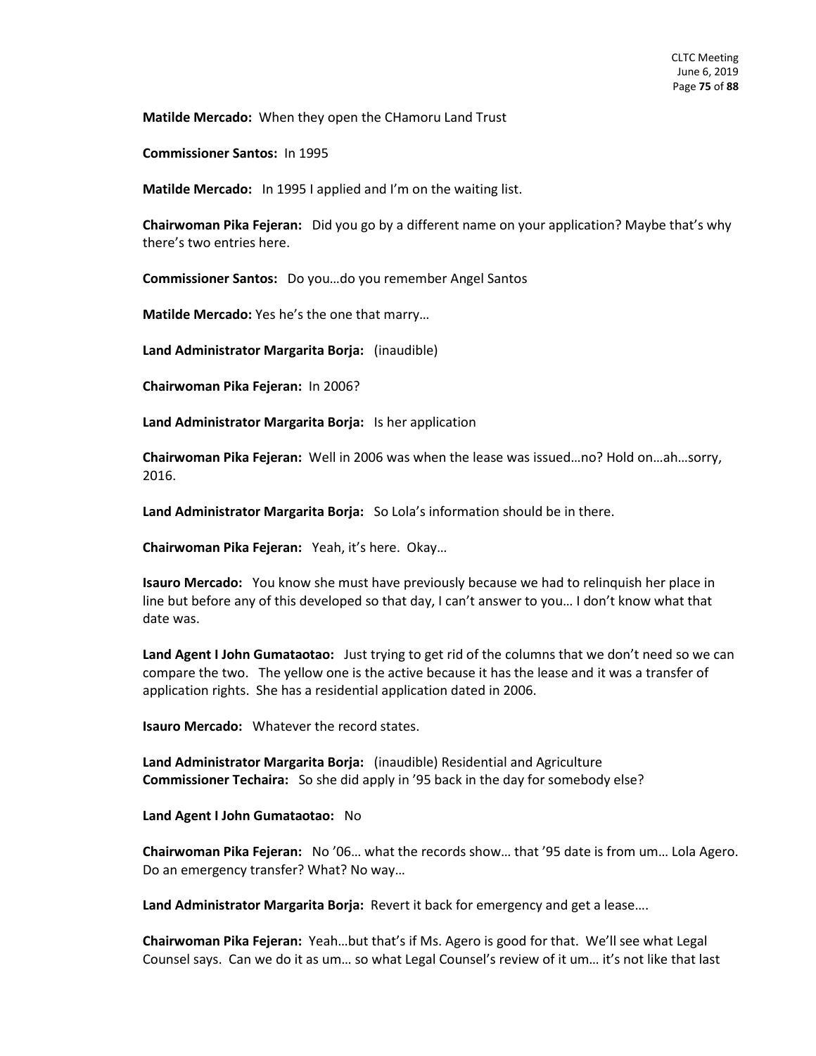**Matilde Mercado:** When they open the CHamoru Land Trust

**Commissioner Santos:** In 1995

**Matilde Mercado:** In 1995 I applied and I'm on the waiting list.

**Chairwoman Pika Fejeran:** Did you go by a different name on your application? Maybe that's why there's two entries here.

**Commissioner Santos:** Do you…do you remember Angel Santos

**Matilde Mercado:** Yes he's the one that marry…

**Land Administrator Margarita Borja:** (inaudible)

**Chairwoman Pika Fejeran:** In 2006?

**Land Administrator Margarita Borja:** Is her application

**Chairwoman Pika Fejeran:** Well in 2006 was when the lease was issued…no? Hold on…ah…sorry, 2016.

**Land Administrator Margarita Borja:** So Lola's information should be in there.

**Chairwoman Pika Fejeran:** Yeah, it's here. Okay…

**Isauro Mercado:** You know she must have previously because we had to relinquish her place in line but before any of this developed so that day, I can't answer to you… I don't know what that date was.

**Land Agent I John Gumataotao:** Just trying to get rid of the columns that we don't need so we can compare the two. The yellow one is the active because it has the lease and it was a transfer of application rights. She has a residential application dated in 2006.

**Isauro Mercado:** Whatever the record states.

**Land Administrator Margarita Borja:** (inaudible) Residential and Agriculture
**Commissioner Techaira:** So she did apply in '95 back in the day for somebody else?

**Land Agent I John Gumataotao:** No

**Chairwoman Pika Fejeran:** No '06… what the records show… that '95 date is from um… Lola Agero. Do an emergency transfer? What? No way…

**Land Administrator Margarita Borja:** Revert it back for emergency and get a lease….

**Chairwoman Pika Fejeran:** Yeah…but that's if Ms. Agero is good for that. We'll see what Legal Counsel says. Can we do it as um… so what Legal Counsel's review of it um… it's not like that last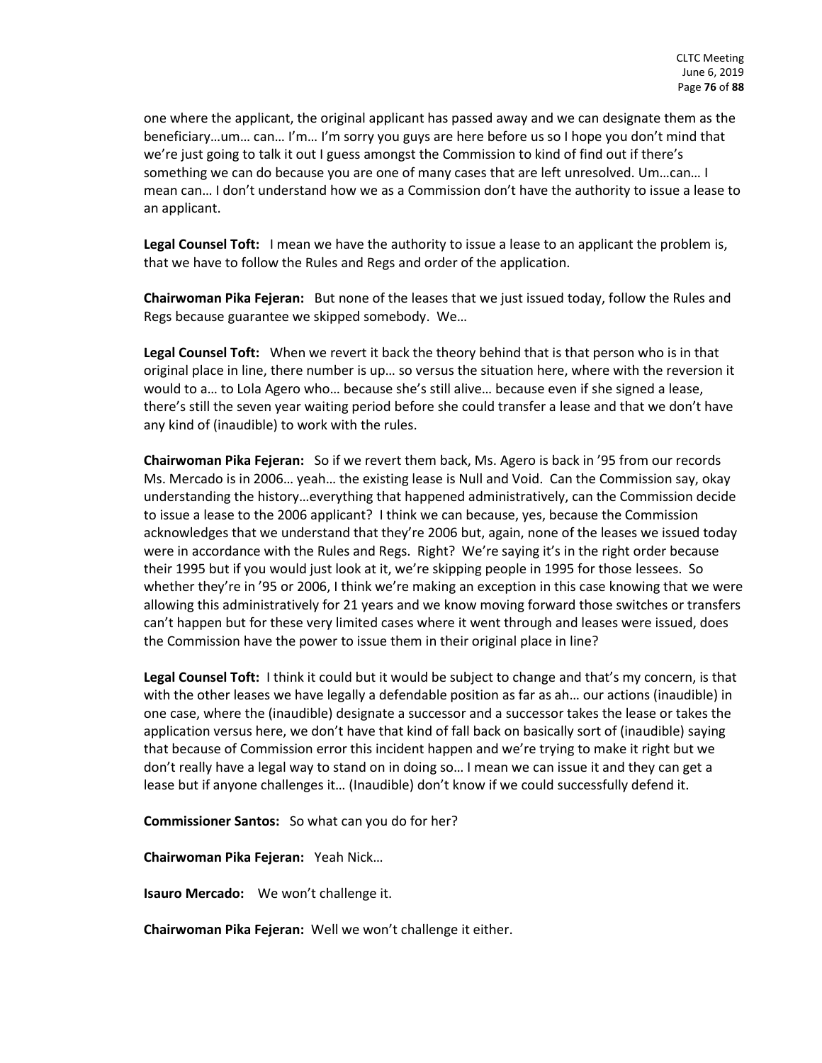one where the applicant, the original applicant has passed away and we can designate them as the beneficiary…um… can… I'm… I'm sorry you guys are here before us so I hope you don't mind that we're just going to talk it out I guess amongst the Commission to kind of find out if there's something we can do because you are one of many cases that are left unresolved. Um…can… I mean can… I don't understand how we as a Commission don't have the authority to issue a lease to an applicant.

**Legal Counsel Toft:** I mean we have the authority to issue a lease to an applicant the problem is, that we have to follow the Rules and Regs and order of the application.

**Chairwoman Pika Fejeran:** But none of the leases that we just issued today, follow the Rules and Regs because guarantee we skipped somebody. We…

**Legal Counsel Toft:** When we revert it back the theory behind that is that person who is in that original place in line, there number is up… so versus the situation here, where with the reversion it would to a… to Lola Agero who… because she's still alive… because even if she signed a lease, there's still the seven year waiting period before she could transfer a lease and that we don't have any kind of (inaudible) to work with the rules.

**Chairwoman Pika Fejeran:** So if we revert them back, Ms. Agero is back in '95 from our records Ms. Mercado is in 2006… yeah… the existing lease is Null and Void. Can the Commission say, okay understanding the history…everything that happened administratively, can the Commission decide to issue a lease to the 2006 applicant? I think we can because, yes, because the Commission acknowledges that we understand that they're 2006 but, again, none of the leases we issued today were in accordance with the Rules and Regs. Right? We're saying it's in the right order because their 1995 but if you would just look at it, we're skipping people in 1995 for those lessees. So whether they're in '95 or 2006, I think we're making an exception in this case knowing that we were allowing this administratively for 21 years and we know moving forward those switches or transfers can't happen but for these very limited cases where it went through and leases were issued, does the Commission have the power to issue them in their original place in line?

**Legal Counsel Toft:** I think it could but it would be subject to change and that's my concern, is that with the other leases we have legally a defendable position as far as ah… our actions (inaudible) in one case, where the (inaudible) designate a successor and a successor takes the lease or takes the application versus here, we don't have that kind of fall back on basically sort of (inaudible) saying that because of Commission error this incident happen and we're trying to make it right but we don't really have a legal way to stand on in doing so… I mean we can issue it and they can get a lease but if anyone challenges it… (Inaudible) don't know if we could successfully defend it.

**Commissioner Santos:** So what can you do for her?

**Chairwoman Pika Fejeran:** Yeah Nick…

**Isauro Mercado:** We won't challenge it.

**Chairwoman Pika Fejeran:** Well we won't challenge it either.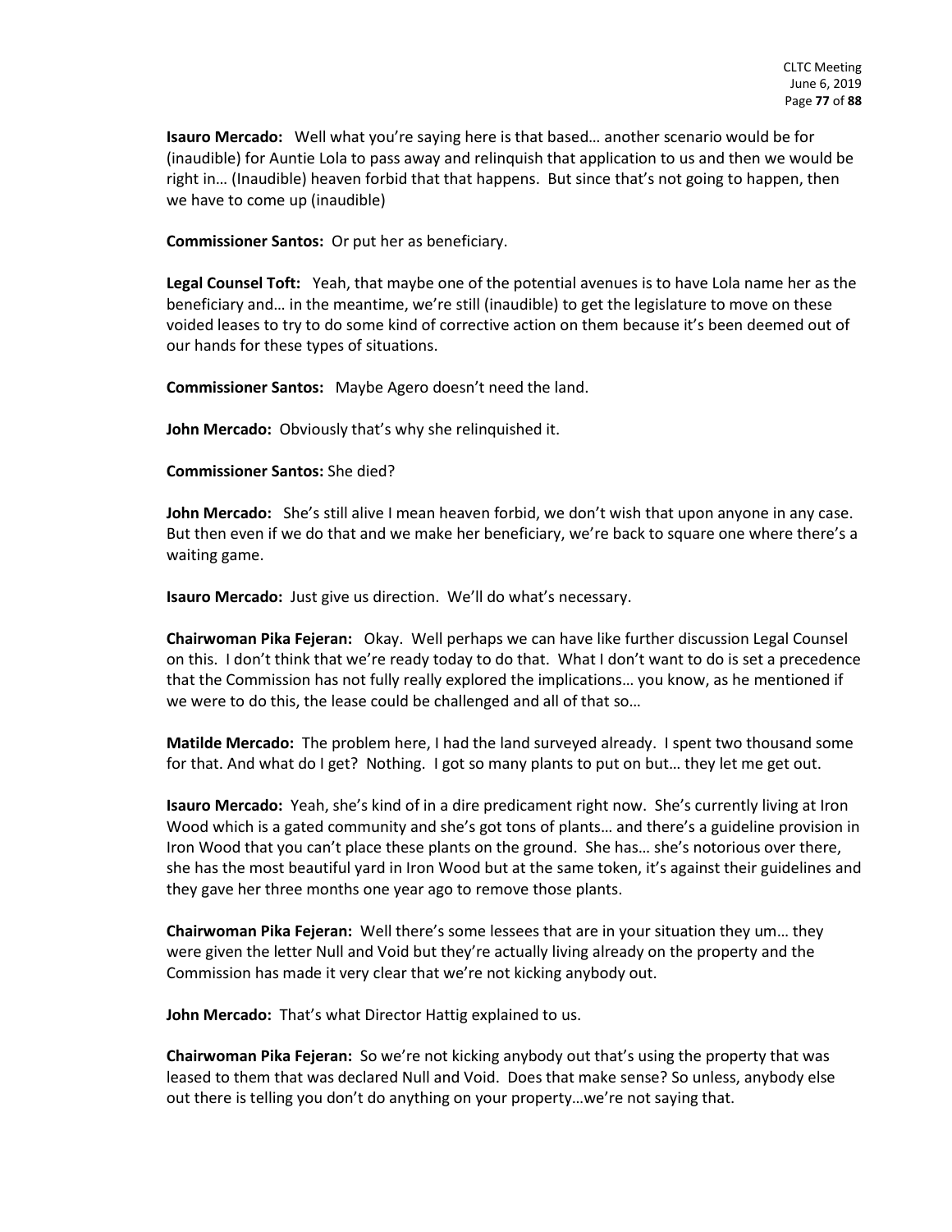**Isauro Mercado:** Well what you're saying here is that based… another scenario would be for (inaudible) for Auntie Lola to pass away and relinquish that application to us and then we would be right in… (Inaudible) heaven forbid that that happens. But since that's not going to happen, then we have to come up (inaudible)

**Commissioner Santos:** Or put her as beneficiary.

**Legal Counsel Toft:** Yeah, that maybe one of the potential avenues is to have Lola name her as the beneficiary and… in the meantime, we're still (inaudible) to get the legislature to move on these voided leases to try to do some kind of corrective action on them because it's been deemed out of our hands for these types of situations.

**Commissioner Santos:** Maybe Agero doesn't need the land.

**John Mercado:** Obviously that's why she relinquished it.

**Commissioner Santos:** She died?

**John Mercado:** She's still alive I mean heaven forbid, we don't wish that upon anyone in any case. But then even if we do that and we make her beneficiary, we're back to square one where there's a waiting game.

**Isauro Mercado:** Just give us direction. We'll do what's necessary.

**Chairwoman Pika Fejeran:** Okay. Well perhaps we can have like further discussion Legal Counsel on this. I don't think that we're ready today to do that. What I don't want to do is set a precedence that the Commission has not fully really explored the implications… you know, as he mentioned if we were to do this, the lease could be challenged and all of that so…

**Matilde Mercado:** The problem here, I had the land surveyed already. I spent two thousand some for that. And what do I get? Nothing. I got so many plants to put on but… they let me get out.

**Isauro Mercado:** Yeah, she's kind of in a dire predicament right now. She's currently living at Iron Wood which is a gated community and she's got tons of plants… and there's a guideline provision in Iron Wood that you can't place these plants on the ground. She has… she's notorious over there, she has the most beautiful yard in Iron Wood but at the same token, it's against their guidelines and they gave her three months one year ago to remove those plants.

**Chairwoman Pika Fejeran:** Well there's some lessees that are in your situation they um… they were given the letter Null and Void but they're actually living already on the property and the Commission has made it very clear that we're not kicking anybody out.

**John Mercado:** That's what Director Hattig explained to us.

**Chairwoman Pika Fejeran:** So we're not kicking anybody out that's using the property that was leased to them that was declared Null and Void. Does that make sense? So unless, anybody else out there is telling you don't do anything on your property…we're not saying that.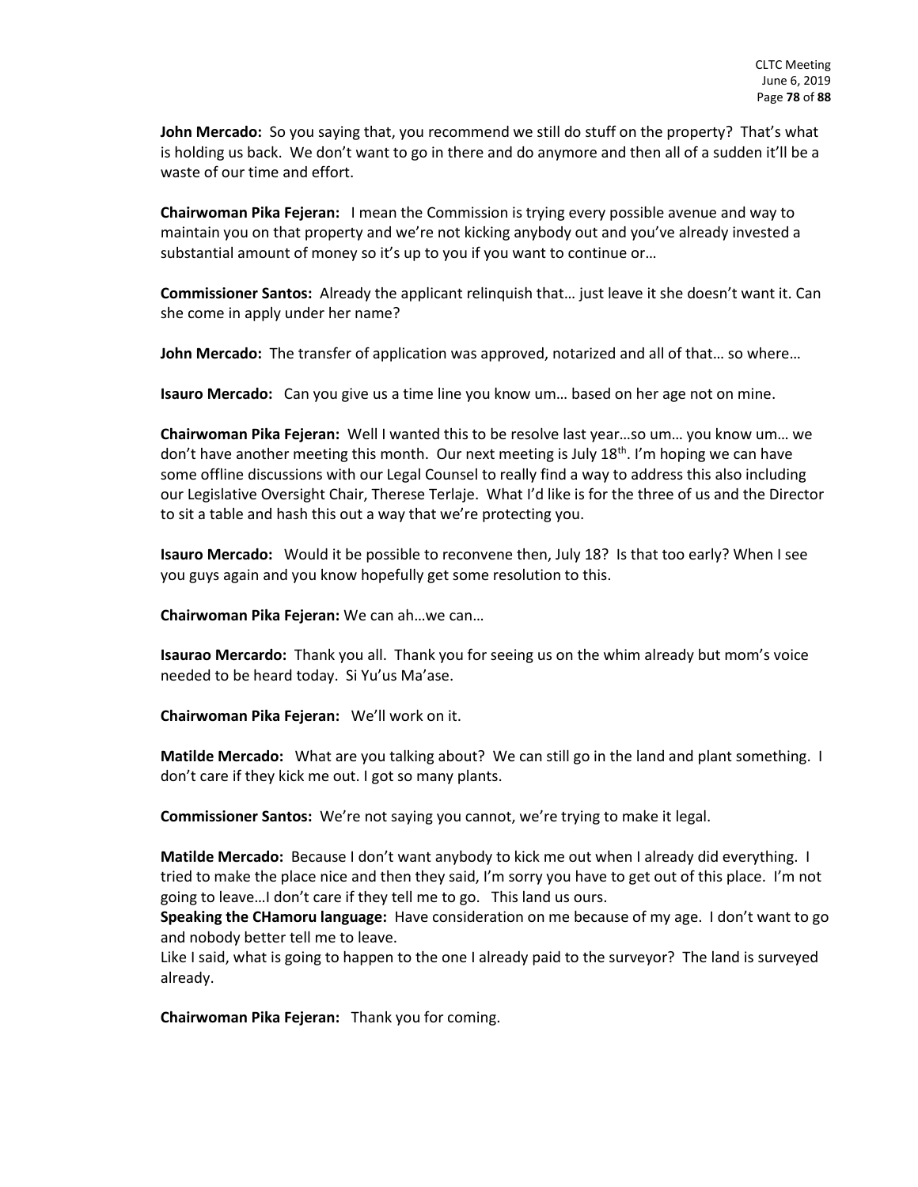**John Mercado:** So you saying that, you recommend we still do stuff on the property? That's what is holding us back. We don't want to go in there and do anymore and then all of a sudden it'll be a waste of our time and effort.

**Chairwoman Pika Fejeran:** I mean the Commission is trying every possible avenue and way to maintain you on that property and we're not kicking anybody out and you've already invested a substantial amount of money so it's up to you if you want to continue or…

**Commissioner Santos:** Already the applicant relinquish that… just leave it she doesn't want it. Can she come in apply under her name?

**John Mercado:** The transfer of application was approved, notarized and all of that… so where…

**Isauro Mercado:** Can you give us a time line you know um… based on her age not on mine.

**Chairwoman Pika Fejeran:** Well I wanted this to be resolve last year…so um… you know um… we don't have another meeting this month. Our next meeting is July 18th. I'm hoping we can have some offline discussions with our Legal Counsel to really find a way to address this also including our Legislative Oversight Chair, Therese Terlaje. What I'd like is for the three of us and the Director to sit a table and hash this out a way that we're protecting you.

**Isauro Mercado:** Would it be possible to reconvene then, July 18? Is that too early? When I see you guys again and you know hopefully get some resolution to this.

**Chairwoman Pika Fejeran:** We can ah…we can…

**Isaurao Mercardo:** Thank you all. Thank you for seeing us on the whim already but mom's voice needed to be heard today. Si Yu'us Ma'ase.

**Chairwoman Pika Fejeran:** We'll work on it.

**Matilde Mercado:** What are you talking about? We can still go in the land and plant something. I don't care if they kick me out. I got so many plants.

**Commissioner Santos:** We're not saying you cannot, we're trying to make it legal.

**Matilde Mercado:** Because I don't want anybody to kick me out when I already did everything. I tried to make the place nice and then they said, I'm sorry you have to get out of this place. I'm not going to leave…I don't care if they tell me to go. This land us ours.
**Speaking the CHamoru language:** Have consideration on me because of my age. I don't want to go and nobody better tell me to leave.
Like I said, what is going to happen to the one I already paid to the surveyor? The land is surveyed already.

**Chairwoman Pika Fejeran:** Thank you for coming.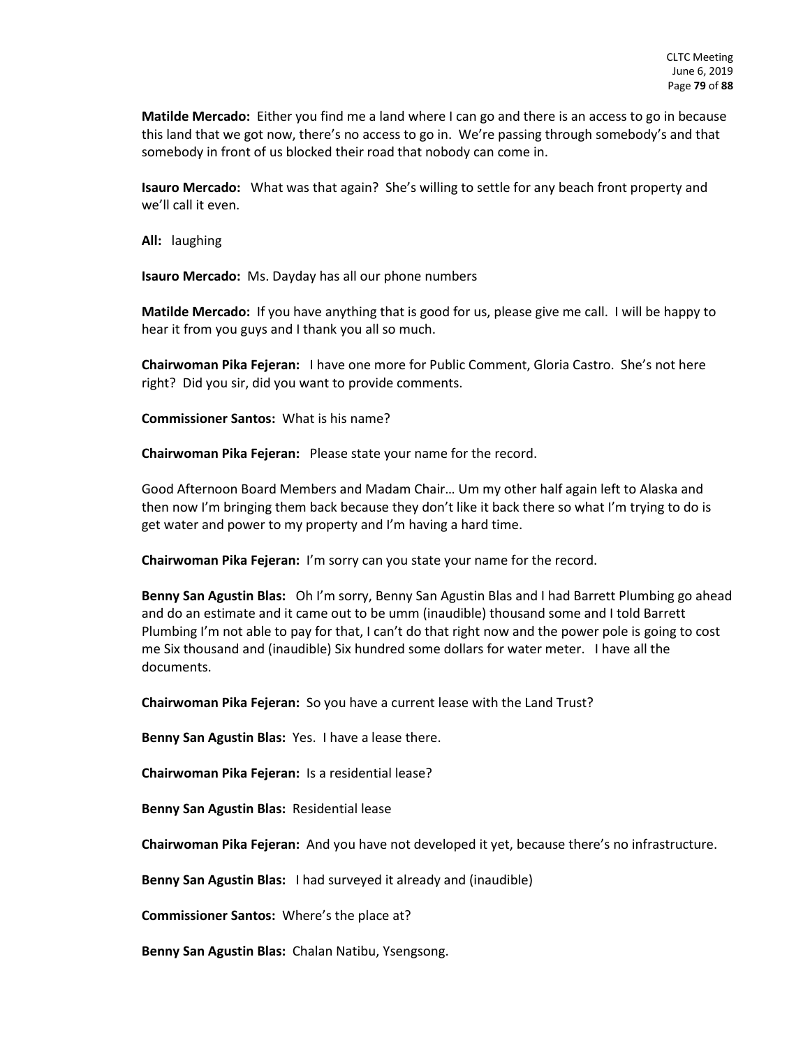**Matilde Mercado:** Either you find me a land where I can go and there is an access to go in because this land that we got now, there's no access to go in. We're passing through somebody's and that somebody in front of us blocked their road that nobody can come in.

**Isauro Mercado:** What was that again? She's willing to settle for any beach front property and we'll call it even.

**All:** laughing

**Isauro Mercado:** Ms. Dayday has all our phone numbers

**Matilde Mercado:** If you have anything that is good for us, please give me call. I will be happy to hear it from you guys and I thank you all so much.

**Chairwoman Pika Fejeran:** I have one more for Public Comment, Gloria Castro. She's not here right? Did you sir, did you want to provide comments.

**Commissioner Santos:** What is his name?

**Chairwoman Pika Fejeran:** Please state your name for the record.

Good Afternoon Board Members and Madam Chair… Um my other half again left to Alaska and then now I'm bringing them back because they don't like it back there so what I'm trying to do is get water and power to my property and I'm having a hard time.

**Chairwoman Pika Fejeran:** I'm sorry can you state your name for the record.

**Benny San Agustin Blas:** Oh I'm sorry, Benny San Agustin Blas and I had Barrett Plumbing go ahead and do an estimate and it came out to be umm (inaudible) thousand some and I told Barrett Plumbing I'm not able to pay for that, I can't do that right now and the power pole is going to cost me Six thousand and (inaudible) Six hundred some dollars for water meter. I have all the documents.

**Chairwoman Pika Fejeran:** So you have a current lease with the Land Trust?

**Benny San Agustin Blas:** Yes. I have a lease there.

**Chairwoman Pika Fejeran:** Is a residential lease?

**Benny San Agustin Blas:** Residential lease

**Chairwoman Pika Fejeran:** And you have not developed it yet, because there's no infrastructure.

**Benny San Agustin Blas:** I had surveyed it already and (inaudible)

**Commissioner Santos:** Where's the place at?

**Benny San Agustin Blas:** Chalan Natibu, Ysengsong.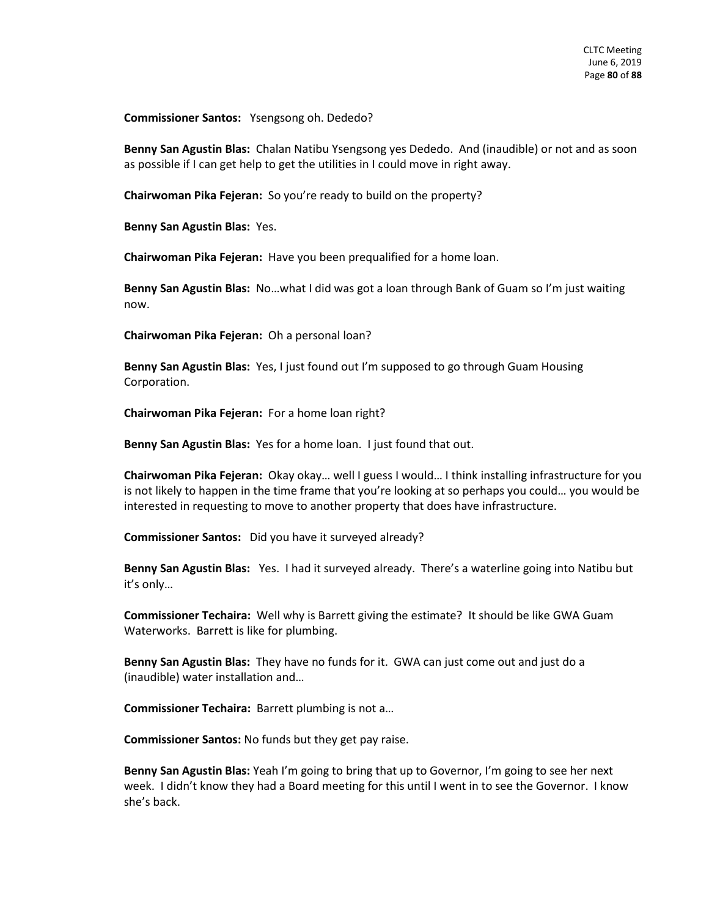**Commissioner Santos:** Ysengsong oh. Dededo?

**Benny San Agustin Blas:** Chalan Natibu Ysengsong yes Dededo. And (inaudible) or not and as soon as possible if I can get help to get the utilities in I could move in right away.

**Chairwoman Pika Fejeran:** So you're ready to build on the property?

**Benny San Agustin Blas:** Yes.

**Chairwoman Pika Fejeran:** Have you been prequalified for a home loan.

**Benny San Agustin Blas:** No…what I did was got a loan through Bank of Guam so I'm just waiting now.

**Chairwoman Pika Fejeran:** Oh a personal loan?

**Benny San Agustin Blas:** Yes, I just found out I'm supposed to go through Guam Housing Corporation.

**Chairwoman Pika Fejeran:** For a home loan right?

**Benny San Agustin Blas:** Yes for a home loan. I just found that out.

**Chairwoman Pika Fejeran:** Okay okay… well I guess I would… I think installing infrastructure for you is not likely to happen in the time frame that you're looking at so perhaps you could… you would be interested in requesting to move to another property that does have infrastructure.

**Commissioner Santos:** Did you have it surveyed already?

**Benny San Agustin Blas:** Yes. I had it surveyed already. There's a waterline going into Natibu but it's only…

**Commissioner Techaira:** Well why is Barrett giving the estimate? It should be like GWA Guam Waterworks. Barrett is like for plumbing.

**Benny San Agustin Blas:** They have no funds for it. GWA can just come out and just do a (inaudible) water installation and…

**Commissioner Techaira:** Barrett plumbing is not a…

**Commissioner Santos:** No funds but they get pay raise.

**Benny San Agustin Blas:** Yeah I'm going to bring that up to Governor, I'm going to see her next week. I didn't know they had a Board meeting for this until I went in to see the Governor. I know she's back.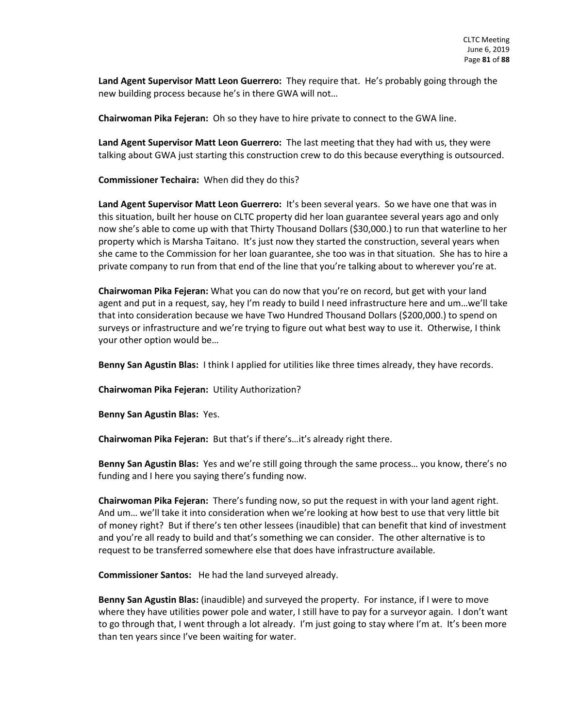**Land Agent Supervisor Matt Leon Guerrero:** They require that. He's probably going through the new building process because he's in there GWA will not…

**Chairwoman Pika Fejeran:** Oh so they have to hire private to connect to the GWA line.

**Land Agent Supervisor Matt Leon Guerrero:** The last meeting that they had with us, they were talking about GWA just starting this construction crew to do this because everything is outsourced.

**Commissioner Techaira:** When did they do this?

**Land Agent Supervisor Matt Leon Guerrero:** It's been several years. So we have one that was in this situation, built her house on CLTC property did her loan guarantee several years ago and only now she's able to come up with that Thirty Thousand Dollars ($30,000.) to run that waterline to her property which is Marsha Taitano. It's just now they started the construction, several years when she came to the Commission for her loan guarantee, she too was in that situation. She has to hire a private company to run from that end of the line that you're talking about to wherever you're at.

**Chairwoman Pika Fejeran:** What you can do now that you're on record, but get with your land agent and put in a request, say, hey I'm ready to build I need infrastructure here and um…we'll take that into consideration because we have Two Hundred Thousand Dollars ($200,000.) to spend on surveys or infrastructure and we're trying to figure out what best way to use it. Otherwise, I think your other option would be…

**Benny San Agustin Blas:** I think I applied for utilities like three times already, they have records.

**Chairwoman Pika Fejeran:** Utility Authorization?

**Benny San Agustin Blas:** Yes.

**Chairwoman Pika Fejeran:** But that's if there's…it's already right there.

**Benny San Agustin Blas:** Yes and we're still going through the same process… you know, there's no funding and I here you saying there's funding now.

**Chairwoman Pika Fejeran:** There's funding now, so put the request in with your land agent right. And um… we'll take it into consideration when we're looking at how best to use that very little bit of money right? But if there's ten other lessees (inaudible) that can benefit that kind of investment and you're all ready to build and that's something we can consider. The other alternative is to request to be transferred somewhere else that does have infrastructure available.

**Commissioner Santos:** He had the land surveyed already.

**Benny San Agustin Blas:** (inaudible) and surveyed the property. For instance, if I were to move where they have utilities power pole and water, I still have to pay for a surveyor again. I don't want to go through that, I went through a lot already. I'm just going to stay where I'm at. It's been more than ten years since I've been waiting for water.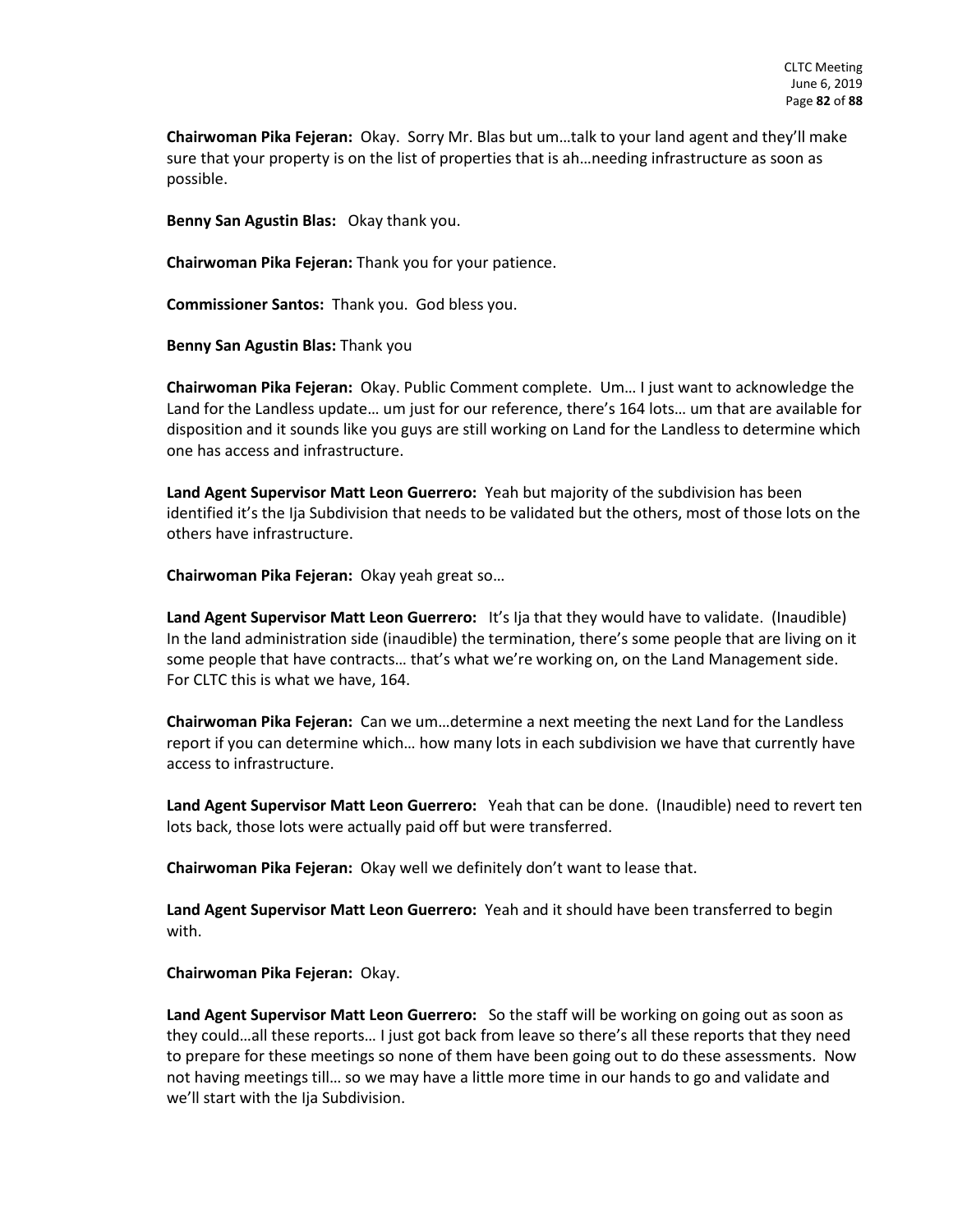**Chairwoman Pika Fejeran:** Okay. Sorry Mr. Blas but um…talk to your land agent and they'll make sure that your property is on the list of properties that is ah…needing infrastructure as soon as possible.

**Benny San Agustin Blas:** Okay thank you.

**Chairwoman Pika Fejeran:** Thank you for your patience.

**Commissioner Santos:** Thank you. God bless you.

**Benny San Agustin Blas:** Thank you

**Chairwoman Pika Fejeran:** Okay. Public Comment complete. Um… I just want to acknowledge the Land for the Landless update… um just for our reference, there's 164 lots… um that are available for disposition and it sounds like you guys are still working on Land for the Landless to determine which one has access and infrastructure.

**Land Agent Supervisor Matt Leon Guerrero:** Yeah but majority of the subdivision has been identified it's the Ija Subdivision that needs to be validated but the others, most of those lots on the others have infrastructure.

**Chairwoman Pika Fejeran:** Okay yeah great so…

**Land Agent Supervisor Matt Leon Guerrero:** It's Ija that they would have to validate. (Inaudible) In the land administration side (inaudible) the termination, there's some people that are living on it some people that have contracts… that's what we're working on, on the Land Management side. For CLTC this is what we have, 164.

**Chairwoman Pika Fejeran:** Can we um…determine a next meeting the next Land for the Landless report if you can determine which… how many lots in each subdivision we have that currently have access to infrastructure.

**Land Agent Supervisor Matt Leon Guerrero:** Yeah that can be done. (Inaudible) need to revert ten lots back, those lots were actually paid off but were transferred.

**Chairwoman Pika Fejeran:** Okay well we definitely don't want to lease that.

**Land Agent Supervisor Matt Leon Guerrero:** Yeah and it should have been transferred to begin with.

**Chairwoman Pika Fejeran:** Okay.

**Land Agent Supervisor Matt Leon Guerrero:** So the staff will be working on going out as soon as they could…all these reports… I just got back from leave so there's all these reports that they need to prepare for these meetings so none of them have been going out to do these assessments. Now not having meetings till… so we may have a little more time in our hands to go and validate and we'll start with the Ija Subdivision.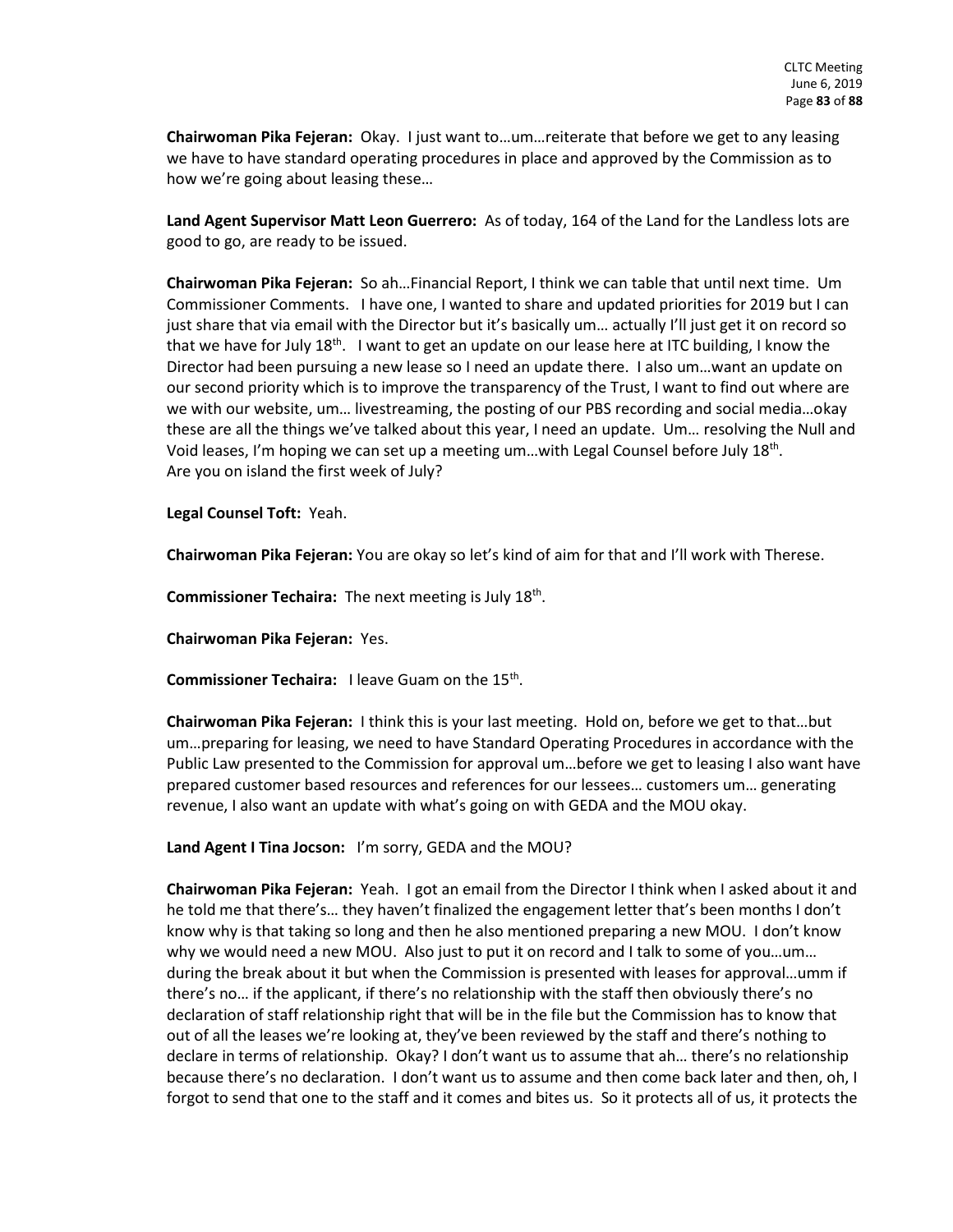**Chairwoman Pika Fejeran:** Okay. I just want to…um…reiterate that before we get to any leasing we have to have standard operating procedures in place and approved by the Commission as to how we're going about leasing these…

**Land Agent Supervisor Matt Leon Guerrero:** As of today, 164 of the Land for the Landless lots are good to go, are ready to be issued.

**Chairwoman Pika Fejeran:** So ah…Financial Report, I think we can table that until next time. Um Commissioner Comments. I have one, I wanted to share and updated priorities for 2019 but I can just share that via email with the Director but it's basically um… actually I'll just get it on record so that we have for July 18th. I want to get an update on our lease here at ITC building, I know the Director had been pursuing a new lease so I need an update there. I also um…want an update on our second priority which is to improve the transparency of the Trust, I want to find out where are we with our website, um… livestreaming, the posting of our PBS recording and social media…okay these are all the things we've talked about this year, I need an update. Um… resolving the Null and Void leases, I'm hoping we can set up a meeting um…with Legal Counsel before July 18th. Are you on island the first week of July?

**Legal Counsel Toft:** Yeah.

**Chairwoman Pika Fejeran:** You are okay so let's kind of aim for that and I'll work with Therese.

**Commissioner Techaira:** The next meeting is July 18th.

**Chairwoman Pika Fejeran:** Yes.

**Commissioner Techaira:** I leave Guam on the 15th.

**Chairwoman Pika Fejeran:** I think this is your last meeting. Hold on, before we get to that…but um…preparing for leasing, we need to have Standard Operating Procedures in accordance with the Public Law presented to the Commission for approval um…before we get to leasing I also want have prepared customer based resources and references for our lessees… customers um… generating revenue, I also want an update with what's going on with GEDA and the MOU okay.

**Land Agent I Tina Jocson:** I'm sorry, GEDA and the MOU?

**Chairwoman Pika Fejeran:** Yeah. I got an email from the Director I think when I asked about it and he told me that there's… they haven't finalized the engagement letter that's been months I don't know why is that taking so long and then he also mentioned preparing a new MOU. I don't know why we would need a new MOU. Also just to put it on record and I talk to some of you…um… during the break about it but when the Commission is presented with leases for approval…umm if there's no… if the applicant, if there's no relationship with the staff then obviously there's no declaration of staff relationship right that will be in the file but the Commission has to know that out of all the leases we're looking at, they've been reviewed by the staff and there's nothing to declare in terms of relationship. Okay? I don't want us to assume that ah… there's no relationship because there's no declaration. I don't want us to assume and then come back later and then, oh, I forgot to send that one to the staff and it comes and bites us. So it protects all of us, it protects the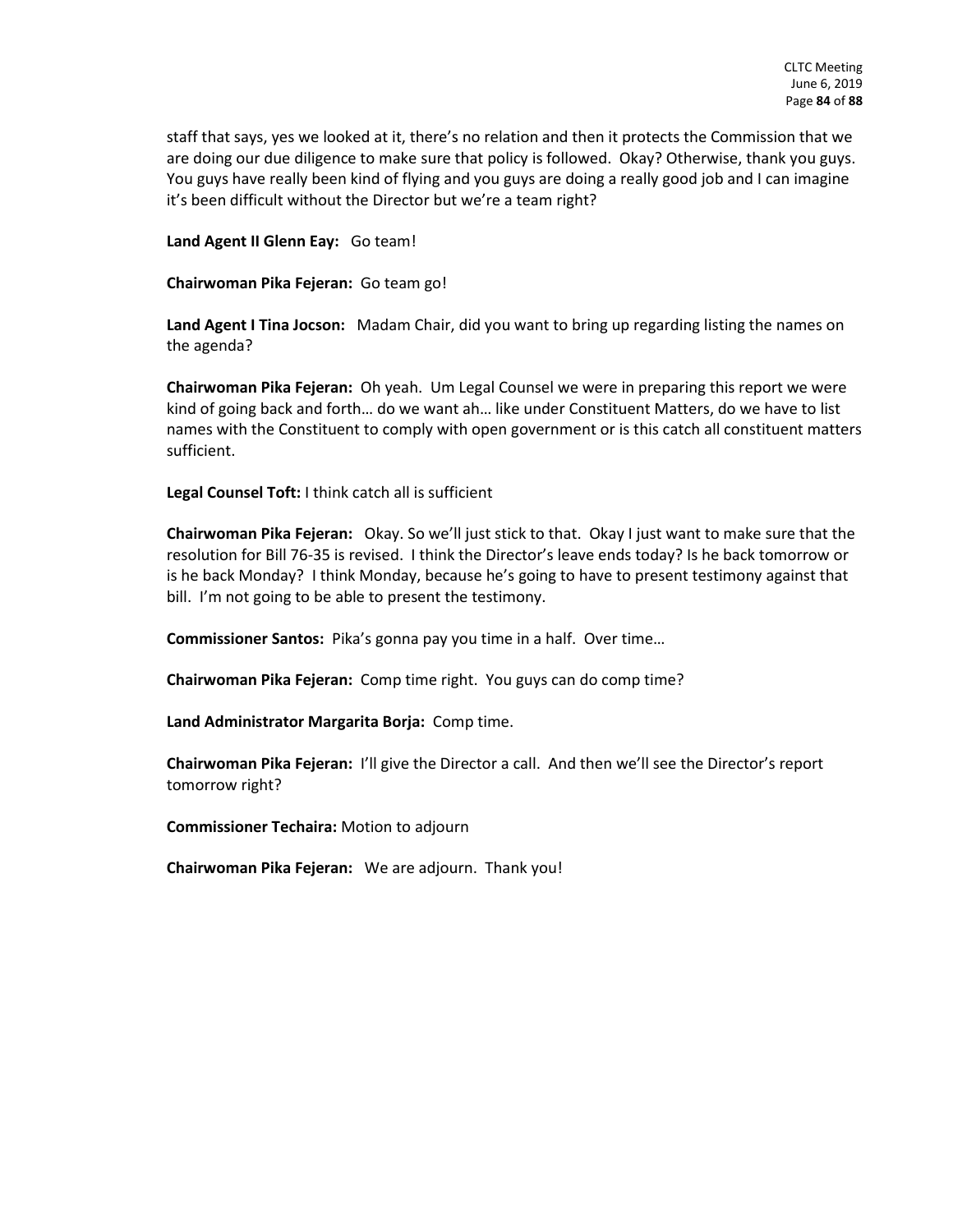staff that says, yes we looked at it, there's no relation and then it protects the Commission that we are doing our due diligence to make sure that policy is followed. Okay? Otherwise, thank you guys. You guys have really been kind of flying and you guys are doing a really good job and I can imagine it's been difficult without the Director but we're a team right?

**Land Agent II Glenn Eay:** Go team!

**Chairwoman Pika Fejeran:** Go team go!

**Land Agent I Tina Jocson:** Madam Chair, did you want to bring up regarding listing the names on the agenda?

**Chairwoman Pika Fejeran:** Oh yeah. Um Legal Counsel we were in preparing this report we were kind of going back and forth… do we want ah… like under Constituent Matters, do we have to list names with the Constituent to comply with open government or is this catch all constituent matters sufficient.

**Legal Counsel Toft:** I think catch all is sufficient

**Chairwoman Pika Fejeran:** Okay. So we'll just stick to that. Okay I just want to make sure that the resolution for Bill 76-35 is revised. I think the Director's leave ends today? Is he back tomorrow or is he back Monday? I think Monday, because he's going to have to present testimony against that bill. I'm not going to be able to present the testimony.

**Commissioner Santos:** Pika's gonna pay you time in a half. Over time…

**Chairwoman Pika Fejeran:** Comp time right. You guys can do comp time?

**Land Administrator Margarita Borja:** Comp time.

**Chairwoman Pika Fejeran:** I'll give the Director a call. And then we'll see the Director's report tomorrow right?

**Commissioner Techaira:** Motion to adjourn

**Chairwoman Pika Fejeran:** We are adjourn. Thank you!